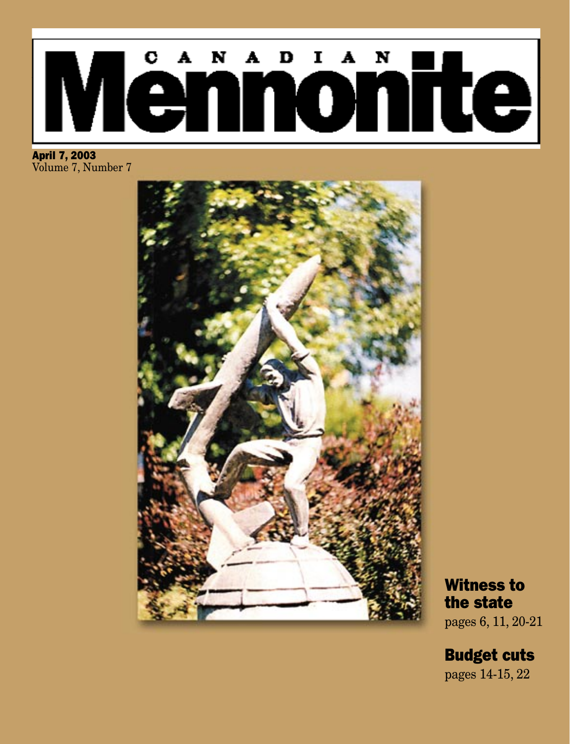# Canadian Mennonite

**April 7, 2003**
Volume 7, Number 7

## Witness to the state

pages 6, 11, 20-21

## Budget cuts

pages 14-15, 22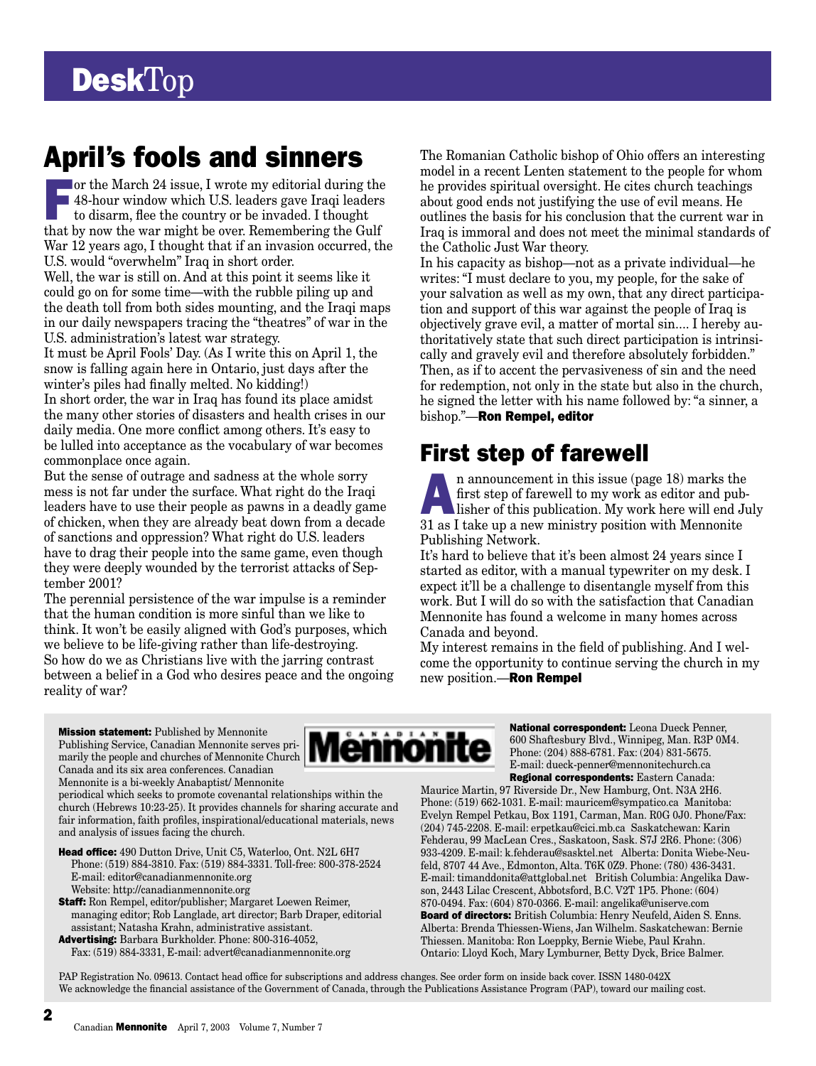# DeskTop

## April's fools and sinners

For the March 24 issue, I wrote my editorial during the 48-hour window which U.S. leaders gave Iraqi leaders to disarm, flee the country or be invaded. I thought that by now the war might be over. Remembering the Gulf War 12 years ago, I thought that if an invasion occurred, the U.S. would "overwhelm" Iraq in short order.

Well, the war is still on. And at this point it seems like it could go on for some time—with the rubble piling up and the death toll from both sides mounting, and the Iraqi maps in our daily newspapers tracing the "theatres" of war in the U.S. administration's latest war strategy.

It must be April Fools' Day. (As I write this on April 1, the snow is falling again here in Ontario, just days after the winter's piles had finally melted. No kidding!)

In short order, the war in Iraq has found its place amidst the many other stories of disasters and health crises in our daily media. One more conflict among others. It's easy to be lulled into acceptance as the vocabulary of war becomes commonplace once again.

But the sense of outrage and sadness at the whole sorry mess is not far under the surface. What right do the Iraqi leaders have to use their people as pawns in a deadly game of chicken, when they are already beat down from a decade of sanctions and oppression? What right do U.S. leaders have to drag their people into the same game, even though they were deeply wounded by the terrorist attacks of September 2001?

The perennial persistence of the war impulse is a reminder that the human condition is more sinful than we like to think. It won't be easily aligned with God's purposes, which we believe to be life-giving rather than life-destroying.

So how do we as Christians live with the jarring contrast between a belief in a God who desires peace and the ongoing reality of war?

The Romanian Catholic bishop of Ohio offers an interesting model in a recent Lenten statement to the people for whom he provides spiritual oversight. He cites church teachings about good ends not justifying the use of evil means. He outlines the basis for his conclusion that the current war in Iraq is immoral and does not meet the minimal standards of the Catholic Just War theory.

In his capacity as bishop—not as a private individual—he writes: "I must declare to you, my people, for the sake of your salvation as well as my own, that any direct participation and support of this war against the people of Iraq is objectively grave evil, a matter of mortal sin.... I hereby authoritatively state that such direct participation is intrinsically and gravely evil and therefore absolutely forbidden."

Then, as if to accent the pervasiveness of sin and the need for redemption, not only in the state but also in the church, he signed the letter with his name followed by: "a sinner, a bishop."—**Ron Rempel, editor**

## First step of farewell

An announcement in this issue (page 18) marks the first step of farewell to my work as editor and publisher of this publication. My work here will end July 31 as I take up a new ministry position with Mennonite Publishing Network.

It's hard to believe that it's been almost 24 years since I started as editor, with a manual typewriter on my desk. I expect it'll be a challenge to disentangle myself from this work. But I will do so with the satisfaction that Canadian Mennonite has found a welcome in many homes across Canada and beyond.

My interest remains in the field of publishing. And I welcome the opportunity to continue serving the church in my new position.—**Ron Rempel**

---

**Canadian Mennonite**

**Mission statement:** Published by Mennonite Publishing Service, Canadian Mennonite serves primarily the people and churches of Mennonite Church Canada and its six area conferences. Canadian Mennonite is a bi-weekly Anabaptist/ Mennonite periodical which seeks to promote covenantal relationships within the church (Hebrews 10:23-25). It provides channels for sharing accurate and fair information, faith profiles, inspirational/educational materials, news and analysis of issues facing the church.

**Head office:** 490 Dutton Drive, Unit C5, Waterloo, Ont. N2L 6H7
Phone: (519) 884-3810. Fax: (519) 884-3331. Toll-free: 800-378-2524
E-mail: editor@canadianmennonite.org
Website: http://canadianmennonite.org

**Staff:** Ron Rempel, editor/publisher; Margaret Loewen Reimer, managing editor; Rob Langlade, art director; Barb Draper, editorial assistant; Natasha Krahn, administrative assistant.

**Advertising:** Barbara Burkholder. Phone: 800-316-4052, Fax: (519) 884-3331, E-mail: advert@canadianmennonite.org

**National correspondent:** Leona Dueck Penner, 600 Shaftesbury Blvd., Winnipeg, Man. R3P 0M4. Phone: (204) 888-6781. Fax: (204) 831-5675. E-mail: dueck-penner@mennonitechurch.ca

**Regional correspondents:** Eastern Canada: Maurice Martin, 97 Riverside Dr., New Hamburg, Ont. N3A 2H6. Phone: (519) 662-1031. E-mail: mauricem@sympatico.ca Manitoba: Evelyn Rempel Petkau, Box 1191, Carman, Man. R0G 0J0. Phone/Fax: (204) 745-2208. E-mail: erpetkau@cici.mb.ca Saskatchewan: Karin Fehderau, 99 MacLean Cres., Saskatoon, Sask. S7J 2R6. Phone: (306) 933-4209. E-mail: k.fehderau@sasktel.net Alberta: Donita Wiebe-Neufeld, 8707 44 Ave., Edmonton, Alta. T6K 0Z9. Phone: (780) 436-3431. E-mail: timanddonita@attglobal.net British Columbia: Angelika Dawson, 2443 Lilac Crescent, Abbotsford, B.C. V2T 1P5. Phone: (604) 870-0494. Fax: (604) 870-0366. E-mail: angelika@uniserve.com

**Board of directors:** British Columbia: Henry Neufeld, Aiden S. Enns. Alberta: Brenda Thiessen-Wiens, Jan Wilhelm. Saskatchewan: Bernie Thiessen. Manitoba: Ron Loeppky, Bernie Wiebe, Paul Krahn. Ontario: Lloyd Koch, Mary Lymburner, Betty Dyck, Brice Balmer.

PAP Registration No. 09613. Contact head office for subscriptions and address changes. See order form on inside back cover. ISSN 1480-042X
We acknowledge the financial assistance of the Government of Canada, through the Publications Assistance Program (PAP), toward our mailing cost.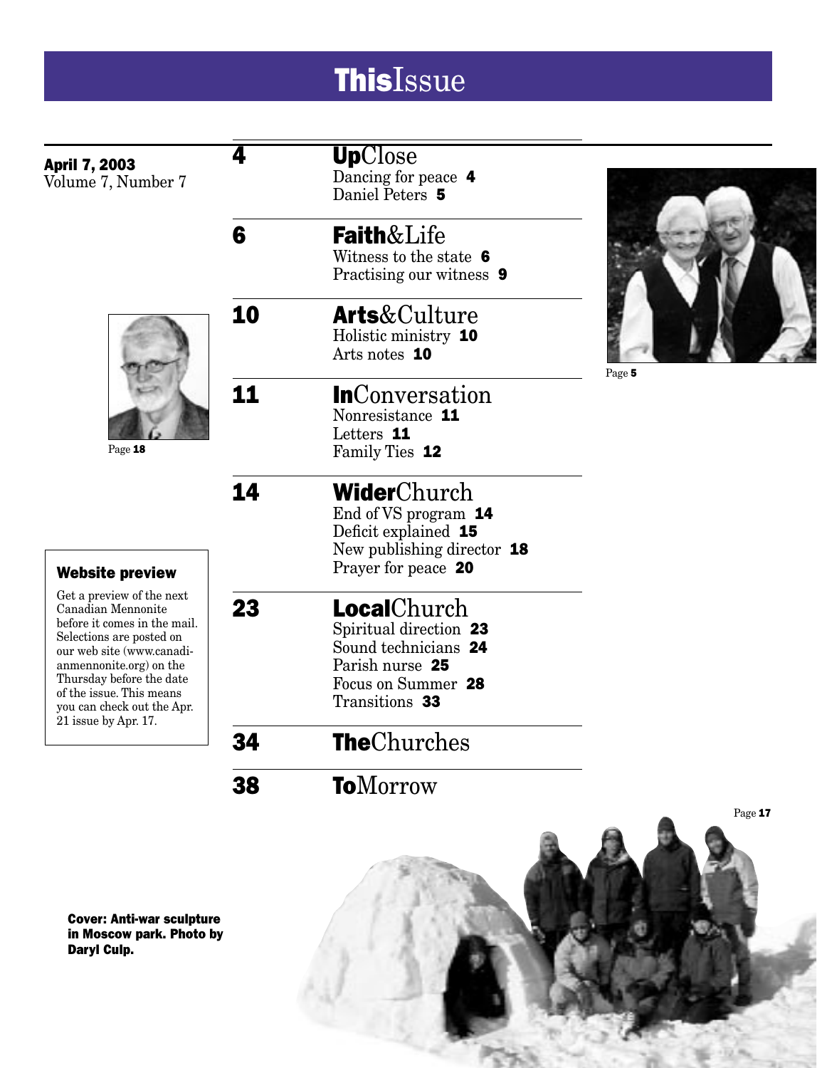# ThisIssue

**April 7, 2003**
Volume 7, Number 7

| | |
|---|---|
| **4** | **Up**Close<br>Dancing for peace **4**<br>Daniel Peters **5** |
| **6** | **Faith**&Life<br>Witness to the state **6**<br>Practising our witness **9** |
| **10** | **Arts**&Culture<br>Holistic ministry **10**<br>Arts notes **10** |
| **11** | **In**Conversation<br>Nonresistance **11**<br>Letters **11**<br>Family Ties **12** |
| **14** | **Wider**Church<br>End of VS program **14**<br>Deficit explained **15**<br>New publishing director **18**<br>Prayer for peace **20** |
| **23** | **Local**Church<br>Spiritual direction **23**<br>Sound technicians **24**<br>Parish nurse **25**<br>Focus on Summer **28**<br>Transitions **33** |
| **34** | **The**Churches |
| **38** | **To**Morrow |

Page **18**

Page **5**

Page **17**

### Website preview

Get a preview of the next Canadian Mennonite before it comes in the mail. Selections are posted on our web site (www.canadianmennonite.org) on the Thursday before the date of the issue. This means you can check out the Apr. 21 issue by Apr. 17.

**Cover: Anti-war sculpture in Moscow park. Photo by Daryl Culp.**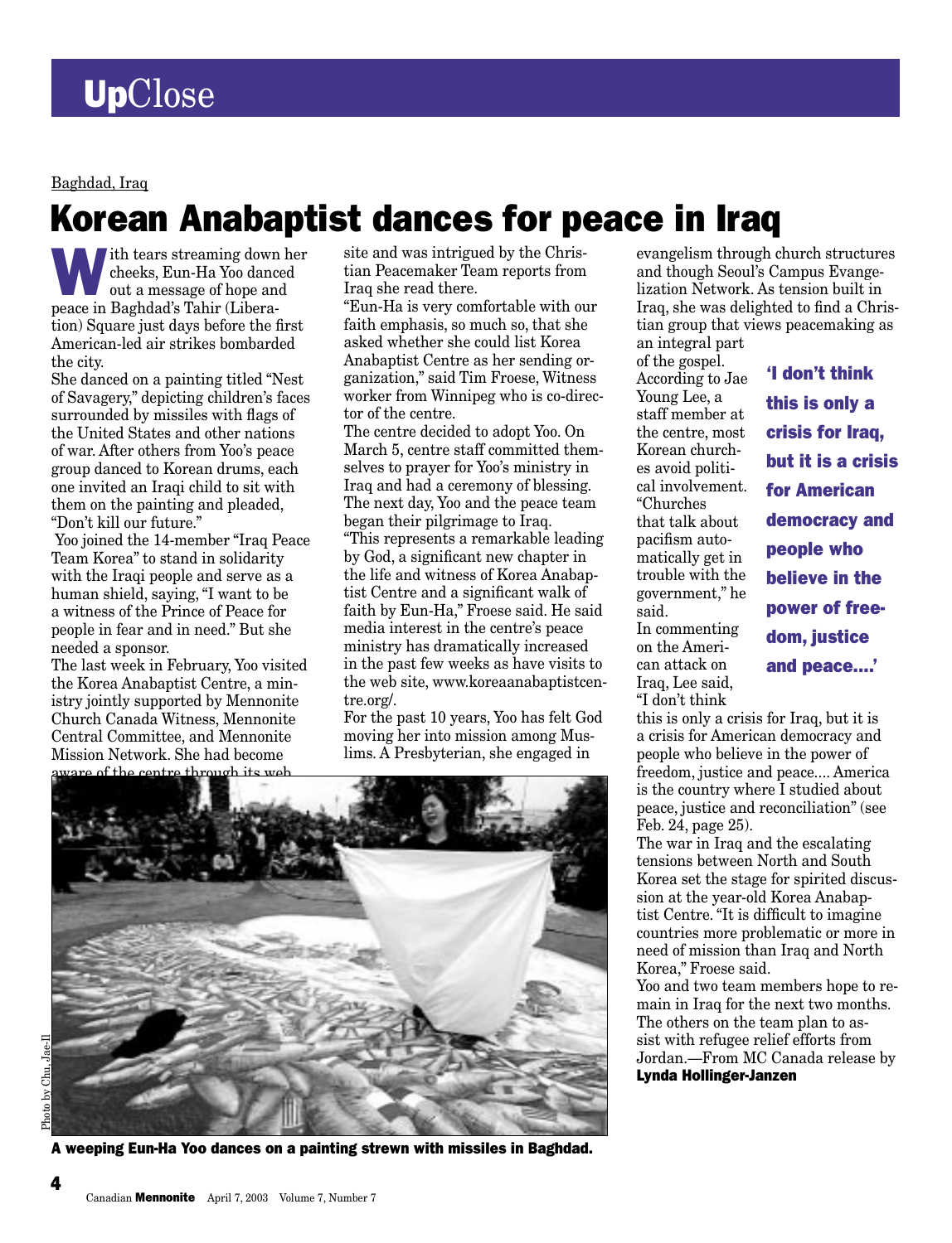# **Up**Close

Baghdad, Iraq

## Korean Anabaptist dances for peace in Iraq

With tears streaming down her cheeks, Eun-Ha Yoo danced out a message of hope and peace in Baghdad's Tahir (Liberation) Square just days before the first American-led air strikes bombarded the city.

She danced on a painting titled "Nest of Savagery," depicting children's faces surrounded by missiles with flags of the United States and other nations of war. After others from Yoo's peace group danced to Korean drums, each one invited an Iraqi child to sit with them on the painting and pleaded, "Don't kill our future."

Yoo joined the 14-member "Iraq Peace Team Korea" to stand in solidarity with the Iraqi people and serve as a human shield, saying, "I want to be a witness of the Prince of Peace for people in fear and in need." But she needed a sponsor.

The last week in February, Yoo visited the Korea Anabaptist Centre, a ministry jointly supported by Mennonite Church Canada Witness, Mennonite Central Committee, and Mennonite Mission Network. She had become aware of the centre through its web site and was intrigued by the Christian Peacemaker Team reports from Iraq she read there.

"Eun-Ha is very comfortable with our faith emphasis, so much so, that she asked whether she could list Korea Anabaptist Centre as her sending organization," said Tim Froese, Witness worker from Winnipeg who is co-director of the centre.

The centre decided to adopt Yoo. On March 5, centre staff committed themselves to prayer for Yoo's ministry in Iraq and had a ceremony of blessing. The next day, Yoo and the peace team began their pilgrimage to Iraq.

"This represents a remarkable leading by God, a significant new chapter in the life and witness of Korea Anabaptist Centre and a significant walk of faith by Eun-Ha," Froese said. He said media interest in the centre's peace ministry has dramatically increased in the past few weeks as have visits to the web site, www.koreaanabaptistcentre.org/.

For the past 10 years, Yoo has felt God moving her into mission among Muslims. A Presbyterian, she engaged in evangelism through church structures and though Seoul's Campus Evangelization Network. As tension built in Iraq, she was delighted to find a Christian group that views peacemaking as an integral part of the gospel.

According to Jae Young Lee, a staff member at the centre, most Korean churches avoid political involvement. "Churches that talk about pacifism automatically get in trouble with the government," he said.

**'I don't think this is only a crisis for Iraq, but it is a crisis for American democracy and people who believe in the power of freedom, justice and peace....'**

In commenting on the American attack on Iraq, Lee said, "I don't think this is only a crisis for Iraq, but it is a crisis for American democracy and people who believe in the power of freedom, justice and peace.... America is the country where I studied about peace, justice and reconciliation" (see Feb. 24, page 25).

The war in Iraq and the escalating tensions between North and South Korea set the stage for spirited discussion at the year-old Korea Anabaptist Centre. "It is difficult to imagine countries more problematic or more in need of mission than Iraq and North Korea," Froese said.

Yoo and two team members hope to remain in Iraq for the next two months. The others on the team plan to assist with refugee relief efforts from Jordan.—From MC Canada release by **Lynda Hollinger-Janzen**

Photo by Chu, Jae-Il

**A weeping Eun-Ha Yoo dances on a painting strewn with missiles in Baghdad.**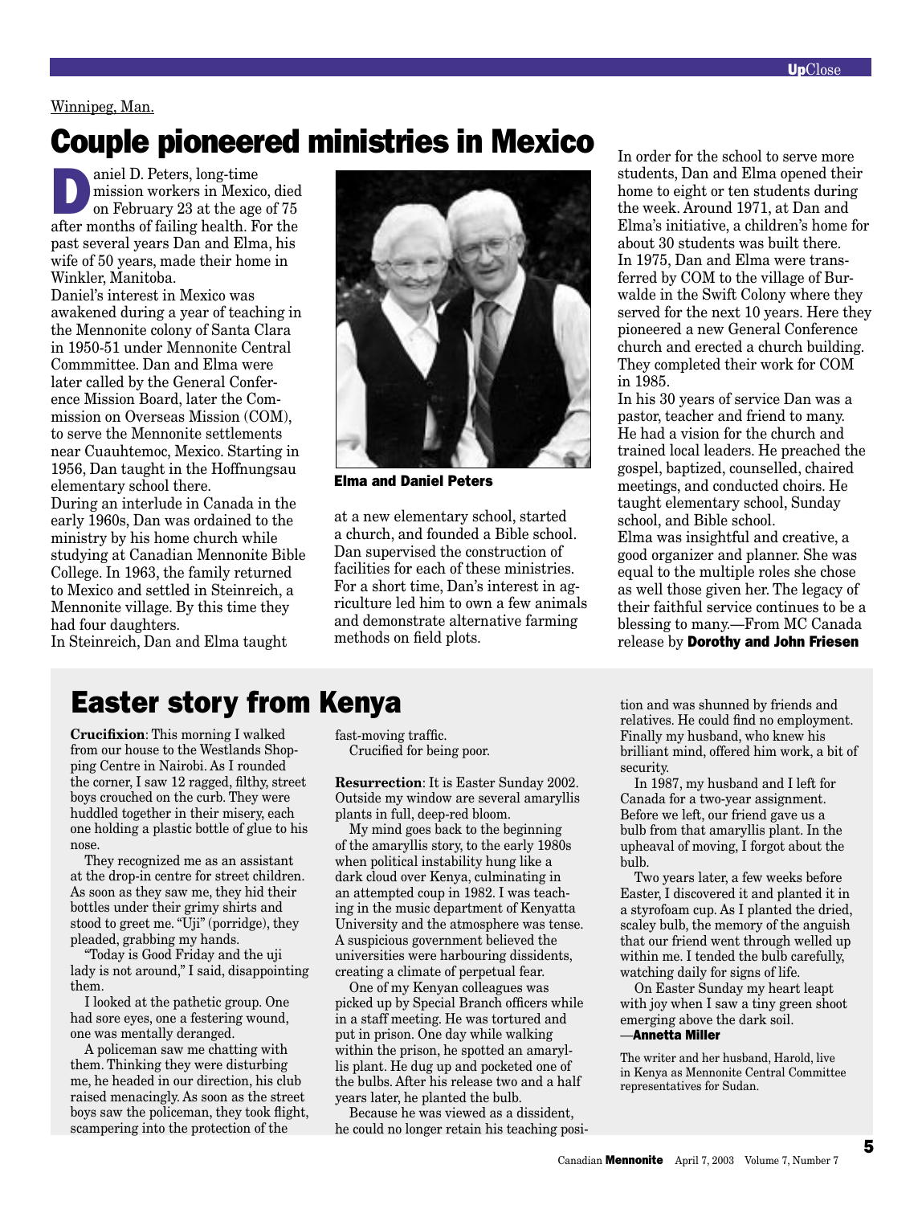Winnipeg, Man.

# Couple pioneered ministries in Mexico

Daniel D. Peters, long-time mission workers in Mexico, died on February 23 at the age of 75 after months of failing health. For the past several years Dan and Elma, his wife of 50 years, made their home in Winkler, Manitoba.

Daniel's interest in Mexico was awakened during a year of teaching in the Mennonite colony of Santa Clara in 1950-51 under Mennonite Central Commmittee. Dan and Elma were later called by the General Conference Mission Board, later the Commission on Overseas Mission (COM), to serve the Mennonite settlements near Cuauhtemoc, Mexico. Starting in 1956, Dan taught in the Hoffnungsau elementary school there.

During an interlude in Canada in the early 1960s, Dan was ordained to the ministry by his home church while studying at Canadian Mennonite Bible College. In 1963, the family returned to Mexico and settled in Steinreich, a Mennonite village. By this time they had four daughters.

In Steinreich, Dan and Elma taught at a new elementary school, started a church, and founded a Bible school. Dan supervised the construction of facilities for each of these ministries. For a short time, Dan's interest in agriculture led him to own a few animals and demonstrate alternative farming methods on field plots.

**Elma and Daniel Peters**

In order for the school to serve more students, Dan and Elma opened their home to eight or ten students during the week. Around 1971, at Dan and Elma's initiative, a children's home for about 30 students was built there.

In 1975, Dan and Elma were transferred by COM to the village of Burwalde in the Swift Colony where they served for the next 10 years. Here they pioneered a new General Conference church and erected a church building. They completed their work for COM in 1985.

In his 30 years of service Dan was a pastor, teacher and friend to many. He had a vision for the church and trained local leaders. He preached the gospel, baptized, counselled, chaired meetings, and conducted choirs. He taught elementary school, Sunday school, and Bible school.

Elma was insightful and creative, a good organizer and planner. She was equal to the multiple roles she chose as well those given her. The legacy of their faithful service continues to be a blessing to many.—From MC Canada release by **Dorothy and John Friesen**

# Easter story from Kenya

**Crucifixion**: This morning I walked from our house to the Westlands Shopping Centre in Nairobi. As I rounded the corner, I saw 12 ragged, filthy, street boys crouched on the curb. They were huddled together in their misery, each one holding a plastic bottle of glue to his nose.

They recognized me as an assistant at the drop-in centre for street children. As soon as they saw me, they hid their bottles under their grimy shirts and stood to greet me. "Uji" (porridge), they pleaded, grabbing my hands.

"Today is Good Friday and the uji lady is not around," I said, disappointing them.

I looked at the pathetic group. One had sore eyes, one a festering wound, one was mentally deranged.

A policeman saw me chatting with them. Thinking they were disturbing me, he headed in our direction, his club raised menacingly. As soon as the street boys saw the policeman, they took flight, scampering into the protection of the fast-moving traffic.

Crucified for being poor.

**Resurrection**: It is Easter Sunday 2002. Outside my window are several amaryllis plants in full, deep-red bloom.

My mind goes back to the beginning of the amaryllis story, to the early 1980s when political instability hung like a dark cloud over Kenya, culminating in an attempted coup in 1982. I was teaching in the music department of Kenyatta University and the atmosphere was tense. A suspicious government believed the universities were harbouring dissidents, creating a climate of perpetual fear.

One of my Kenyan colleagues was picked up by Special Branch officers while in a staff meeting. He was tortured and put in prison. One day while walking within the prison, he spotted an amaryllis plant. He dug up and pocketed one of the bulbs. After his release two and a half years later, he planted the bulb.

Because he was viewed as a dissident, he could no longer retain his teaching position and was shunned by friends and relatives. He could find no employment. Finally my husband, who knew his brilliant mind, offered him work, a bit of security.

In 1987, my husband and I left for Canada for a two-year assignment. Before we left, our friend gave us a bulb from that amaryllis plant. In the upheaval of moving, I forgot about the bulb.

Two years later, a few weeks before Easter, I discovered it and planted it in a styrofoam cup. As I planted the dried, scaley bulb, the memory of the anguish that our friend went through welled up within me. I tended the bulb carefully, watching daily for signs of life.

On Easter Sunday my heart leapt with joy when I saw a tiny green shoot emerging above the dark soil.

—**Annetta Miller**

The writer and her husband, Harold, live in Kenya as Mennonite Central Committee representatives for Sudan.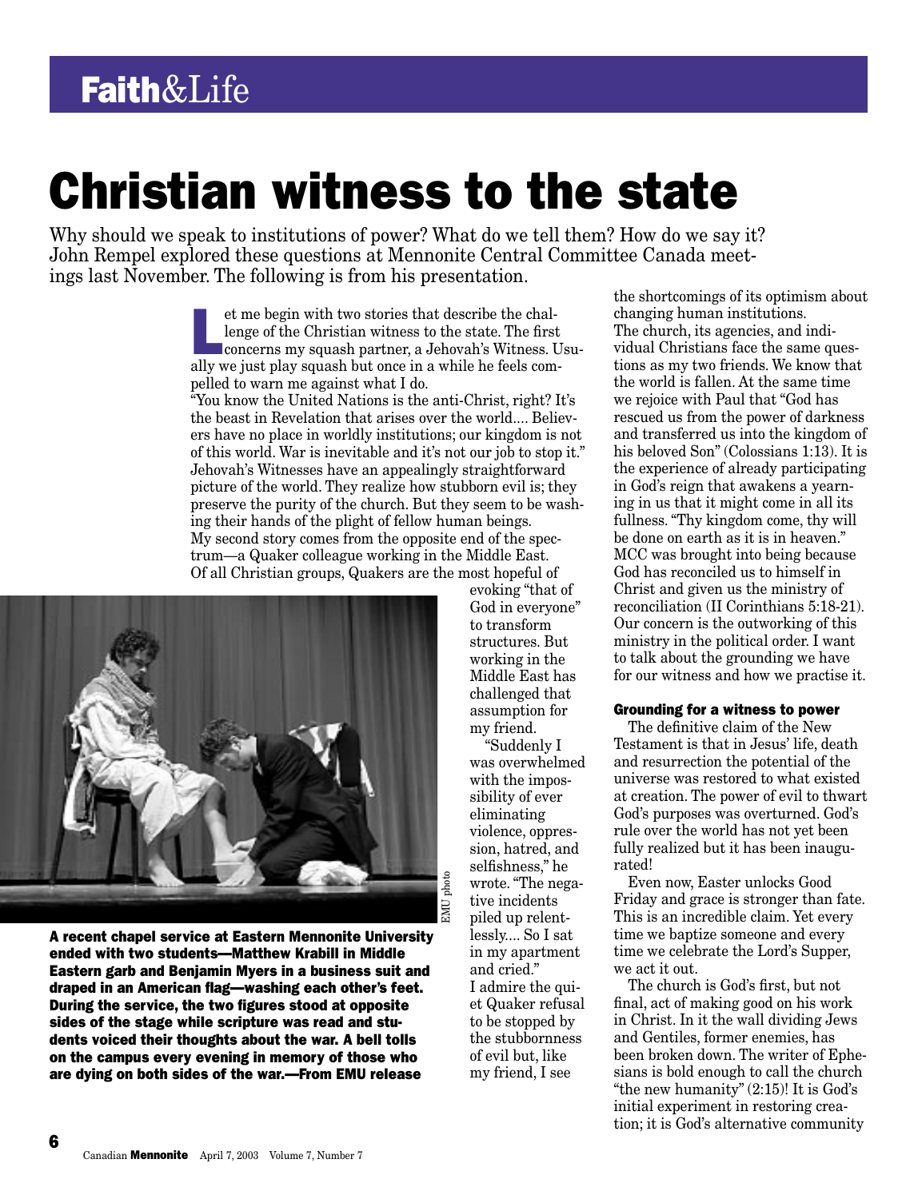# Christian witness to the state

Why should we speak to institutions of power? What do we tell them? How do we say it? John Rempel explored these questions at Mennonite Central Committee Canada meetings last November. The following is from his presentation.

Let me begin with two stories that describe the challenge of the Christian witness to the state. The first concerns my squash partner, a Jehovah's Witness. Usually we just play squash but once in a while he feels compelled to warn me against what I do.

"You know the United Nations is the anti-Christ, right? It's the beast in Revelation that arises over the world.... Believers have no place in worldly institutions; our kingdom is not of this world. War is inevitable and it's not our job to stop it."

Jehovah's Witnesses have an appealingly straightforward picture of the world. They realize how stubborn evil is; they preserve the purity of the church. But they seem to be washing their hands of the plight of fellow human beings.

My second story comes from the opposite end of the spectrum—a Quaker colleague working in the Middle East. Of all Christian groups, Quakers are the most hopeful of evoking "that of God in everyone" to transform structures. But working in the Middle East has challenged that assumption for my friend.

"Suddenly I was overwhelmed with the impossibility of ever eliminating violence, oppression, hatred, and selfishness," he wrote. "The negative incidents piled up relentlessly.... So I sat in my apartment and cried."

I admire the quiet Quaker refusal to be stopped by the stubbornness of evil but, like my friend, I see the shortcomings of its optimism about changing human institutions.

The church, its agencies, and individual Christians face the same questions as my two friends. We know that the world is fallen. At the same time we rejoice with Paul that "God has rescued us from the power of darkness and transferred us into the kingdom of his beloved Son" (Colossians 1:13). It is the experience of already participating in God's reign that awakens a yearning in us that it might come in all its fullness. "Thy kingdom come, thy will be done on earth as it is in heaven."

MCC was brought into being because God has reconciled us to himself in Christ and given us the ministry of reconciliation (II Corinthians 5:18-21). Our concern is the outworking of this ministry in the political order. I want to talk about the grounding we have for our witness and how we practise it.

**A recent chapel service at Eastern Mennonite University ended with two students—Matthew Krabill in Middle Eastern garb and Benjamin Myers in a business suit and draped in an American flag—washing each other's feet. During the service, the two figures stood at opposite sides of the stage while scripture was read and students voiced their thoughts about the war. A bell tolls on the campus every evening in memory of those who are dying on both sides of the war.—From EMU release**

EMU photo

### Grounding for a witness to power

The definitive claim of the New Testament is that in Jesus' life, death and resurrection the potential of the universe was restored to what existed at creation. The power of evil to thwart God's purposes was overturned. God's rule over the world has not yet been fully realized but it has been inaugurated!

Even now, Easter unlocks Good Friday and grace is stronger than fate. This is an incredible claim. Yet every time we baptize someone and every time we celebrate the Lord's Supper, we act it out.

The church is God's first, but not final, act of making good on his work in Christ. In it the wall dividing Jews and Gentiles, former enemies, has been broken down. The writer of Ephesians is bold enough to call the church "the new humanity" (2:15)! It is God's initial experiment in restoring creation; it is God's alternative community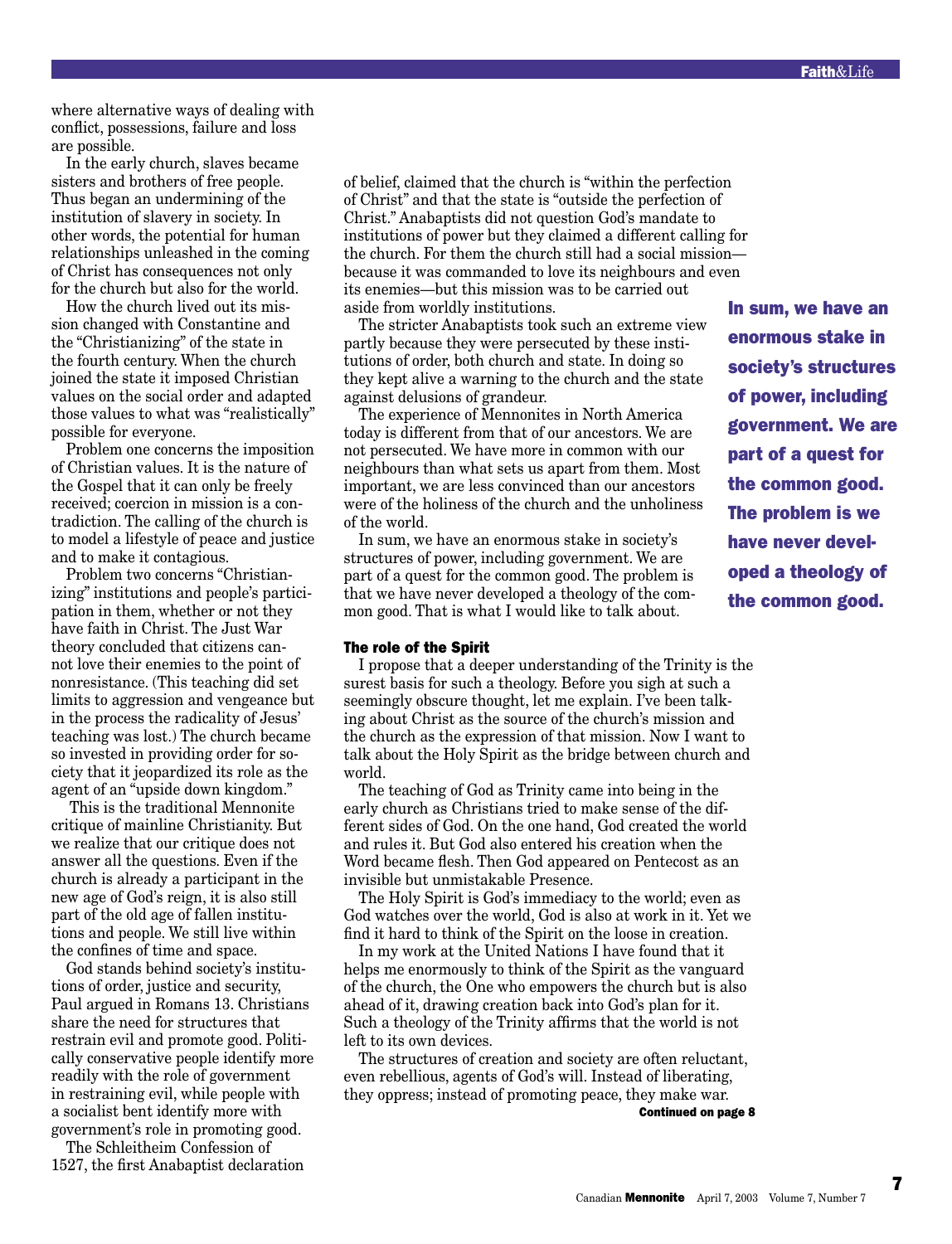where alternative ways of dealing with conflict, possessions, failure and loss are possible.

In the early church, slaves became sisters and brothers of free people. Thus began an undermining of the institution of slavery in society. In other words, the potential for human relationships unleashed in the coming of Christ has consequences not only for the church but also for the world.

How the church lived out its mission changed with Constantine and the "Christianizing" of the state in the fourth century. When the church joined the state it imposed Christian values on the social order and adapted those values to what was "realistically" possible for everyone.

Problem one concerns the imposition of Christian values. It is the nature of the Gospel that it can only be freely received; coercion in mission is a contradiction. The calling of the church is to model a lifestyle of peace and justice and to make it contagious.

Problem two concerns "Christianizing" institutions and people's participation in them, whether or not they have faith in Christ. The Just War theory concluded that citizens cannot love their enemies to the point of nonresistance. (This teaching did set limits to aggression and vengeance but in the process the radicality of Jesus' teaching was lost.) The church became so invested in providing order for society that it jeopardized its role as the agent of an "upside down kingdom."

This is the traditional Mennonite critique of mainline Christianity. But we realize that our critique does not answer all the questions. Even if the church is already a participant in the new age of God's reign, it is also still part of the old age of fallen institutions and people. We still live within the confines of time and space.

God stands behind society's institutions of order, justice and security, Paul argued in Romans 13. Christians share the need for structures that restrain evil and promote good. Politically conservative people identify more readily with the role of government in restraining evil, while people with a socialist bent identify more with government's role in promoting good.

The Schleitheim Confession of 1527, the first Anabaptist declaration of belief, claimed that the church is "within the perfection of Christ" and that the state is "outside the perfection of Christ." Anabaptists did not question God's mandate to institutions of power but they claimed a different calling for the church. For them the church still had a social mission—because it was commanded to love its neighbours and even its enemies—but this mission was to be carried out aside from worldly institutions.

The stricter Anabaptists took such an extreme view partly because they were persecuted by these institutions of order, both church and state. In doing so they kept alive a warning to the church and the state against delusions of grandeur.

The experience of Mennonites in North America today is different from that of our ancestors. We are not persecuted. We have more in common with our neighbours than what sets us apart from them. Most important, we are less convinced than our ancestors were of the holiness of the church and the unholiness of the world.

In sum, we have an enormous stake in society's structures of power, including government. We are part of a quest for the common good. The problem is that we have never developed a theology of the common good. That is what I would like to talk about.

**In sum, we have an enormous stake in society's structures of power, including government. We are part of a quest for the common good. The problem is we have never developed a theology of the common good.**

### The role of the Spirit

I propose that a deeper understanding of the Trinity is the surest basis for such a theology. Before you sigh at such a seemingly obscure thought, let me explain. I've been talking about Christ as the source of the church's mission and the church as the expression of that mission. Now I want to talk about the Holy Spirit as the bridge between church and world.

The teaching of God as Trinity came into being in the early church as Christians tried to make sense of the different sides of God. On the one hand, God created the world and rules it. But God also entered his creation when the Word became flesh. Then God appeared on Pentecost as an invisible but unmistakable Presence.

The Holy Spirit is God's immediacy to the world; even as God watches over the world, God is also at work in it. Yet we find it hard to think of the Spirit on the loose in creation.

In my work at the United Nations I have found that it helps me enormously to think of the Spirit as the vanguard of the church, the One who empowers the church but is also ahead of it, drawing creation back into God's plan for it. Such a theology of the Trinity affirms that the world is not left to its own devices.

The structures of creation and society are often reluctant, even rebellious, agents of God's will. Instead of liberating, they oppress; instead of promoting peace, they make war.

**Continued on page 8**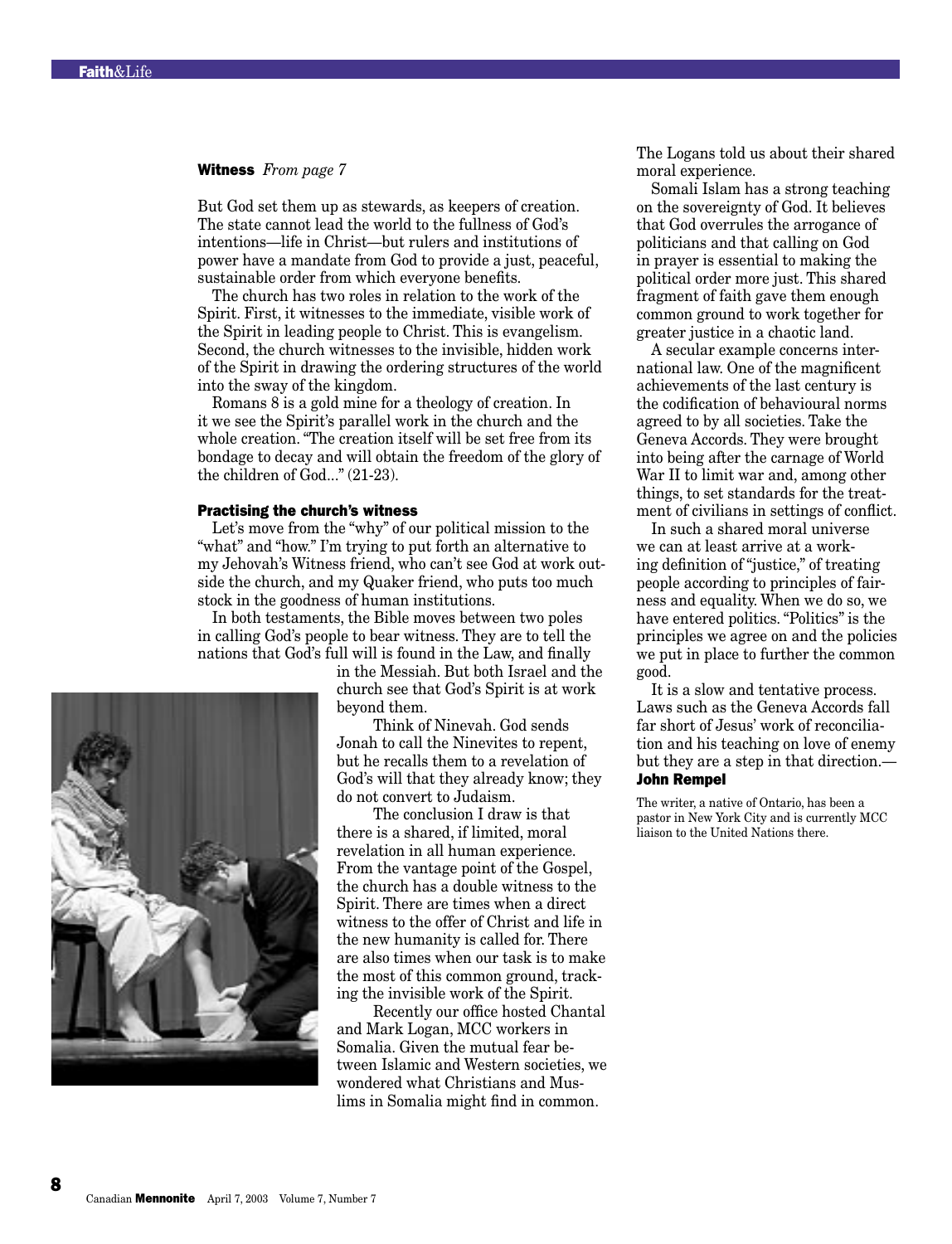**Witness** *From page 7*

But God set them up as stewards, as keepers of creation. The state cannot lead the world to the fullness of God's intentions—life in Christ—but rulers and institutions of power have a mandate from God to provide a just, peaceful, sustainable order from which everyone benefits.

The church has two roles in relation to the work of the Spirit. First, it witnesses to the immediate, visible work of the Spirit in leading people to Christ. This is evangelism. Second, the church witnesses to the invisible, hidden work of the Spirit in drawing the ordering structures of the world into the sway of the kingdom.

Romans 8 is a gold mine for a theology of creation. In it we see the Spirit's parallel work in the church and the whole creation. "The creation itself will be set free from its bondage to decay and will obtain the freedom of the glory of the children of God..." (21-23).

### Practising the church's witness

Let's move from the "why" of our political mission to the "what" and "how." I'm trying to put forth an alternative to my Jehovah's Witness friend, who can't see God at work outside the church, and my Quaker friend, who puts too much stock in the goodness of human institutions.

In both testaments, the Bible moves between two poles in calling God's people to bear witness. They are to tell the nations that God's full will is found in the Law, and finally in the Messiah. But both Israel and the church see that God's Spirit is at work beyond them.

Think of Ninevah. God sends Jonah to call the Ninevites to repent, but he recalls them to a revelation of God's will that they already know; they do not convert to Judaism.

The conclusion I draw is that there is a shared, if limited, moral revelation in all human experience. From the vantage point of the Gospel, the church has a double witness to the Spirit. There are times when a direct witness to the offer of Christ and life in the new humanity is called for. There are also times when our task is to make the most of this common ground, tracking the invisible work of the Spirit.

Recently our office hosted Chantal and Mark Logan, MCC workers in Somalia. Given the mutual fear between Islamic and Western societies, we wondered what Christians and Muslims in Somalia might find in common. The Logans told us about their shared moral experience.

Somali Islam has a strong teaching on the sovereignty of God. It believes that God overrules the arrogance of politicians and that calling on God in prayer is essential to making the political order more just. This shared fragment of faith gave them enough common ground to work together for greater justice in a chaotic land.

A secular example concerns international law. One of the magnificent achievements of the last century is the codification of behavioural norms agreed to by all societies. Take the Geneva Accords. They were brought into being after the carnage of World War II to limit war and, among other things, to set standards for the treatment of civilians in settings of conflict.

In such a shared moral universe we can at least arrive at a working definition of "justice," of treating people according to principles of fairness and equality. When we do so, we have entered politics. "Politics" is the principles we agree on and the policies we put in place to further the common good.

It is a slow and tentative process. Laws such as the Geneva Accords fall far short of Jesus' work of reconciliation and his teaching on love of enemy but they are a step in that direction.—**John Rempel**

The writer, a native of Ontario, has been a pastor in New York City and is currently MCC liaison to the United Nations there.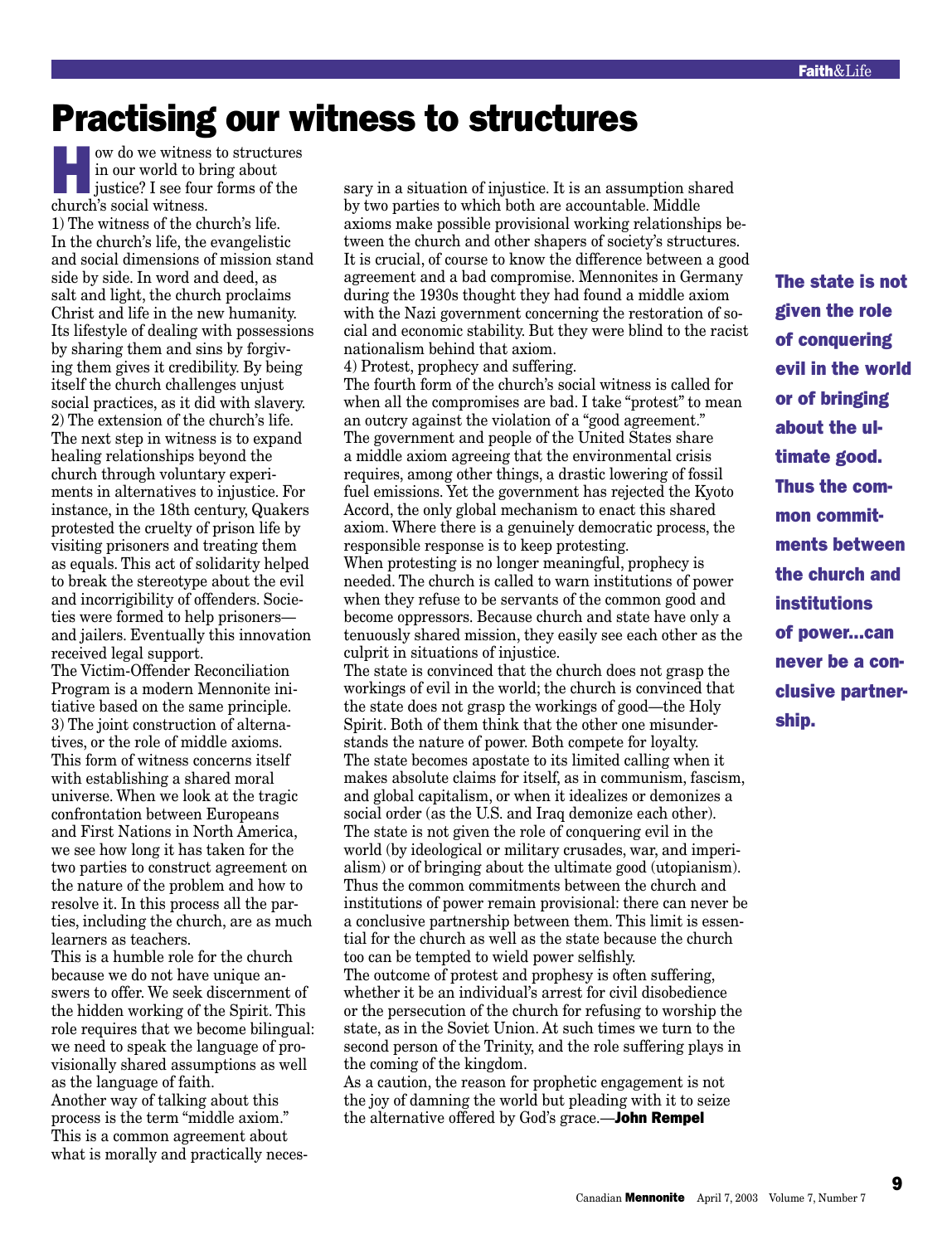# Practising our witness to structures

How do we witness to structures in our world to bring about justice? I see four forms of the church's social witness.

1) The witness of the church's life.

In the church's life, the evangelistic and social dimensions of mission stand side by side. In word and deed, as salt and light, the church proclaims Christ and life in the new humanity. Its lifestyle of dealing with possessions by sharing them and sins by forgiving them gives it credibility. By being itself the church challenges unjust social practices, as it did with slavery.

2) The extension of the church's life.

The next step in witness is to expand healing relationships beyond the church through voluntary experiments in alternatives to injustice. For instance, in the 18th century, Quakers protested the cruelty of prison life by visiting prisoners and treating them as equals. This act of solidarity helped to break the stereotype about the evil and incorrigibility of offenders. Societies were formed to help prisoners—and jailers. Eventually this innovation received legal support.

The Victim-Offender Reconciliation Program is a modern Mennonite initiative based on the same principle.

3) The joint construction of alternatives, or the role of middle axioms.

This form of witness concerns itself with establishing a shared moral universe. When we look at the tragic confrontation between Europeans and First Nations in North America, we see how long it has taken for the two parties to construct agreement on the nature of the problem and how to resolve it. In this process all the parties, including the church, are as much learners as teachers.

This is a humble role for the church because we do not have unique answers to offer. We seek discernment of the hidden working of the Spirit. This role requires that we become bilingual: we need to speak the language of provisionally shared assumptions as well as the language of faith.

Another way of talking about this process is the term "middle axiom." This is a common agreement about what is morally and practically necessary in a situation of injustice. It is an assumption shared by two parties to which both are accountable. Middle axioms make possible provisional working relationships between the church and other shapers of society's structures.

It is crucial, of course to know the difference between a good agreement and a bad compromise. Mennonites in Germany during the 1930s thought they had found a middle axiom with the Nazi government concerning the restoration of social and economic stability. But they were blind to the racist nationalism behind that axiom.

4) Protest, prophecy and suffering.

The fourth form of the church's social witness is called for when all the compromises are bad. I take "protest" to mean an outcry against the violation of a "good agreement." The government and people of the United States share a middle axiom agreeing that the environmental crisis requires, among other things, a drastic lowering of fossil fuel emissions. Yet the government has rejected the Kyoto Accord, the only global mechanism to enact this shared axiom. Where there is a genuinely democratic process, the responsible response is to keep protesting.

When protesting is no longer meaningful, prophecy is needed. The church is called to warn institutions of power when they refuse to be servants of the common good and become oppressors. Because church and state have only a tenuously shared mission, they easily see each other as the culprit in situations of injustice.

The state is convinced that the church does not grasp the workings of evil in the world; the church is convinced that the state does not grasp the workings of good—the Holy Spirit. Both of them think that the other one misunderstands the nature of power. Both compete for loyalty.

The state becomes apostate to its limited calling when it makes absolute claims for itself, as in communism, fascism, and global capitalism, or when it idealizes or demonizes a social order (as the U.S. and Iraq demonize each other).

The state is not given the role of conquering evil in the world (by ideological or military crusades, war, and imperialism) or of bringing about the ultimate good (utopianism). Thus the common commitments between the church and institutions of power remain provisional: there can never be a conclusive partnership between them. This limit is essential for the church as well as the state because the church too can be tempted to wield power selfishly.

**The state is not given the role of conquering evil in the world or of bringing about the ultimate good. Thus the common commitments between the church and institutions of power...can never be a conclusive partnership.**

The outcome of protest and prophesy is often suffering, whether it be an individual's arrest for civil disobedience or the persecution of the church for refusing to worship the state, as in the Soviet Union. At such times we turn to the second person of the Trinity, and the role suffering plays in the coming of the kingdom.

As a caution, the reason for prophetic engagement is not the joy of damning the world but pleading with it to seize the alternative offered by God's grace.—**John Rempel**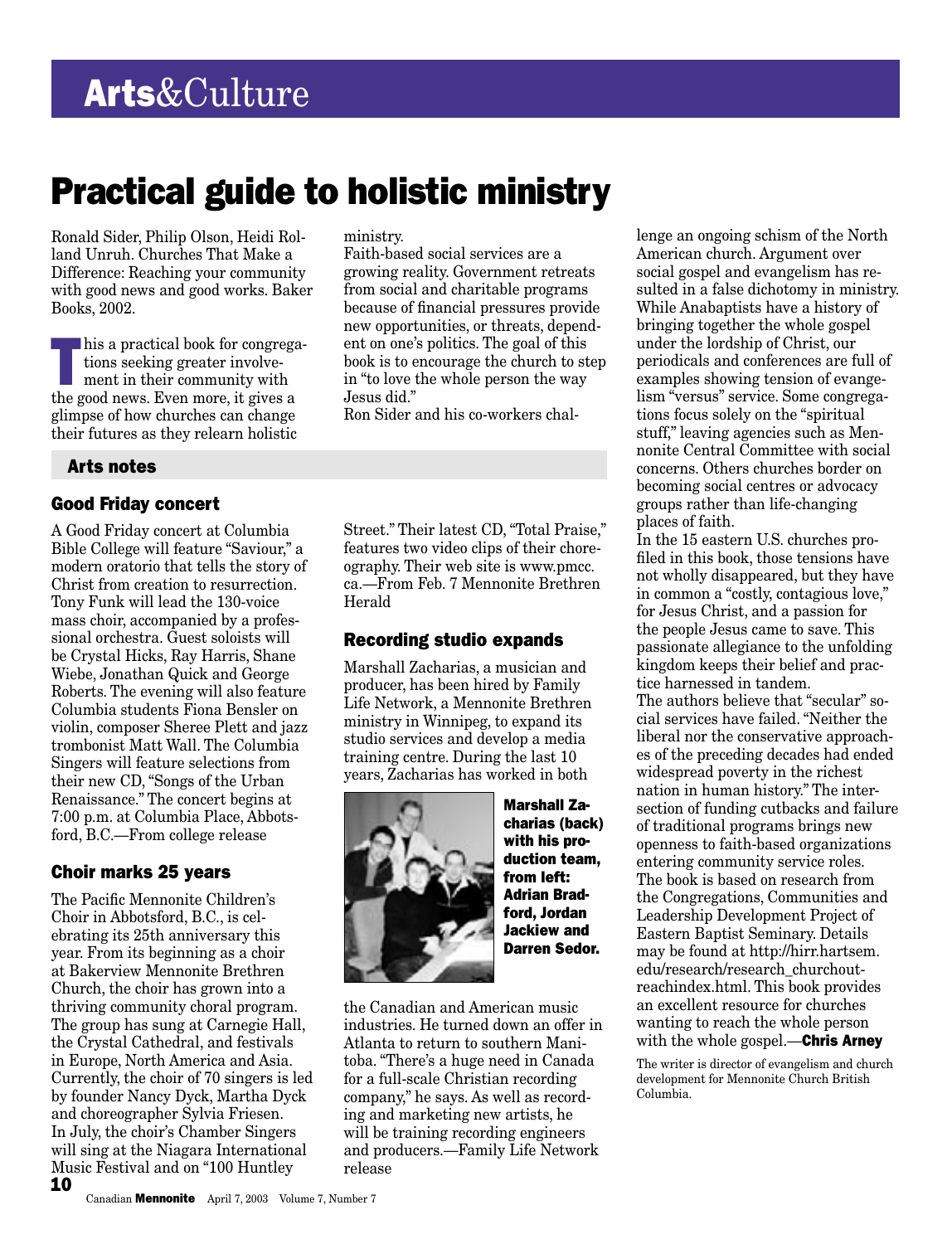# Arts&Culture

## Practical guide to holistic ministry

Ronald Sider, Philip Olson, Heidi Rolland Unruh. Churches That Make a Difference: Reaching your community with good news and good works. Baker Books, 2002.

This a practical book for congregations seeking greater involvement in their community with the good news. Even more, it gives a glimpse of how churches can change their futures as they relearn holistic ministry.

Faith-based social services are a growing reality. Government retreats from social and charitable programs because of financial pressures provide new opportunities, or threats, dependent on one's politics. The goal of this book is to encourage the church to step in "to love the whole person the way Jesus did."

Ron Sider and his co-workers challenge an ongoing schism of the North American church. Argument over social gospel and evangelism has resulted in a false dichotomy in ministry. While Anabaptists have a history of bringing together the whole gospel under the lordship of Christ, our periodicals and conferences are full of examples showing tension of evangelism "versus" service. Some congregations focus solely on the "spiritual stuff," leaving agencies such as Mennonite Central Committee with social concerns. Others churches border on becoming social centres or advocacy groups rather than life-changing places of faith.

In the 15 eastern U.S. churches profiled in this book, those tensions have not wholly disappeared, but they have in common a "costly, contagious love," for Jesus Christ, and a passion for the people Jesus came to save. This passionate allegiance to the unfolding kingdom keeps their belief and practice harnessed in tandem.

The authors believe that "secular" social services have failed. "Neither the liberal nor the conservative approaches of the preceding decades had ended widespread poverty in the richest nation in human history." The intersection of funding cutbacks and failure of traditional programs brings new openness to faith-based organizations entering community service roles.

The book is based on research from the Congregations, Communities and Leadership Development Project of Eastern Baptist Seminary. Details may be found at http://hirr.hartsem.edu/research/research_churchoutreachindex.html. This book provides an excellent resource for churches wanting to reach the whole person with the whole gospel.—**Chris Arney**

The writer is director of evangelism and church development for Mennonite Church British Columbia.

## Arts notes

### Good Friday concert

A Good Friday concert at Columbia Bible College will feature "Saviour," a modern oratorio that tells the story of Christ from creation to resurrection. Tony Funk will lead the 130-voice mass choir, accompanied by a professional orchestra. Guest soloists will be Crystal Hicks, Ray Harris, Shane Wiebe, Jonathan Quick and George Roberts. The evening will also feature Columbia students Fiona Bensler on violin, composer Sheree Plett and jazz trombonist Matt Wall. The Columbia Singers will feature selections from their new CD, "Songs of the Urban Renaissance." The concert begins at 7:00 p.m. at Columbia Place, Abbotsford, B.C.—From college release

### Choir marks 25 years

The Pacific Mennonite Children's Choir in Abbotsford, B.C., is celebrating its 25th anniversary this year. From its beginning as a choir at Bakerview Mennonite Brethren Church, the choir has grown into a thriving community choral program. The group has sung at Carnegie Hall, the Crystal Cathedral, and festivals in Europe, North America and Asia. Currently, the choir of 70 singers is led by founder Nancy Dyck, Martha Dyck and choreographer Sylvia Friesen. In July, the choir's Chamber Singers will sing at the Niagara International Music Festival and on "100 Huntley Street." Their latest CD, "Total Praise," features two video clips of their choreography. Their web site is www.pmcc.ca.—From Feb. 7 Mennonite Brethren Herald

### Recording studio expands

Marshall Zacharias, a musician and producer, has been hired by Family Life Network, a Mennonite Brethren ministry in Winnipeg, to expand its studio services and develop a media training centre. During the last 10 years, Zacharias has worked in both the Canadian and American music industries. He turned down an offer in Atlanta to return to southern Manitoba. "There's a huge need in Canada for a full-scale Christian recording company," he says. As well as recording and marketing new artists, he will be training recording engineers and producers.—Family Life Network release

**Marshall Zacharias (back) with his production team, from left: Adrian Bradford, Jordan Jackiew and Darren Sedor.**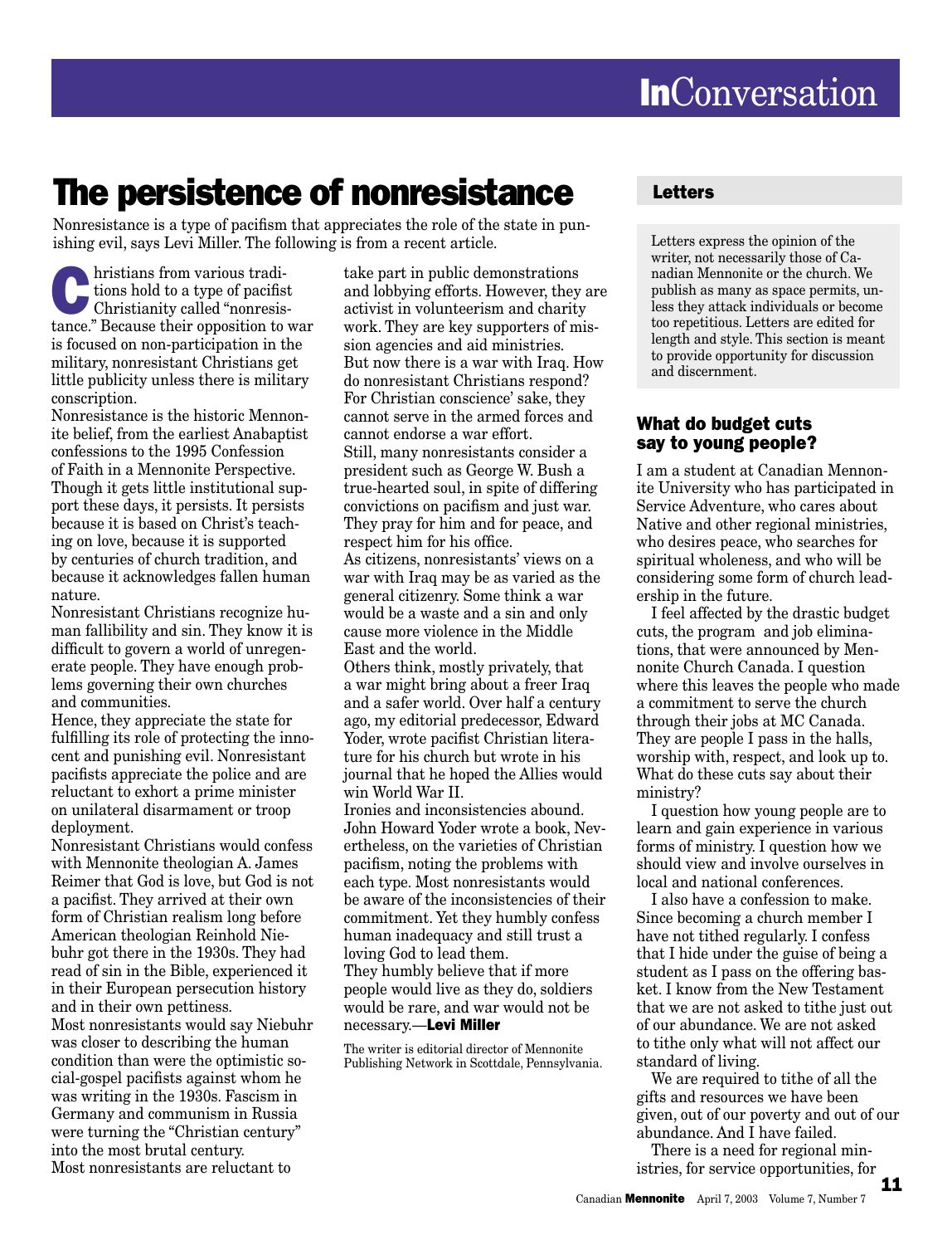# InConversation

## The persistence of nonresistance

Nonresistance is a type of pacifism that appreciates the role of the state in punishing evil, says Levi Miller. The following is from a recent article.

Christians from various traditions hold to a type of pacifist Christianity called "nonresistance." Because their opposition to war is focused on non-participation in the military, nonresistant Christians get little publicity unless there is military conscription.

Nonresistance is the historic Mennonite belief, from the earliest Anabaptist confessions to the 1995 Confession of Faith in a Mennonite Perspective. Though it gets little institutional support these days, it persists. It persists because it is based on Christ's teaching on love, because it is supported by centuries of church tradition, and because it acknowledges fallen human nature.

Nonresistant Christians recognize human fallibility and sin. They know it is difficult to govern a world of unregenerate people. They have enough problems governing their own churches and communities.

Hence, they appreciate the state for fulfilling its role of protecting the innocent and punishing evil. Nonresistant pacifists appreciate the police and are reluctant to exhort a prime minister on unilateral disarmament or troop deployment.

Nonresistant Christians would confess with Mennonite theologian A. James Reimer that God is love, but God is not a pacifist. They arrived at their own form of Christian realism long before American theologian Reinhold Niebuhr got there in the 1930s. They had read of sin in the Bible, experienced it in their European persecution history and in their own pettiness.

Most nonresistants would say Niebuhr was closer to describing the human condition than were the optimistic social-gospel pacifists against whom he was writing in the 1930s. Fascism in Germany and communism in Russia were turning the "Christian century" into the most brutal century.

Most nonresistants are reluctant to take part in public demonstrations and lobbying efforts. However, they are activist in volunteerism and charity work. They are key supporters of mission agencies and aid ministries.

But now there is a war with Iraq. How do nonresistant Christians respond? For Christian conscience' sake, they cannot serve in the armed forces and cannot endorse a war effort.

Still, many nonresistants consider a president such as George W. Bush a true-hearted soul, in spite of differing convictions on pacifism and just war. They pray for him and for peace, and respect him for his office.

As citizens, nonresistants' views on a war with Iraq may be as varied as the general citizenry. Some think a war would be a waste and a sin and only cause more violence in the Middle East and the world.

Others think, mostly privately, that a war might bring about a freer Iraq and a safer world. Over half a century ago, my editorial predecessor, Edward Yoder, wrote pacifist Christian literature for his church but wrote in his journal that he hoped the Allies would win World War II.

Ironies and inconsistencies abound. John Howard Yoder wrote a book, Nevertheless, on the varieties of Christian pacifism, noting the problems with each type. Most nonresistants would be aware of the inconsistencies of their commitment. Yet they humbly confess human inadequacy and still trust a loving God to lead them.

They humbly believe that if more people would live as they do, soldiers would be rare, and war would not be necessary.—**Levi Miller**

The writer is editorial director of Mennonite Publishing Network in Scottdale, Pennsylvania.

## Letters

Letters express the opinion of the writer, not necessarily those of Canadian Mennonite or the church. We publish as many as space permits, unless they attack individuals or become too repetitious. Letters are edited for length and style. This section is meant to provide opportunity for discussion and discernment.

### What do budget cuts say to young people?

I am a student at Canadian Mennonite University who has participated in Service Adventure, who cares about Native and other regional ministries, who desires peace, who searches for spiritual wholeness, and who will be considering some form of church leadership in the future.

I feel affected by the drastic budget cuts, the program and job eliminations, that were announced by Mennonite Church Canada. I question where this leaves the people who made a commitment to serve the church through their jobs at MC Canada. They are people I pass in the halls, worship with, respect, and look up to. What do these cuts say about their ministry?

I question how young people are to learn and gain experience in various forms of ministry. I question how we should view and involve ourselves in local and national conferences.

I also have a confession to make. Since becoming a church member I have not tithed regularly. I confess that I hide under the guise of being a student as I pass on the offering basket. I know from the New Testament that we are not asked to tithe just out of our abundance. We are not asked to tithe only what will not affect our standard of living.

We are required to tithe of all the gifts and resources we have been given, out of our poverty and out of our abundance. And I have failed.

There is a need for regional ministries, for service opportunities, for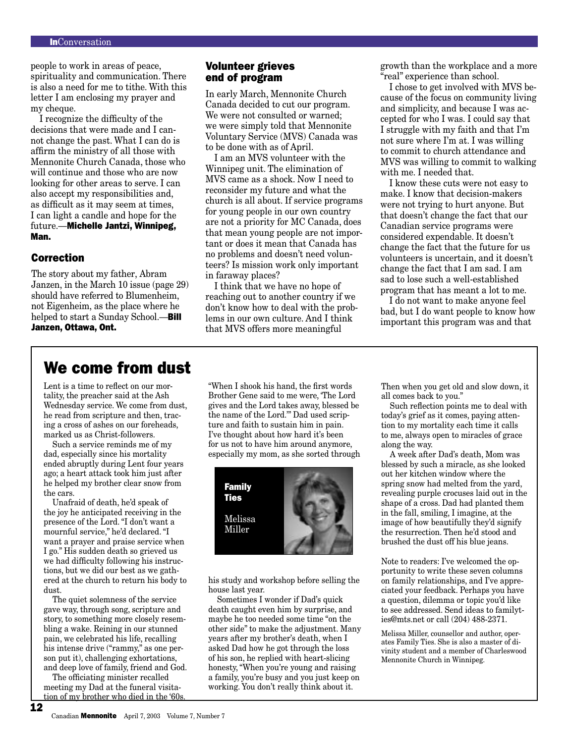people to work in areas of peace, spirituality and communication. There is also a need for me to tithe. With this letter I am enclosing my prayer and my cheque.

I recognize the difficulty of the decisions that were made and I cannot change the past. What I can do is affirm the ministry of all those with Mennonite Church Canada, those who will continue and those who are now looking for other areas to serve. I can also accept my responsibilities and, as difficult as it may seem at times, I can light a candle and hope for the future.—**Michelle Jantzi, Winnipeg, Man.**

### Correction

The story about my father, Abram Janzen, in the March 10 issue (page 29) should have referred to Blumenheim, not Eigenheim, as the place where he helped to start a Sunday School.—**Bill Janzen, Ottawa, Ont.**

### Volunteer grieves end of program

In early March, Mennonite Church Canada decided to cut our program. We were not consulted or warned; we were simply told that Mennonite Voluntary Service (MVS) Canada was to be done with as of April.

I am an MVS volunteer with the Winnipeg unit. The elimination of MVS came as a shock. Now I need to reconsider my future and what the church is all about. If service programs for young people in our own country are not a priority for MC Canada, does that mean young people are not important or does it mean that Canada has no problems and doesn't need volunteers? Is mission work only important in faraway places?

I think that we have no hope of reaching out to another country if we don't know how to deal with the problems in our own culture. And I think that MVS offers more meaningful growth than the workplace and a more "real" experience than school.

I chose to get involved with MVS because of the focus on community living and simplicity, and because I was accepted for who I was. I could say that I struggle with my faith and that I'm not sure where I'm at. I was willing to commit to church attendance and MVS was willing to commit to walking with me. I needed that.

I know these cuts were not easy to make. I know that decision-makers were not trying to hurt anyone. But that doesn't change the fact that our Canadian service programs were considered expendable. It doesn't change the fact that the future for us volunteers is uncertain, and it doesn't change the fact that I am sad. I am sad to lose such a well-established program that has meant a lot to me.

I do not want to make anyone feel bad, but I do want people to know how important this program was and that

## We come from dust

**Family Ties**

Melissa Miller

Lent is a time to reflect on our mortality, the preacher said at the Ash Wednesday service. We come from dust, he read from scripture and then, tracing a cross of ashes on our foreheads, marked us as Christ-followers.

Such a service reminds me of my dad, especially since his mortality ended abruptly during Lent four years ago; a heart attack took him just after he helped my brother clear snow from the cars.

Unafraid of death, he'd speak of the joy he anticipated receiving in the presence of the Lord. "I don't want a mournful service," he'd declared. "I want a prayer and praise service when I go." His sudden death so grieved us we had difficulty following his instructions, but we did our best as we gathered at the church to return his body to dust.

The quiet solemness of the service gave way, through song, scripture and story, to something more closely resembling a wake. Reining in our stunned pain, we celebrated his life, recalling his intense drive ("rammy," as one person put it), challenging exhortations, and deep love of family, friend and God.

The officiating minister recalled meeting my Dad at the funeral visitation of my brother who died in the '60s. "When I shook his hand, the first words Brother Gene said to me were, 'The Lord gives and the Lord takes away, blessed be the name of the Lord.'" Dad used scripture and faith to sustain him in pain. I've thought about how hard it's been for us not to have him around anymore, especially my mom, as she sorted through his study and workshop before selling the house last year.

Sometimes I wonder if Dad's quick death caught even him by surprise, and maybe he too needed some time "on the other side" to make the adjustment. Many years after my brother's death, when I asked Dad how he got through the loss of his son, he replied with heart-slicing honesty, "When you're young and raising a family, you're busy and you just keep on working. You don't really think about it. Then when you get old and slow down, it all comes back to you."

Such reflection points me to deal with today's grief as it comes, paying attention to my mortality each time it calls to me, always open to miracles of grace along the way.

A week after Dad's death, Mom was blessed by such a miracle, as she looked out her kitchen window where the spring snow had melted from the yard, revealing purple crocuses laid out in the shape of a cross. Dad had planted them in the fall, smiling, I imagine, at the image of how beautifully they'd signify the resurrection. Then he'd stood and brushed the dust off his blue jeans.

Note to readers: I've welcomed the opportunity to write these seven columns on family relationships, and I've appreciated your feedback. Perhaps you have a question, dilemma or topic you'd like to see addressed. Send ideas to familyties@mts.net or call (204) 488-2371.

Melissa Miller, counsellor and author, operates Family Ties. She is also a master of divinity student and a member of Charleswood Mennonite Church in Winnipeg.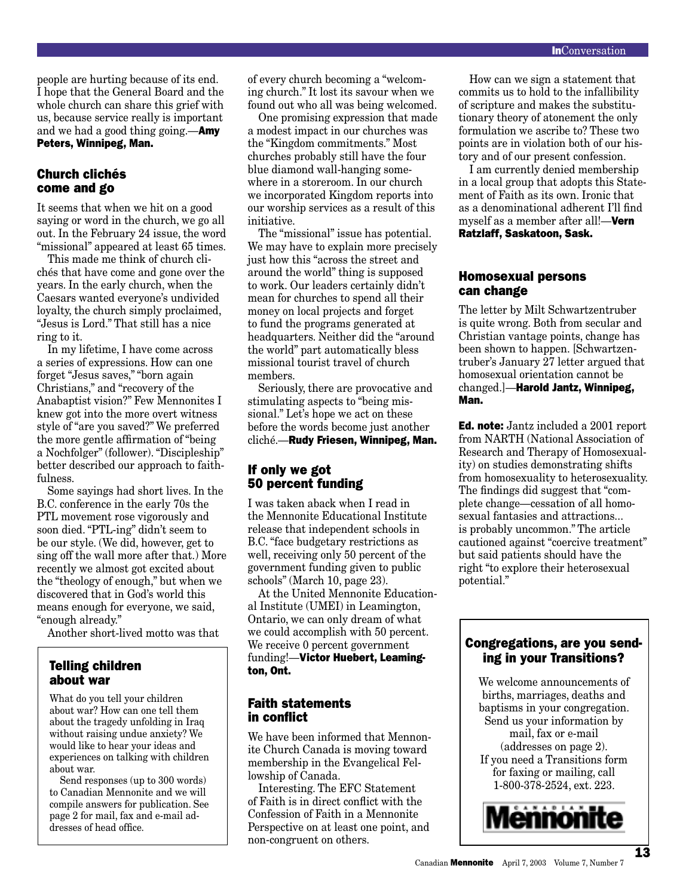people are hurting because of its end. I hope that the General Board and the whole church can share this grief with us, because service really is important and we had a good thing going.—**Amy Peters, Winnipeg, Man.**

### Church clichés come and go

It seems that when we hit on a good saying or word in the church, we go all out. In the February 24 issue, the word "missional" appeared at least 65 times.

This made me think of church clichés that have come and gone over the years. In the early church, when the Caesars wanted everyone's undivided loyalty, the church simply proclaimed, "Jesus is Lord." That still has a nice ring to it.

In my lifetime, I have come across a series of expressions. How can one forget "Jesus saves," "born again Christians," and "recovery of the Anabaptist vision?" Few Mennonites I knew got into the more overt witness style of "are you saved?" We preferred the more gentle affirmation of "being a Nochfolger" (follower). "Discipleship" better described our approach to faithfulness.

Some sayings had short lives. In the B.C. conference in the early 70s the PTL movement rose vigorously and soon died. "PTL-ing" didn't seem to be our style. (We did, however, get to sing off the wall more after that.) More recently we almost got excited about the "theology of enough," but when we discovered that in God's world this means enough for everyone, we said, "enough already."

Another short-lived motto was that of every church becoming a "welcoming church." It lost its savour when we found out who all was being welcomed.

One promising expression that made a modest impact in our churches was the "Kingdom commitments." Most churches probably still have the four blue diamond wall-hanging somewhere in a storeroom. In our church we incorporated Kingdom reports into our worship services as a result of this initiative.

The "missional" issue has potential. We may have to explain more precisely just how this "across the street and around the world" thing is supposed to work. Our leaders certainly didn't mean for churches to spend all their money on local projects and forget to fund the programs generated at headquarters. Neither did the "around the world" part automatically bless missional tourist travel of church members.

Seriously, there are provocative and stimulating aspects to "being missional." Let's hope we act on these before the words become just another cliché.—**Rudy Friesen, Winnipeg, Man.**

### Telling children about war

What do you tell your children about war? How can one tell them about the tragedy unfolding in Iraq without raising undue anxiety? We would like to hear your ideas and experiences on talking with children about war.

Send responses (up to 300 words) to Canadian Mennonite and we will compile answers for publication. See page 2 for mail, fax and e-mail addresses of head office.

### If only we got 50 percent funding

I was taken aback when I read in the Mennonite Educational Institute release that independent schools in B.C. "face budgetary restrictions as well, receiving only 50 percent of the government funding given to public schools" (March 10, page 23).

At the United Mennonite Educational Institute (UMEI) in Leamington, Ontario, we can only dream of what we could accomplish with 50 percent. We receive 0 percent government funding!—**Victor Huebert, Leamington, Ont.**

### Faith statements in conflict

We have been informed that Mennonite Church Canada is moving toward membership in the Evangelical Fellowship of Canada.

Interesting. The EFC Statement of Faith is in direct conflict with the Confession of Faith in a Mennonite Perspective on at least one point, and non-congruent on others.

How can we sign a statement that commits us to hold to the infallibility of scripture and makes the substitutionary theory of atonement the only formulation we ascribe to? These two points are in violation both of our history and of our present confession.

I am currently denied membership in a local group that adopts this Statement of Faith as its own. Ironic that as a denominational adherent I'll find myself as a member after all!—**Vern Ratzlaff, Saskatoon, Sask.**

### Homosexual persons can change

The letter by Milt Schwartzentruber is quite wrong. Both from secular and Christian vantage points, change has been shown to happen. [Schwartzentruber's January 27 letter argued that homosexual orientation cannot be changed.]—**Harold Jantz, Winnipeg, Man.**

**Ed. note:** Jantz included a 2001 report from NARTH (National Association of Research and Therapy of Homosexuality) on studies demonstrating shifts from homosexuality to heterosexuality. The findings did suggest that "complete change—cessation of all homosexual fantasies and attractions... is probably uncommon." The article cautioned against "coercive treatment" but said patients should have the right "to explore their heterosexual potential."

### Congregations, are you sending in your Transitions?

We welcome announcements of births, marriages, deaths and baptisms in your congregation. Send us your information by mail, fax or e-mail (addresses on page 2). If you need a Transitions form for faxing or mailing, call 1-800-378-2524, ext. 223.

Canadian Mennonite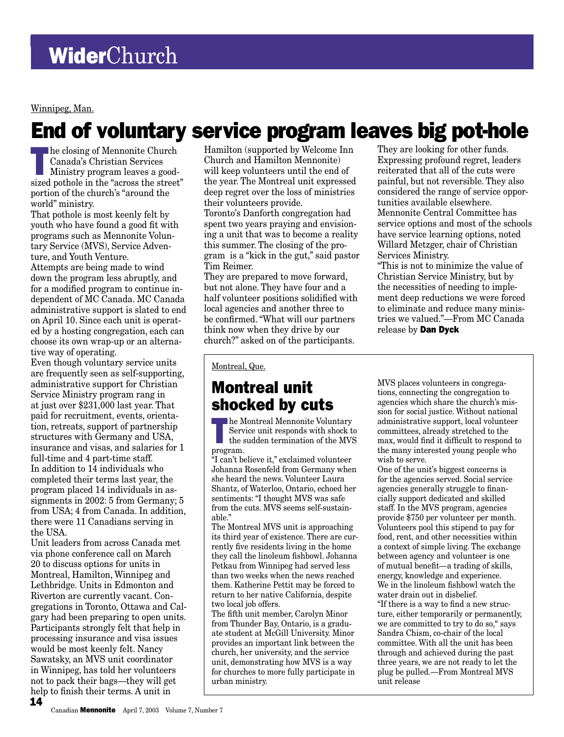# **Wider**Church

Winnipeg, Man.

## End of voluntary service program leaves big pot-hole

The closing of Mennonite Church Canada's Christian Services Ministry program leaves a good-sized pothole in the "across the street" portion of the church's "around the world" ministry.

That pothole is most keenly felt by youth who have found a good fit with programs such as Mennonite Voluntary Service (MVS), Service Adventure, and Youth Venture.

Attempts are being made to wind down the program less abruptly, and for a modified program to continue independent of MC Canada. MC Canada administrative support is slated to end on April 10. Since each unit is operated by a hosting congregation, each can choose its own wrap-up or an alternative way of operating.

Even though voluntary service units are frequently seen as self-supporting, administrative support for Christian Service Ministry program rang in at just over $231,000 last year. That paid for recruitment, events, orientation, retreats, support of partnership structures with Germany and USA, insurance and visas, and salaries for 1 full-time and 4 part-time staff.

In addition to 14 individuals who completed their terms last year, the program placed 14 individuals in assignments in 2002: 5 from Germany; 5 from USA; 4 from Canada. In addition, there were 11 Canadians serving in the USA.

Unit leaders from across Canada met via phone conference call on March 20 to discuss options for units in Montreal, Hamilton, Winnipeg and Lethbridge. Units in Edmonton and Riverton are currently vacant. Congregations in Toronto, Ottawa and Calgary had been preparing to open units. Participants strongly felt that help in processing insurance and visa issues would be most keenly felt. Nancy Sawatsky, an MVS unit coordinator in Winnipeg, has told her volunteers not to pack their bags—they will get help to finish their terms. A unit in Hamilton (supported by Welcome Inn Church and Hamilton Mennonite) will keep volunteers until the end of the year. The Montreal unit expressed deep regret over the loss of ministries their volunteers provide.

Toronto's Danforth congregation had spent two years praying and envisioning a unit that was to become a reality this summer. The closing of the program is a "kick in the gut," said pastor Tim Reimer.

They are prepared to move forward, but not alone. They have four and a half volunteer positions solidified with local agencies and another three to be confirmed. "What will our partners think now when they drive by our church?" asked on of the participants.

They are looking for other funds. Expressing profound regret, leaders reiterated that all of the cuts were painful, but not reversible. They also considered the range of service opportunities available elsewhere. Mennonite Central Committee has service options and most of the schools have service learning options, noted Willard Metzger, chair of Christian Services Ministry.

"This is not to minimize the value of Christian Service Ministry, but by the necessities of needing to implement deep reductions we were forced to eliminate and reduce many ministries we valued."—From MC Canada release by **Dan Dyck**

---

Montreal, Que.

## Montreal unit shocked by cuts

The Montreal Mennonite Voluntary Service unit responds with shock to the sudden termination of the MVS program.

"I can't believe it," exclaimed volunteer Johanna Rosenfeld from Germany when she heard the news. Volunteer Laura Shantz, of Waterloo, Ontario, echoed her sentiments: "I thought MVS was safe from the cuts. MVS seems self-sustainable."

The Montreal MVS unit is approaching its third year of existence. There are currently five residents living in the home they call the linoleum fishbowl. Johanna Petkau from Winnipeg had served less than two weeks when the news reached them. Katherine Pettit may be forced to return to her native California, despite two local job offers.

The fifth unit member, Carolyn Minor from Thunder Bay, Ontario, is a graduate student at McGill University. Minor provides an important link between the church, her university, and the service unit, demonstrating how MVS is a way for churches to more fully participate in urban ministry.

MVS places volunteers in congregations, connecting the congregation to agencies which share the church's mission for social justice. Without national administrative support, local volunteer committees, already stretched to the max, would find it difficult to respond to the many interested young people who wish to serve.

One of the unit's biggest concerns is for the agencies served. Social service agencies generally struggle to financially support dedicated and skilled staff. In the MVS program, agencies provide $750 per volunteer per month. Volunteers pool this stipend to pay for food, rent, and other necessities within a context of simple living. The exchange between agency and volunteer is one of mutual benefit—a trading of skills, energy, knowledge and experience.

We in the linoleum fishbowl watch the water drain out in disbelief.

"If there is a way to find a new structure, either temporarily or permanently, we are committed to try to do so," says Sandra Chism, co-chair of the local committee. With all the unit has been through and achieved during the past three years, we are not ready to let the plug be pulled.—From Montreal MVS unit release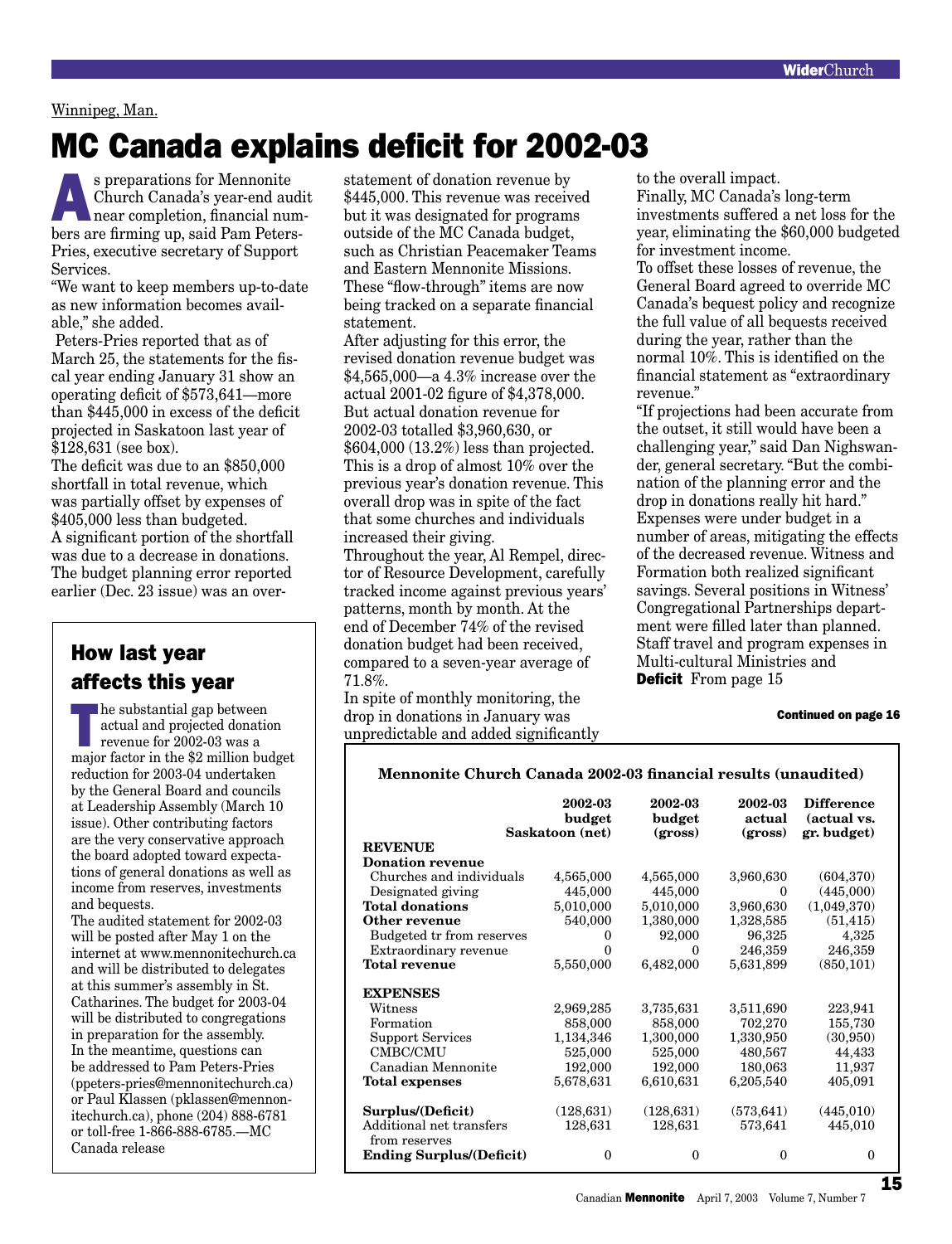Winnipeg, Man.

# MC Canada explains deficit for 2002-03

As preparations for Mennonite Church Canada's year-end audit near completion, financial numbers are firming up, said Pam Peters-Pries, executive secretary of Support Services.

"We want to keep members up-to-date as new information becomes available," she added.

Peters-Pries reported that as of March 25, the statements for the fiscal year ending January 31 show an operating deficit of $573,641—more than $445,000 in excess of the deficit projected in Saskatoon last year of $128,631 (see box).

The deficit was due to an $850,000 shortfall in total revenue, which was partially offset by expenses of $405,000 less than budgeted.

A significant portion of the shortfall was due to a decrease in donations. The budget planning error reported earlier (Dec. 23 issue) was an overstatement of donation revenue by $445,000. This revenue was received but it was designated for programs outside of the MC Canada budget, such as Christian Peacemaker Teams and Eastern Mennonite Missions. These "flow-through" items are now being tracked on a separate financial statement.

After adjusting for this error, the revised donation revenue budget was $4,565,000—a 4.3% increase over the actual 2001-02 figure of $4,378,000. But actual donation revenue for 2002-03 totalled $3,960,630, or $604,000 (13.2%) less than projected. This is a drop of almost 10% over the previous year's donation revenue. This overall drop was in spite of the fact that some churches and individuals increased their giving.

Throughout the year, Al Rempel, director of Resource Development, carefully tracked income against previous years' patterns, month by month. At the end of December 74% of the revised donation budget had been received, compared to a seven-year average of 71.8%.

In spite of monthly monitoring, the drop in donations in January was unpredictable and added significantly to the overall impact.

Finally, MC Canada's long-term investments suffered a net loss for the year, eliminating the $60,000 budgeted for investment income.

To offset these losses of revenue, the General Board agreed to override MC Canada's bequest policy and recognize the full value of all bequests received during the year, rather than the normal 10%. This is identified on the financial statement as "extraordinary revenue."

"If projections had been accurate from the outset, it still would have been a challenging year," said Dan Nighswander, general secretary. "But the combination of the planning error and the drop in donations really hit hard."

Expenses were under budget in a number of areas, mitigating the effects of the decreased revenue. Witness and Formation both realized significant savings. Several positions in Witness' Congregational Partnerships department were filled later than planned. Staff travel and program expenses in Multi-cultural Ministries and

**Continued on page 16**

## How last year affects this year

The substantial gap between actual and projected donation revenue for 2002-03 was a major factor in the $2 million budget reduction for 2003-04 undertaken by the General Board and councils at Leadership Assembly (March 10 issue). Other contributing factors are the very conservative approach the board adopted toward expectations of general donations as well as income from reserves, investments and bequests.

The audited statement for 2002-03 will be posted after May 1 on the internet at www.mennonitechurch.ca and will be distributed to delegates at this summer's assembly in St. Catharines. The budget for 2003-04 will be distributed to congregations in preparation for the assembly. In the meantime, questions can be addressed to Pam Peters-Pries (ppeters-pries@mennonitechurch.ca) or Paul Klassen (pklassen@mennonitechurch.ca), phone (204) 888-6781 or toll-free 1-866-888-6785.—MC Canada release

**Mennonite Church Canada 2002-03 financial results (unaudited)**

| | 2002-03 budget Saskatoon (net) | 2002-03 budget (gross) | 2002-03 actual (gross) | Difference (actual vs. gr. budget) |
|---|---|---|---|---|
| **REVENUE** | | | | |
| **Donation revenue** | | | | |
| Churches and individuals | 4,565,000 | 4,565,000 | 3,960,630 | (604,370) |
| Designated giving | 445,000 | 445,000 | 0 | (445,000) |
| **Total donations** | 5,010,000 | 5,010,000 | 3,960,630 | (1,049,370) |
| **Other revenue** | 540,000 | 1,380,000 | 1,328,585 | (51,415) |
| Budgeted tr from reserves | 0 | 92,000 | 96,325 | 4,325 |
| Extraordinary revenue | 0 | 0 | 246,359 | 246,359 |
| **Total revenue** | 5,550,000 | 6,482,000 | 5,631,899 | (850,101) |
| **EXPENSES** | | | | |
| Witness | 2,969,285 | 3,735,631 | 3,511,690 | 223,941 |
| Formation | 858,000 | 858,000 | 702,270 | 155,730 |
| Support Services | 1,134,346 | 1,300,000 | 1,330,950 | (30,950) |
| CMBC/CMU | 525,000 | 525,000 | 480,567 | 44,433 |
| Canadian Mennonite | 192,000 | 192,000 | 180,063 | 11,937 |
| **Total expenses** | 5,678,631 | 6,610,631 | 6,205,540 | 405,091 |
| **Surplus/(Deficit)** | (128,631) | (128,631) | (573,641) | (445,010) |
| Additional net transfers from reserves | 128,631 | 128,631 | 573,641 | 445,010 |
| **Ending Surplus/(Deficit)** | 0 | 0 | 0 | 0 |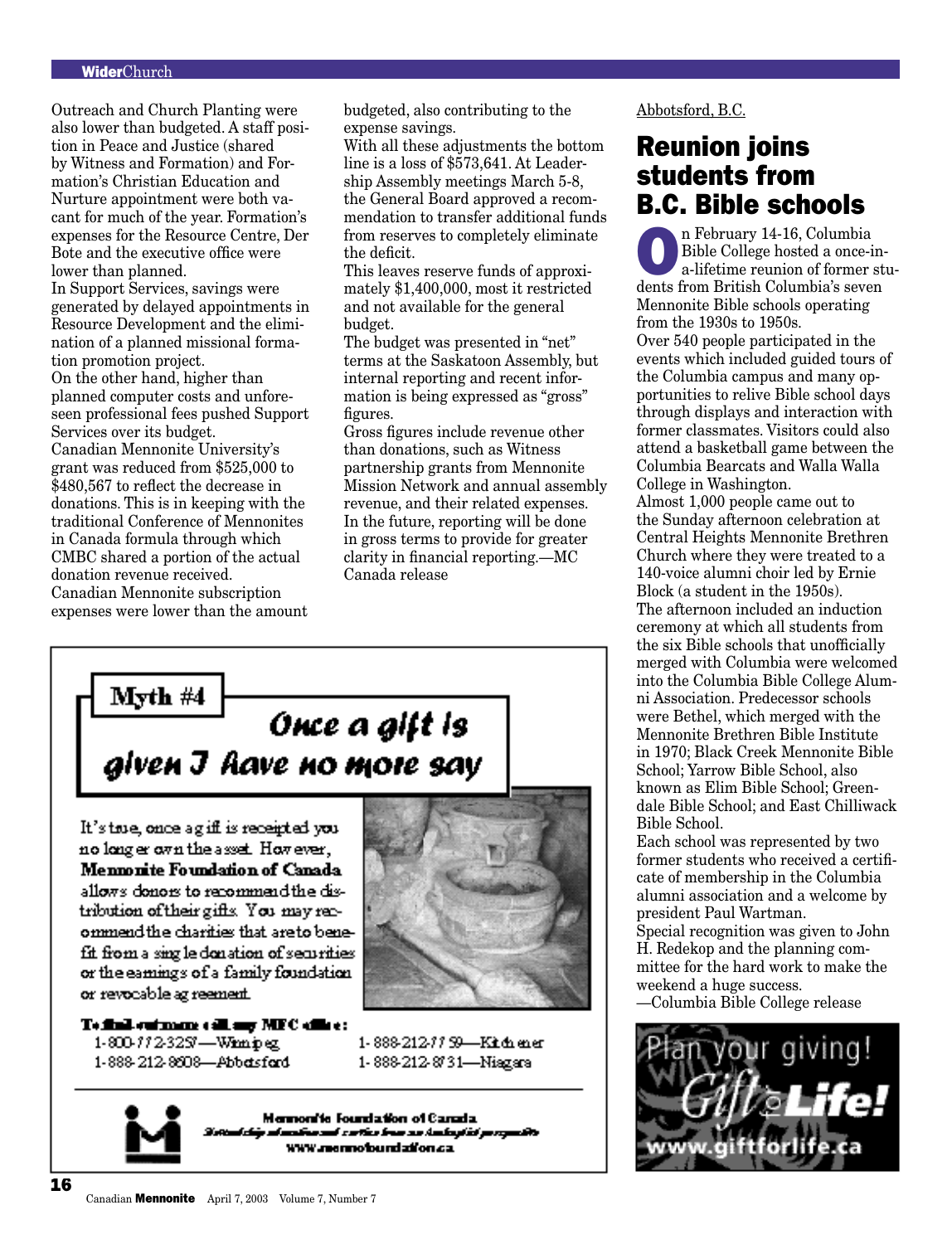Outreach and Church Planting were also lower than budgeted. A staff position in Peace and Justice (shared by Witness and Formation) and Formation's Christian Education and Nurture appointment were both vacant for much of the year. Formation's expenses for the Resource Centre, Der Bote and the executive office were lower than planned.

In Support Services, savings were generated by delayed appointments in Resource Development and the elimination of a planned missional formation promotion project.

On the other hand, higher than planned computer costs and unforeseen professional fees pushed Support Services over its budget.

Canadian Mennonite University's grant was reduced from $525,000 to $480,567 to reflect the decrease in donations. This is in keeping with the traditional Conference of Mennonites in Canada formula through which CMBC shared a portion of the actual donation revenue received.

Canadian Mennonite subscription expenses were lower than the amount budgeted, also contributing to the expense savings.

With all these adjustments the bottom line is a loss of $573,641. At Leadership Assembly meetings March 5-8, the General Board approved a recommendation to transfer additional funds from reserves to completely eliminate the deficit.

This leaves reserve funds of approximately $1,400,000, most it restricted and not available for the general budget.

The budget was presented in "net" terms at the Saskatoon Assembly, but internal reporting and recent information is being expressed as "gross" figures.

Gross figures include revenue other than donations, such as Witness partnership grants from Mennonite Mission Network and annual assembly revenue, and their related expenses. In the future, reporting will be done in gross terms to provide for greater clarity in financial reporting.—MC Canada release

**Myth #4**

*Once a gift is given I have no more say*

It's true, once a gift is receipted you no longer own the asset. However, **Mennonite Foundation of Canada** allows donors to recommend the distribution of their gifts. You may recommend the charities that are to benefit from a single donation of securities or the earnings of a family foundation or revocable agreement.

**To find out more call any MFC office:**

1-800-772-3257—Winnipeg
1-888-212-8608—Abbotsford
1-888-212-7759—Kitchener
1-888-212-8731—Niagara

**Mennonite Foundation of Canada**
*Stewardship education and services from an Anabaptist perspective*
www.mennofoundation.ca

Abbotsford, B.C.

## Reunion joins students from B.C. Bible schools

On February 14-16, Columbia Bible College hosted a once-in-a-lifetime reunion of former students from British Columbia's seven Mennonite Bible schools operating from the 1930s to 1950s.

Over 540 people participated in the events which included guided tours of the Columbia campus and many opportunities to relive Bible school days through displays and interaction with former classmates. Visitors could also attend a basketball game between the Columbia Bearcats and Walla Walla College in Washington.

Almost 1,000 people came out to the Sunday afternoon celebration at Central Heights Mennonite Brethren Church where they were treated to a 140-voice alumni choir led by Ernie Block (a student in the 1950s).

The afternoon included an induction ceremony at which all students from the six Bible schools that unofficially merged with Columbia were welcomed into the Columbia Bible College Alumni Association. Predecessor schools were Bethel, which merged with the Mennonite Brethren Bible Institute in 1970; Black Creek Mennonite Bible School; Yarrow Bible School, also known as Elim Bible School; Greendale Bible School; and East Chilliwack Bible School.

Each school was represented by two former students who received a certificate of membership in the Columbia alumni association and a welcome by president Paul Wartman.

Special recognition was given to John H. Redekop and the planning committee for the hard work to make the weekend a huge success.
—Columbia Bible College release

Plan your giving!
Gift for Life!
www.giftforlife.ca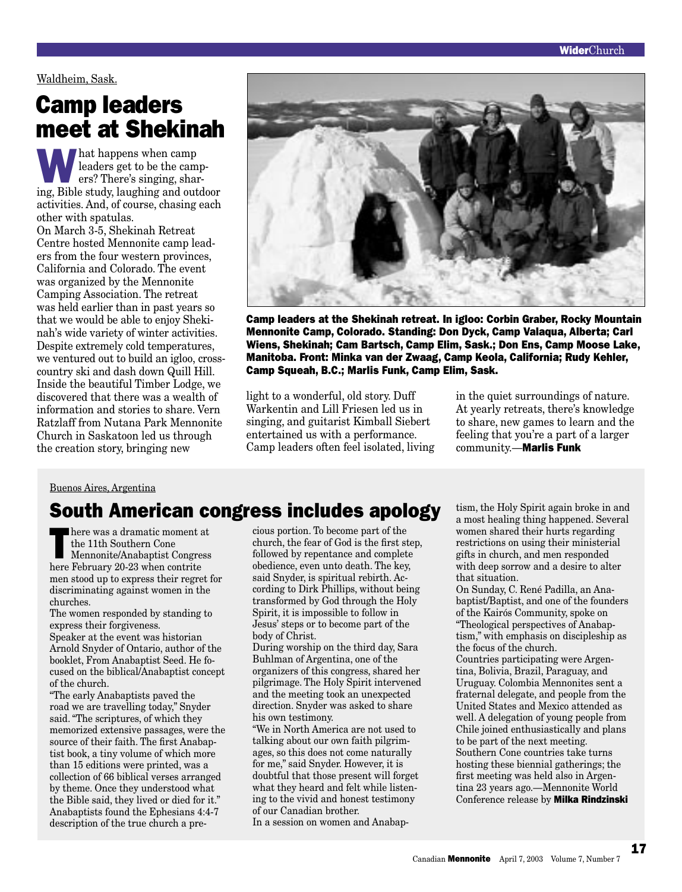Waldheim, Sask.

# Camp leaders meet at Shekinah

What happens when camp leaders get to be the campers? There's singing, sharing, Bible study, laughing and outdoor activities. And, of course, chasing each other with spatulas.

On March 3-5, Shekinah Retreat Centre hosted Mennonite camp leaders from the four western provinces, California and Colorado. The event was organized by the Mennonite Camping Association. The retreat was held earlier than in past years so that we would be able to enjoy Shekinah's wide variety of winter activities. Despite extremely cold temperatures, we ventured out to build an igloo, cross-country ski and dash down Quill Hill. Inside the beautiful Timber Lodge, we discovered that there was a wealth of information and stories to share. Vern Ratzlaff from Nutana Park Mennonite Church in Saskatoon led us through the creation story, bringing new light to a wonderful, old story. Duff Warkentin and Lill Friesen led us in singing, and guitarist Kimball Siebert entertained us with a performance. Camp leaders often feel isolated, living in the quiet surroundings of nature. At yearly retreats, there's knowledge to share, new games to learn and the feeling that you're a part of a larger community.—**Marlis Funk**

**Camp leaders at the Shekinah retreat. In igloo: Corbin Graber, Rocky Mountain Mennonite Camp, Colorado. Standing: Don Dyck, Camp Valaqua, Alberta; Carl Wiens, Shekinah; Cam Bartsch, Camp Elim, Sask.; Don Ens, Camp Moose Lake, Manitoba. Front: Minka van der Zwaag, Camp Keola, California; Rudy Kehler, Camp Squeah, B.C.; Marlis Funk, Camp Elim, Sask.**

Buenos Aires, Argentina

# South American congress includes apology

There was a dramatic moment at the 11th Southern Cone Mennonite/Anabaptist Congress here February 20-23 when contrite men stood up to express their regret for discriminating against women in the churches.

The women responded by standing to express their forgiveness.

Speaker at the event was historian Arnold Snyder of Ontario, author of the booklet, From Anabaptist Seed. He focused on the biblical/Anabaptist concept of the church.

"The early Anabaptists paved the road we are travelling today," Snyder said. "The scriptures, of which they memorized extensive passages, were the source of their faith. The first Anabaptist book, a tiny volume of which more than 15 editions were printed, was a collection of 66 biblical verses arranged by theme. Once they understood what the Bible said, they lived or died for it." Anabaptists found the Ephesians 4:4-7 description of the true church a precious portion. To become part of the church, the fear of God is the first step, followed by repentance and complete obedience, even unto death. The key, said Snyder, is spiritual rebirth. According to Dirk Phillips, without being transformed by God through the Holy Spirit, it is impossible to follow in Jesus' steps or to become part of the body of Christ.

During worship on the third day, Sara Buhlman of Argentina, one of the organizers of this congress, shared her pilgrimage. The Holy Spirit intervened and the meeting took an unexpected direction. Snyder was asked to share his own testimony.

"We in North America are not used to talking about our own faith pilgrimages, so this does not come naturally for me," said Snyder. However, it is doubtful that those present will forget what they heard and felt while listening to the vivid and honest testimony of our Canadian brother.

In a session on women and Anabaptism, the Holy Spirit again broke in and a most healing thing happened. Several women shared their hurts regarding restrictions on using their ministerial gifts in church, and men responded with deep sorrow and a desire to alter that situation.

On Sunday, C. René Padilla, an Anabaptist/Baptist, and one of the founders of the Kairós Community, spoke on "Theological perspectives of Anabaptism," with emphasis on discipleship as the focus of the church.

Countries participating were Argentina, Bolivia, Brazil, Paraguay, and Uruguay. Colombia Mennonites sent a fraternal delegate, and people from the United States and Mexico attended as well. A delegation of young people from Chile joined enthusiastically and plans to be part of the next meeting.

Southern Cone countries take turns hosting these biennial gatherings; the first meeting was held also in Argentina 23 years ago.—Mennonite World Conference release by **Milka Rindzinski**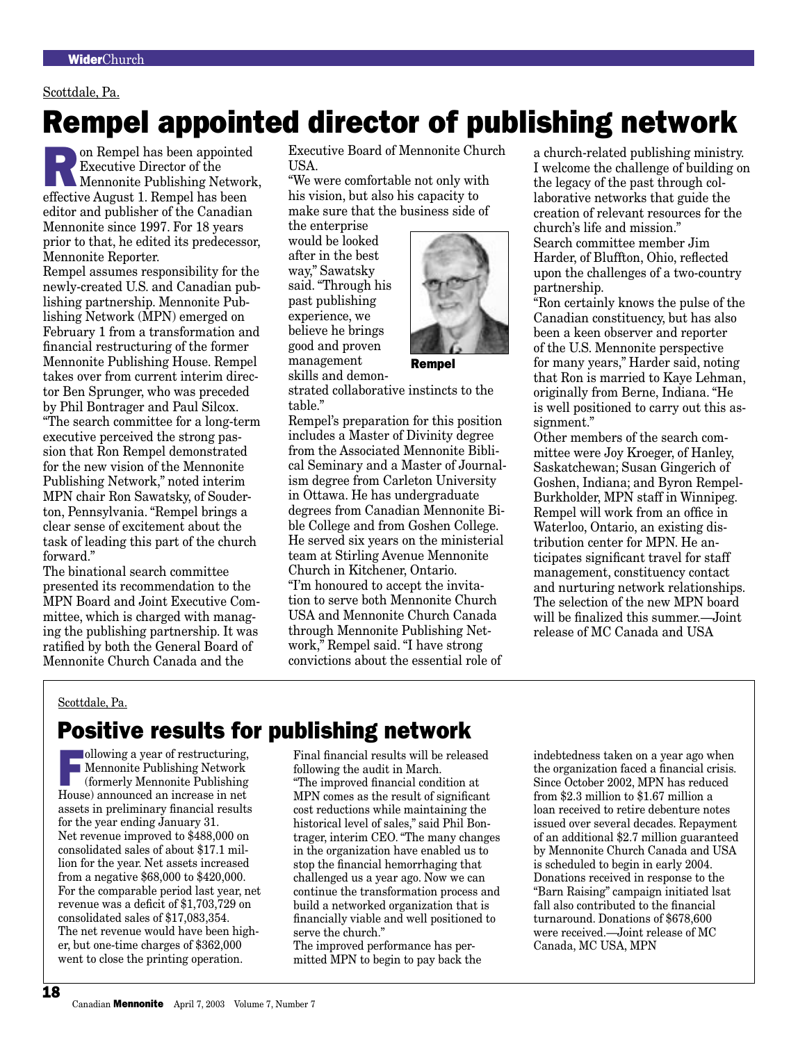Scottdale, Pa.

# Rempel appointed director of publishing network

Ron Rempel has been appointed Executive Director of the Mennonite Publishing Network, effective August 1. Rempel has been editor and publisher of the Canadian Mennonite since 1997. For 18 years prior to that, he edited its predecessor, Mennonite Reporter.

Rempel assumes responsibility for the newly-created U.S. and Canadian publishing partnership. Mennonite Publishing Network (MPN) emerged on February 1 from a transformation and financial restructuring of the former Mennonite Publishing House. Rempel takes over from current interim director Ben Sprunger, who was preceded by Phil Bontrager and Paul Silcox.

"The search committee for a long-term executive perceived the strong passion that Ron Rempel demonstrated for the new vision of the Mennonite Publishing Network," noted interim MPN chair Ron Sawatsky, of Souderton, Pennsylvania. "Rempel brings a clear sense of excitement about the task of leading this part of the church forward."

The binational search committee presented its recommendation to the MPN Board and Joint Executive Committee, which is charged with managing the publishing partnership. It was ratified by both the General Board of Mennonite Church Canada and the Executive Board of Mennonite Church USA.

"We were comfortable not only with his vision, but also his capacity to make sure that the business side of the enterprise would be looked after in the best way," Sawatsky said. "Through his past publishing experience, we believe he brings good and proven management skills and demonstrated collaborative instincts to the table."

Rempel

Rempel's preparation for this position includes a Master of Divinity degree from the Associated Mennonite Biblical Seminary and a Master of Journalism degree from Carleton University in Ottawa. He has undergraduate degrees from Canadian Mennonite Bible College and from Goshen College. He served six years on the ministerial team at Stirling Avenue Mennonite Church in Kitchener, Ontario.

"I'm honoured to accept the invitation to serve both Mennonite Church USA and Mennonite Church Canada through Mennonite Publishing Network," Rempel said. "I have strong convictions about the essential role of a church-related publishing ministry. I welcome the challenge of building on the legacy of the past through collaborative networks that guide the creation of relevant resources for the church's life and mission."

Search committee member Jim Harder, of Bluffton, Ohio, reflected upon the challenges of a two-country partnership.

"Ron certainly knows the pulse of the Canadian constituency, but has also been a keen observer and reporter of the U.S. Mennonite perspective for many years," Harder said, noting that Ron is married to Kaye Lehman, originally from Berne, Indiana. "He is well positioned to carry out this assignment."

Other members of the search committee were Joy Kroeger, of Hanley, Saskatchewan; Susan Gingerich of Goshen, Indiana; and Byron Rempel-Burkholder, MPN staff in Winnipeg.

Rempel will work from an office in Waterloo, Ontario, an existing distribution center for MPN. He anticipates significant travel for staff management, constituency contact and nurturing network relationships.

The selection of the new MPN board will be finalized this summer.—Joint release of MC Canada and USA

Scottdale, Pa.

## Positive results for publishing network

Following a year of restructuring, Mennonite Publishing Network (formerly Mennonite Publishing House) announced an increase in net assets in preliminary financial results for the year ending January 31.

Net revenue improved to $488,000 on consolidated sales of about $17.1 million for the year. Net assets increased from a negative $68,000 to $420,000.

For the comparable period last year, net revenue was a deficit of $1,703,729 on consolidated sales of $17,083,354.

The net revenue would have been higher, but one-time charges of $362,000 went to close the printing operation. Final financial results will be released following the audit in March.

"The improved financial condition at MPN comes as the result of significant cost reductions while maintaining the historical level of sales," said Phil Bontrager, interim CEO. "The many changes in the organization have enabled us to stop the financial hemorrhaging that challenged us a year ago. Now we can continue the transformation process and build a networked organization that is financially viable and well positioned to serve the church."

The improved performance has permitted MPN to begin to pay back the indebtedness taken on a year ago when the organization faced a financial crisis. Since October 2002, MPN has reduced from $2.3 million to $1.67 million a loan received to retire debenture notes issued over several decades. Repayment of an additional $2.7 million guaranteed by Mennonite Church Canada and USA is scheduled to begin in early 2004.

Donations received in response to the "Barn Raising" campaign initiated lsat fall also contributed to the financial turnaround. Donations of $678,600 were received.—Joint release of MC Canada, MC USA, MPN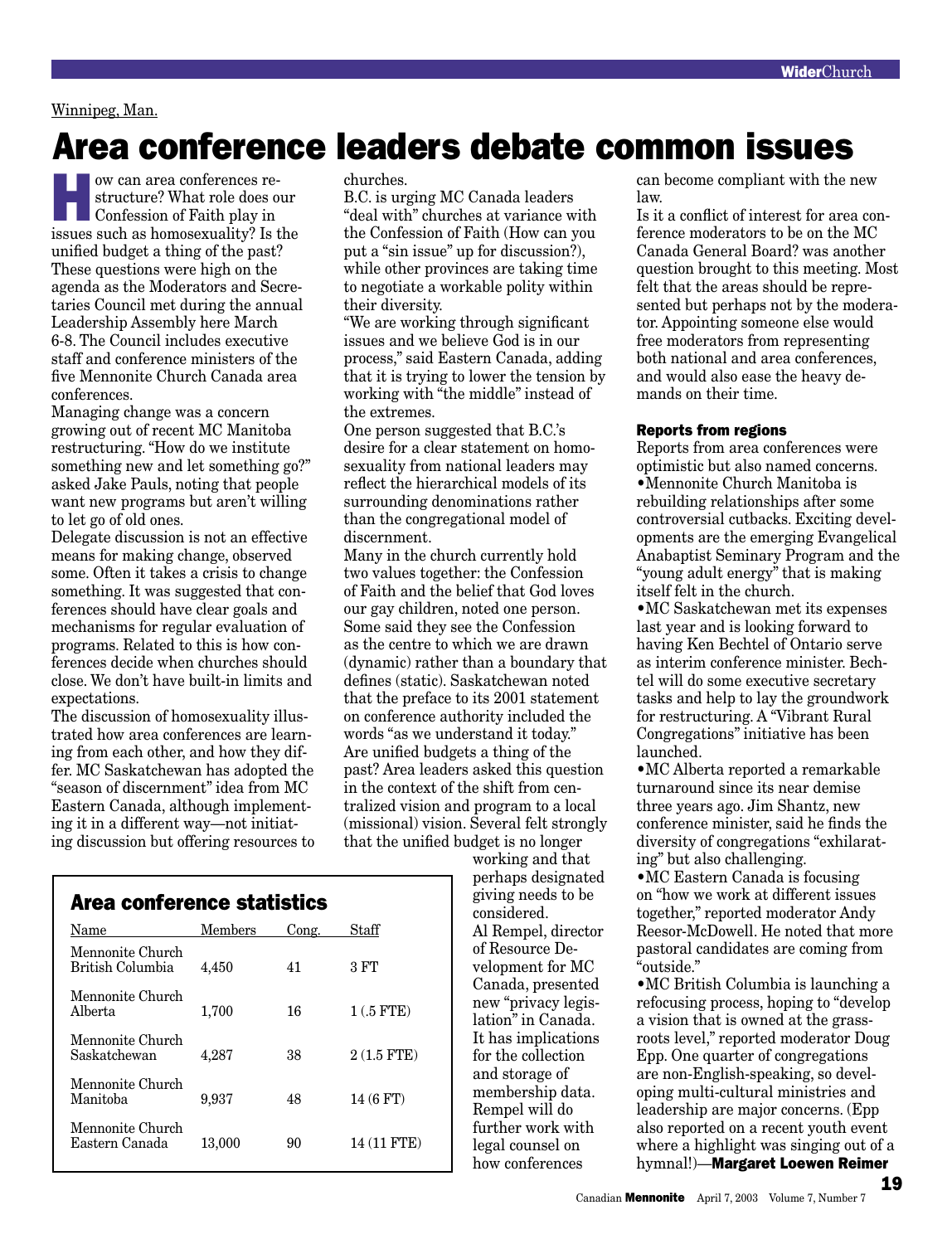Winnipeg, Man.

# Area conference leaders debate common issues

How can area conferences restructure? What role does our Confession of Faith play in issues such as homosexuality? Is the unified budget a thing of the past? These questions were high on the agenda as the Moderators and Secretaries Council met during the annual Leadership Assembly here March 6-8. The Council includes executive staff and conference ministers of the five Mennonite Church Canada area conferences.

Managing change was a concern growing out of recent MC Manitoba restructuring. "How do we institute something new and let something go?" asked Jake Pauls, noting that people want new programs but aren't willing to let go of old ones.

Delegate discussion is not an effective means for making change, observed some. Often it takes a crisis to change something. It was suggested that conferences should have clear goals and mechanisms for regular evaluation of programs. Related to this is how conferences decide when churches should close. We don't have built-in limits and expectations.

The discussion of homosexuality illustrated how area conferences are learning from each other, and how they differ. MC Saskatchewan has adopted the "season of discernment" idea from MC Eastern Canada, although implementing it in a different way—not initiating discussion but offering resources to churches.

B.C. is urging MC Canada leaders "deal with" churches at variance with the Confession of Faith (How can you put a "sin issue" up for discussion?), while other provinces are taking time to negotiate a workable polity within their diversity.

"We are working through significant issues and we believe God is in our process," said Eastern Canada, adding that it is trying to lower the tension by working with "the middle" instead of the extremes.

One person suggested that B.C.'s desire for a clear statement on homosexuality from national leaders may reflect the hierarchical models of its surrounding denominations rather than the congregational model of discernment.

Many in the church currently hold two values together: the Confession of Faith and the belief that God loves our gay children, noted one person. Some said they see the Confession as the centre to which we are drawn (dynamic) rather than a boundary that defines (static). Saskatchewan noted that the preface to its 2001 statement on conference authority included the words "as we understand it today."

Are unified budgets a thing of the past? Area leaders asked this question in the context of the shift from centralized vision and program to a local (missional) vision. Several felt strongly that the unified budget is no longer working and that perhaps designated giving needs to be considered.

Al Rempel, director of Resource Development for MC Canada, presented new "privacy legislation" in Canada. It has implications for the collection and storage of membership data. Rempel will do further work with legal counsel on how conferences can become compliant with the new law.

Is it a conflict of interest for area conference moderators to be on the MC Canada General Board? was another question brought to this meeting. Most felt that the areas should be represented but perhaps not by the moderator. Appointing someone else would free moderators from representing both national and area conferences, and would also ease the heavy demands on their time.

### Reports from regions

Reports from area conferences were optimistic but also named concerns.

- Mennonite Church Manitoba is rebuilding relationships after some controversial cutbacks. Exciting developments are the emerging Evangelical Anabaptist Seminary Program and the "young adult energy" that is making itself felt in the church.
- MC Saskatchewan met its expenses last year and is looking forward to having Ken Bechtel of Ontario serve as interim conference minister. Bechtel will do some executive secretary tasks and help to lay the groundwork for restructuring. A "Vibrant Rural Congregations" initiative has been launched.
- MC Alberta reported a remarkable turnaround since its near demise three years ago. Jim Shantz, new conference minister, said he finds the diversity of congregations "exhilarating" but also challenging.
- MC Eastern Canada is focusing on "how we work at different issues together," reported moderator Andy Reesor-McDowell. He noted that more pastoral candidates are coming from "outside."
- MC British Columbia is launching a refocusing process, hoping to "develop a vision that is owned at the grassroots level," reported moderator Doug Epp. One quarter of congregations are non-English-speaking, so developing multi-cultural ministries and leadership are major concerns. (Epp also reported on a recent youth event where a highlight was singing out of a hymnal!)—**Margaret Loewen Reimer**

### Area conference statistics

| Name | Members | Cong. | Staff |
|---|---|---|---|
| Mennonite Church British Columbia | 4,450 | 41 | 3 FT |
| Mennonite Church Alberta | 1,700 | 16 | 1 (.5 FTE) |
| Mennonite Church Saskatchewan | 4,287 | 38 | 2 (1.5 FTE) |
| Mennonite Church Manitoba | 9,937 | 48 | 14 (6 FT) |
| Mennonite Church Eastern Canada | 13,000 | 90 | 14 (11 FTE) |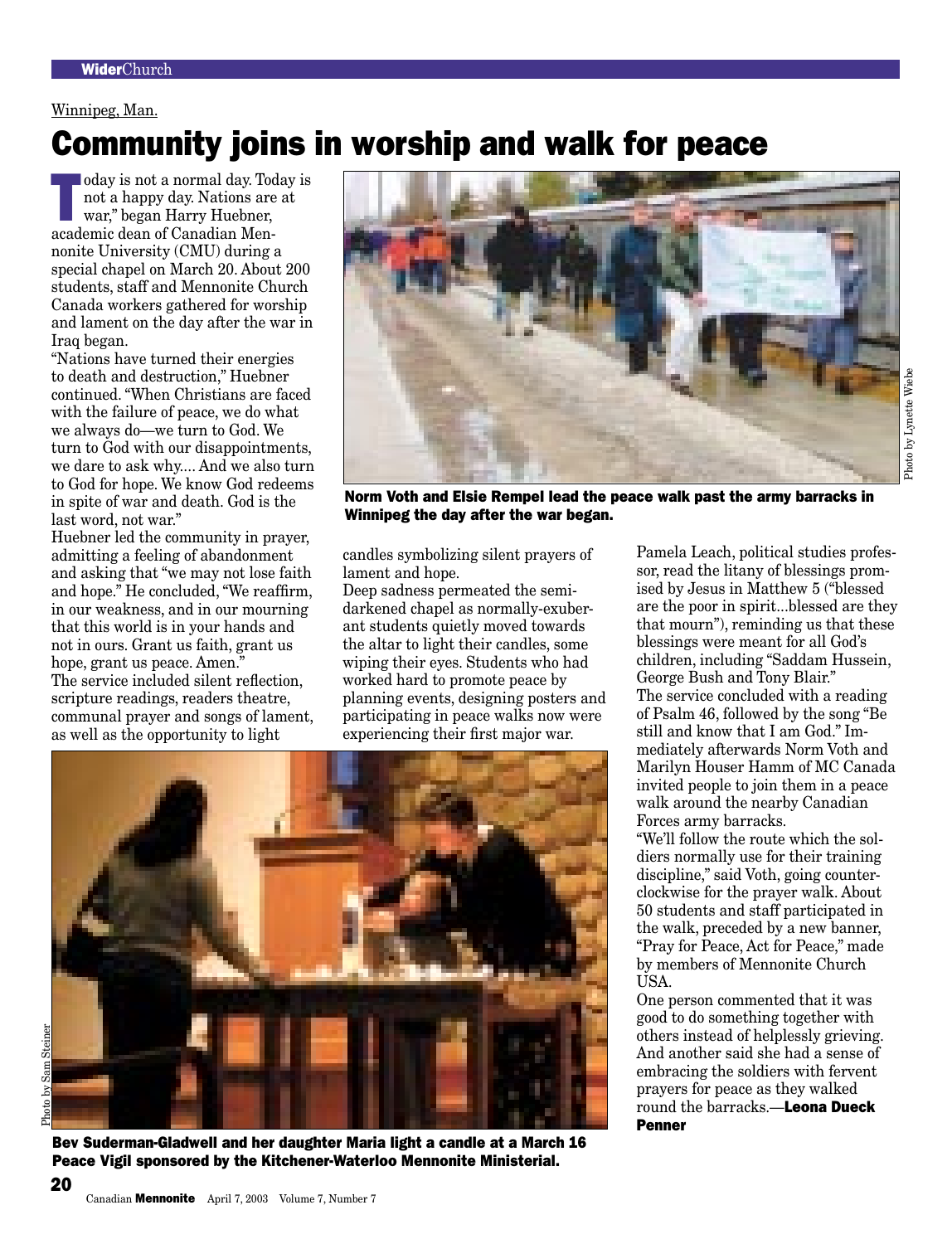Winnipeg, Man.

# Community joins in worship and walk for peace

"Today is not a normal day. Today is not a happy day. Nations are at war," began Harry Huebner, academic dean of Canadian Mennonite University (CMU) during a special chapel on March 20. About 200 students, staff and Mennonite Church Canada workers gathered for worship and lament on the day after the war in Iraq began.

"Nations have turned their energies to death and destruction," Huebner continued. "When Christians are faced with the failure of peace, we do what we always do—we turn to God. We turn to God with our disappointments, we dare to ask why.... And we also turn to God for hope. We know God redeems in spite of war and death. God is the last word, not war."

Huebner led the community in prayer, admitting a feeling of abandonment and asking that "we may not lose faith and hope." He concluded, "We reaffirm, in our weakness, and in our mourning that this world is in your hands and not in ours. Grant us faith, grant us hope, grant us peace. Amen."

The service included silent reflection, scripture readings, readers theatre, communal prayer and songs of lament, as well as the opportunity to light candles symbolizing silent prayers of lament and hope.

Deep sadness permeated the semi-darkened chapel as normally-exuberant students quietly moved towards the altar to light their candles, some wiping their eyes. Students who had worked hard to promote peace by planning events, designing posters and participating in peace walks now were experiencing their first major war.

Pamela Leach, political studies professor, read the litany of blessings promised by Jesus in Matthew 5 ("blessed are the poor in spirit...blessed are they that mourn"), reminding us that these blessings were meant for all God's children, including "Saddam Hussein, George Bush and Tony Blair."

The service concluded with a reading of Psalm 46, followed by the song "Be still and know that I am God." Immediately afterwards Norm Voth and Marilyn Houser Hamm of MC Canada invited people to join them in a peace walk around the nearby Canadian Forces army barracks.

"We'll follow the route which the soldiers normally use for their training discipline," said Voth, going counterclockwise for the prayer walk. About 50 students and staff participated in the walk, preceded by a new banner, "Pray for Peace, Act for Peace," made by members of Mennonite Church USA.

One person commented that it was good to do something together with others instead of helplessly grieving. And another said she had a sense of embracing the soldiers with fervent prayers for peace as they walked round the barracks.—**Leona Dueck Penner**

Photo by Lynette Wiebe

**Norm Voth and Elsie Rempel lead the peace walk past the army barracks in Winnipeg the day after the war began.**

Photo by Sam Steiner

**Bev Suderman-Gladwell and her daughter Maria light a candle at a March 16 Peace Vigil sponsored by the Kitchener-Waterloo Mennonite Ministerial.**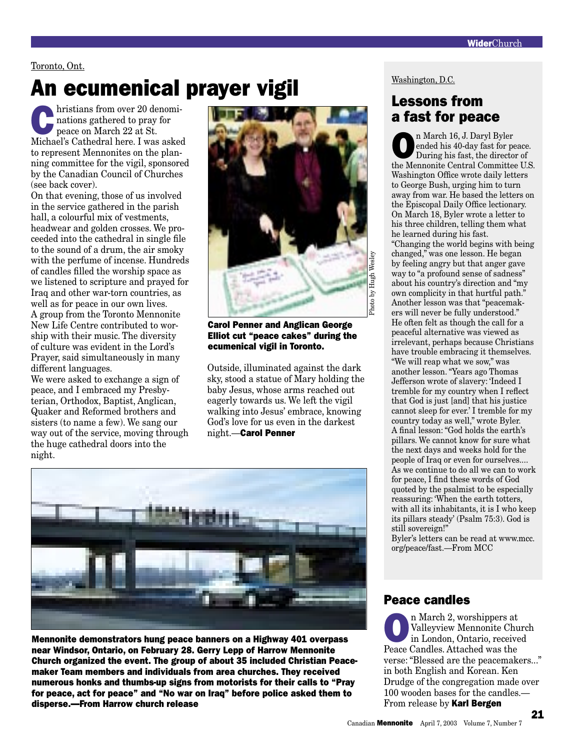Toronto, Ont.

# An ecumenical prayer vigil

Christians from over 20 denominations gathered to pray for peace on March 22 at St. Michael's Cathedral here. I was asked to represent Mennonites on the planning committee for the vigil, sponsored by the Canadian Council of Churches (see back cover).

On that evening, those of us involved in the service gathered in the parish hall, a colourful mix of vestments, headwear and golden crosses. We proceeded into the cathedral in single file to the sound of a drum, the air smoky with the perfume of incense. Hundreds of candles filled the worship space as we listened to scripture and prayed for Iraq and other war-torn countries, as well as for peace in our own lives.

A group from the Toronto Mennonite New Life Centre contributed to worship with their music. The diversity of culture was evident in the Lord's Prayer, said simultaneously in many different languages.

We were asked to exchange a sign of peace, and I embraced my Presbyterian, Orthodox, Baptist, Anglican, Quaker and Reformed brothers and sisters (to name a few). We sang our way out of the service, moving through the huge cathedral doors into the night.

Photo by Hugh Wesley

**Carol Penner and Anglican George Elliot cut "peace cakes" during the ecumenical vigil in Toronto.**

Outside, illuminated against the dark sky, stood a statue of Mary holding the baby Jesus, whose arms reached out eagerly towards us. We left the vigil walking into Jesus' embrace, knowing God's love for us even in the darkest night.—**Carol Penner**

**Mennonite demonstrators hung peace banners on a Highway 401 overpass near Windsor, Ontario, on February 28. Gerry Lepp of Harrow Mennonite Church organized the event. The group of about 35 included Christian Peacemaker Team members and individuals from area churches. They received numerous honks and thumbs-up signs from motorists for their calls to "Pray for peace, act for peace" and "No war on Iraq" before police asked them to disperse.—From Harrow church release**

Washington, D.C.

## Lessons from a fast for peace

On March 16, J. Daryl Byler ended his 40-day fast for peace. During his fast, the director of the Mennonite Central Committee U.S. Washington Office wrote daily letters to George Bush, urging him to turn away from war. He based the letters on the Episcopal Daily Office lectionary.

On March 18, Byler wrote a letter to his three children, telling them what he learned during his fast.

"Changing the world begins with being changed," was one lesson. He began by feeling angry but that anger gave way to "a profound sense of sadness" about his country's direction and "my own complicity in that hurtful path."

Another lesson was that "peacemakers will never be fully understood." He often felt as though the call for a peaceful alternative was viewed as irrelevant, perhaps because Christians have trouble embracing it themselves.

"We will reap what we sow," was another lesson. "Years ago Thomas Jefferson wrote of slavery: 'Indeed I tremble for my country when I reflect that God is just [and] that his justice cannot sleep for ever.' I tremble for my country today as well," wrote Byler.

A final lesson: "God holds the earth's pillars. We cannot know for sure what the next days and weeks hold for the people of Iraq or even for ourselves.... As we continue to do all we can to work for peace, I find these words of God quoted by the psalmist to be especially reassuring: 'When the earth totters, with all its inhabitants, it is I who keep its pillars steady' (Psalm 75:3). God is still sovereign!"

Byler's letters can be read at www.mcc.org/peace/fast.—From MCC

## Peace candles

On March 2, worshippers at Valleyview Mennonite Church in London, Ontario, received Peace Candles. Attached was the verse: "Blessed are the peacemakers..." in both English and Korean. Ken Drudge of the congregation made over 100 wooden bases for the candles.—From release by **Karl Bergen**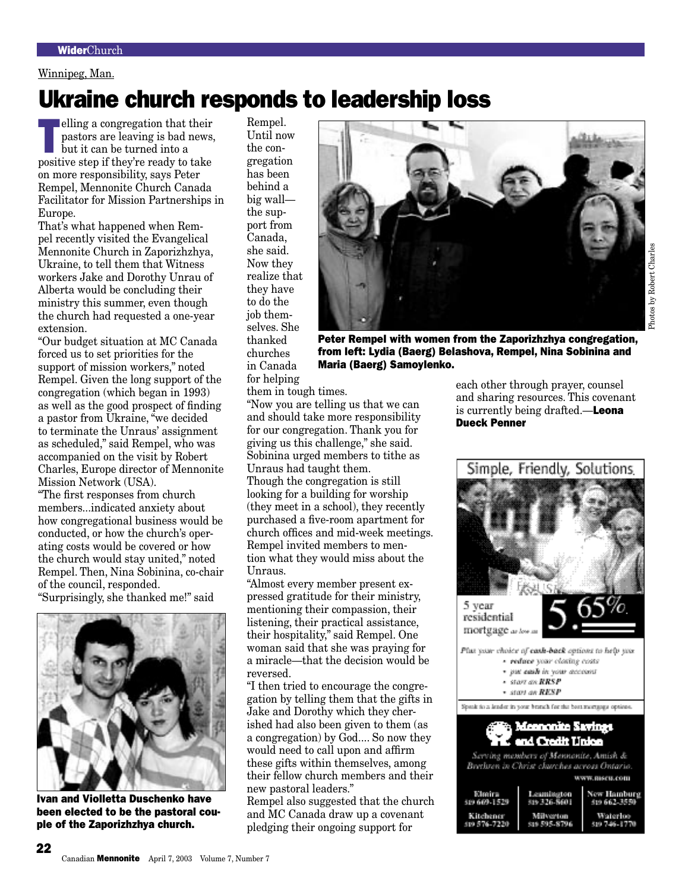Winnipeg, Man.

# Ukraine church responds to leadership loss

Telling a congregation that their pastors are leaving is bad news, but it can be turned into a positive step if they're ready to take on more responsibility, says Peter Rempel, Mennonite Church Canada Facilitator for Mission Partnerships in Europe.

That's what happened when Rempel recently visited the Evangelical Mennonite Church in Zaporizhzhya, Ukraine, to tell them that Witness workers Jake and Dorothy Unrau of Alberta would be concluding their ministry this summer, even though the church had requested a one-year extension.

"Our budget situation at MC Canada forced us to set priorities for the support of mission workers," noted Rempel. Given the long support of the congregation (which began in 1993) as well as the good prospect of finding a pastor from Ukraine, "we decided to terminate the Unraus' assignment as scheduled," said Rempel, who was accompanied on the visit by Robert Charles, Europe director of Mennonite Mission Network (USA).

"The first responses from church members...indicated anxiety about how congregational business would be conducted, or how the church's operating costs would be covered or how the church would stay united," noted Rempel. Then, Nina Sobinina, co-chair of the council, responded.

"Surprisingly, she thanked me!" said Rempel. Until now the congregation has been behind a big wall—the support from Canada, she said. Now they realize that they have to do the job themselves. She thanked churches in Canada for helping them in tough times.

"Now you are telling us that we can and should take more responsibility for our congregation. Thank you for giving us this challenge," she said. Sobinina urged members to tithe as Unraus had taught them.

Though the congregation is still looking for a building for worship (they meet in a school), they recently purchased a five-room apartment for church offices and mid-week meetings. Rempel invited members to mention what they would miss about the Unraus.

"Almost every member present expressed gratitude for their ministry, mentioning their compassion, their listening, their practical assistance, their hospitality," said Rempel. One woman said that she was praying for a miracle—that the decision would be reversed.

"I then tried to encourage the congregation by telling them that the gifts in Jake and Dorothy which they cherished had also been given to them (as a congregation) by God.... So now they would need to call upon and affirm these gifts within themselves, among their fellow church members and their new pastoral leaders."

Rempel also suggested that the church and MC Canada draw up a covenant pledging their ongoing support for each other through prayer, counsel and sharing resources. This covenant is currently being drafted.—**Leona Dueck Penner**

**Peter Rempel with women from the Zaporizhzhya congregation, from left: Lydia (Baerg) Belashova, Rempel, Nina Sobinina and Maria (Baerg) Samoylenko.**

Photos by Robert Charles

**Ivan and Violletta Duschenko have been elected to be the pastoral couple of the Zaporizhzhya church.**

Simple, Friendly, Solutions.

5 year residential mortgage as low as 5.65%

Plus your choice of **cash-back** options to help you
- **reduce** your closing costs
- put **cash** in your account
- start an **RRSP**
- start an **RESP**

Speak to a lender in your branch for the best mortgage options.

**Mennonite Savings and Credit Union**

Serving members of Mennonite, Amish & Brethren in Christ churches across Ontario.

www.mscu.com

| | | |
|---|---|---|
| Elmira 519 669-1529 | Leamington 519 326-8601 | New Hamburg 519 662-3550 |
| Kitchener 519 576-7220 | Milverton 519 595-8796 | Waterloo 519 746-1770 |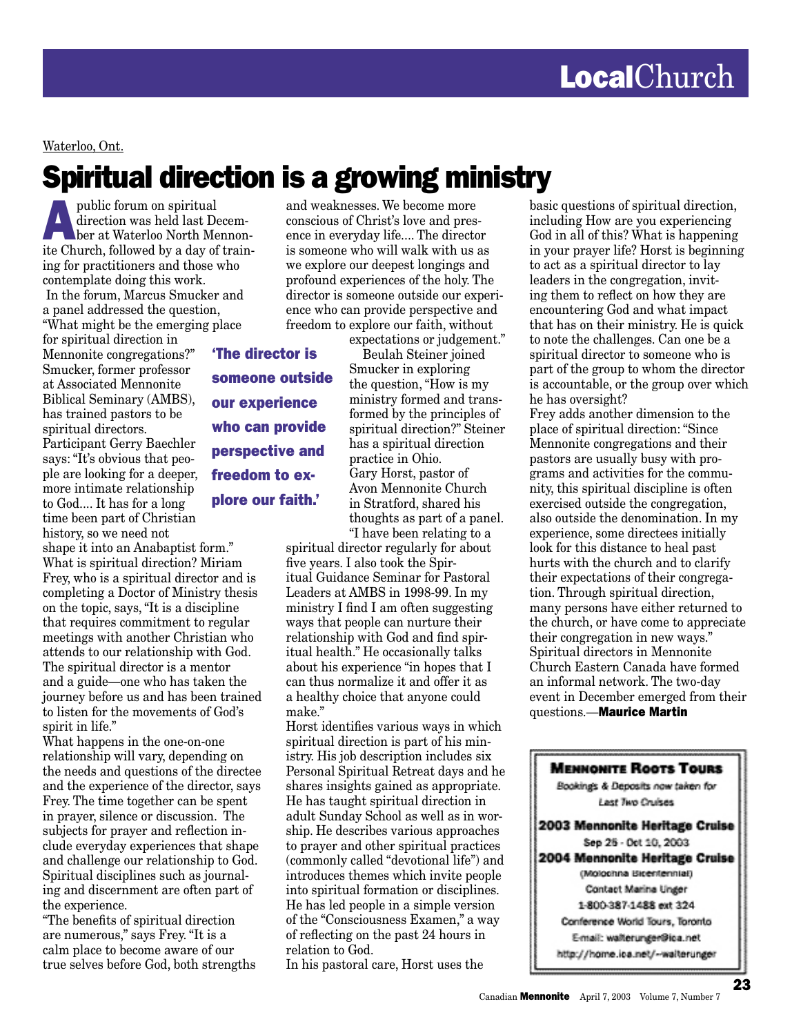Waterloo, Ont.

# Spiritual direction is a growing ministry

A public forum on spiritual direction was held last December at Waterloo North Mennonite Church, followed by a day of training for practitioners and those who contemplate doing this work.

In the forum, Marcus Smucker and a panel addressed the question, "What might be the emerging place for spiritual direction in Mennonite congregations?" Smucker, former professor at Associated Mennonite Biblical Seminary (AMBS), has trained pastors to be spiritual directors.

Participant Gerry Baechler says: "It's obvious that people are looking for a deeper, more intimate relationship to God.... It has for a long time been part of Christian history, so we need not shape it into an Anabaptist form."

What is spiritual direction? Miriam Frey, who is a spiritual director and is completing a Doctor of Ministry thesis on the topic, says, "It is a discipline that requires commitment to regular meetings with another Christian who attends to our relationship with God. The spiritual director is a mentor and a guide—one who has taken the journey before us and has been trained to listen for the movements of God's spirit in life."

What happens in the one-on-one relationship will vary, depending on the needs and questions of the directee and the experience of the director, says Frey. The time together can be spent in prayer, silence or discussion. The subjects for prayer and reflection include everyday experiences that shape and challenge our relationship to God. Spiritual disciplines such as journaling and discernment are often part of the experience.

"The benefits of spiritual direction are numerous," says Frey. "It is a calm place to become aware of our true selves before God, both strengths and weaknesses. We become more conscious of Christ's love and presence in everyday life.... The director is someone who will walk with us as we explore our deepest longings and profound experiences of the holy. The director is someone outside our experience who can provide perspective and freedom to explore our faith, without expectations or judgement."

**'The director is someone outside our experience who can provide perspective and freedom to explore our faith.'**

Beulah Steiner joined Smucker in exploring the question, "How is my ministry formed and transformed by the principles of spiritual direction?" Steiner has a spiritual direction practice in Ohio.

Gary Horst, pastor of Avon Mennonite Church in Stratford, shared his thoughts as part of a panel. "I have been relating to a spiritual director regularly for about five years. I also took the Spiritual Guidance Seminar for Pastoral Leaders at AMBS in 1998-99. In my ministry I find I am often suggesting ways that people can nurture their relationship with God and find spiritual health." He occasionally talks about his experience "in hopes that I can thus normalize it and offer it as a healthy choice that anyone could make."

Horst identifies various ways in which spiritual direction is part of his ministry. His job description includes six Personal Spiritual Retreat days and he shares insights gained as appropriate. He has taught spiritual direction in adult Sunday School as well as in worship. He describes various approaches to prayer and other spiritual practices (commonly called "devotional life") and introduces themes which invite people into spiritual formation or disciplines. He has led people in a simple version of the "Consciousness Examen," a way of reflecting on the past 24 hours in relation to God.

In his pastoral care, Horst uses the basic questions of spiritual direction, including How are you experiencing God in all of this? What is happening in your prayer life? Horst is beginning to act as a spiritual director to lay leaders in the congregation, inviting them to reflect on how they are encountering God and what impact that has on their ministry. He is quick to note the challenges. Can one be a spiritual director to someone who is part of the group to whom the director is accountable, or the group over which he has oversight?

Frey adds another dimension to the place of spiritual direction: "Since Mennonite congregations and their pastors are usually busy with programs and activities for the community, this spiritual discipline is often exercised outside the congregation, also outside the denomination. In my experience, some directees initially look for this distance to heal past hurts with the church and to clarify their expectations of their congregation. Through spiritual direction, many persons have either returned to the church, or have come to appreciate their congregation in new ways."

Spiritual directors in Mennonite Church Eastern Canada have formed an informal network. The two-day event in December emerged from their questions.—**Maurice Martin**

---

**Mennonite Roots Tours**

*Bookings & Deposits now taken for Last Two Cruises*

**2003 Mennonite Heritage Cruise**
Sep 25 - Oct 10, 2003

**2004 Mennonite Heritage Cruise**
(Molochna Bicentennial)

Contact Marina Unger
1-800-387-1488 ext 324
Conference World Tours, Toronto
E-mail: walterunger@ica.net
http://home.ica.net/~walterunger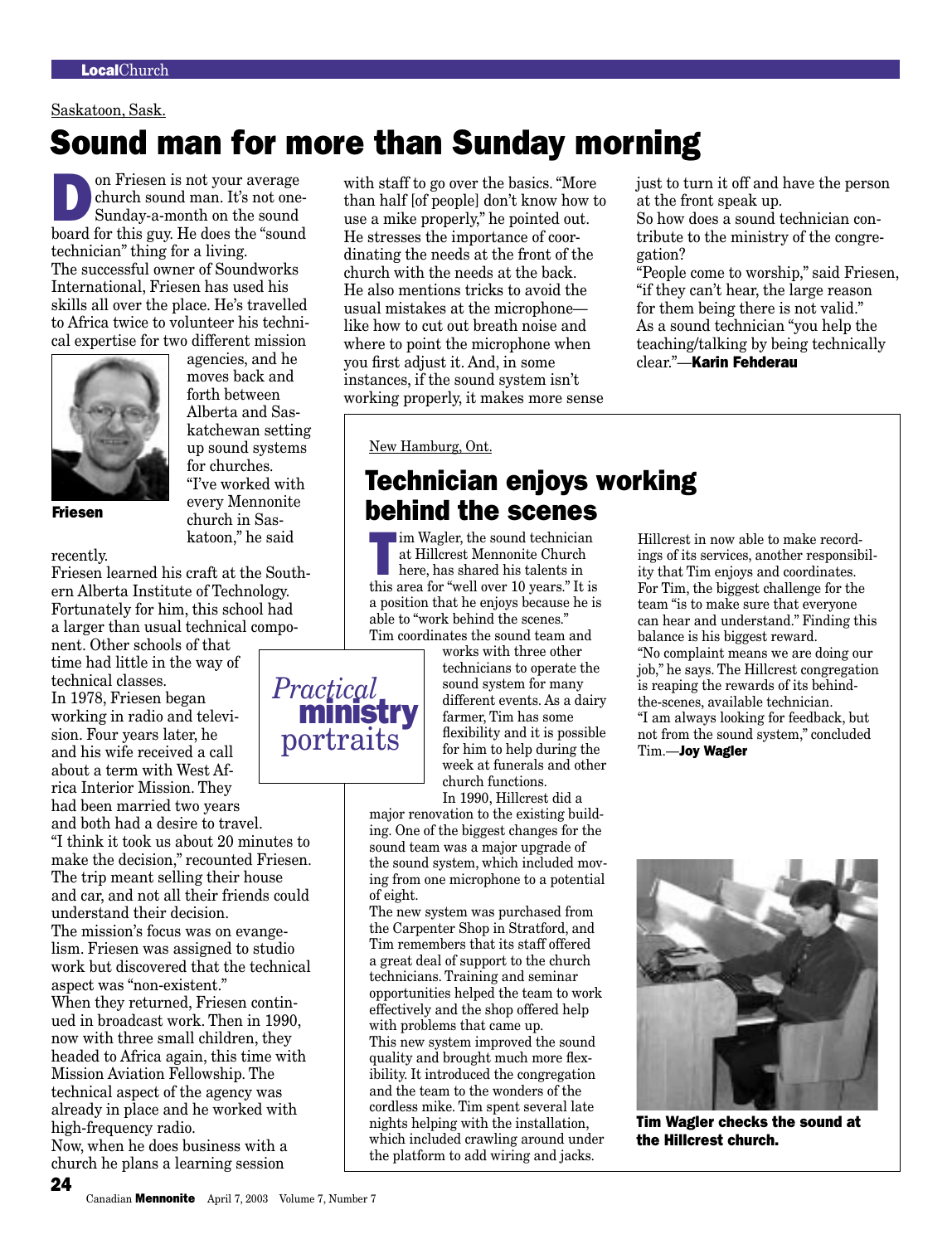Saskatoon, Sask.

# Sound man for more than Sunday morning

Don Friesen is not your average church sound man. It's not one-Sunday-a-month on the sound board for this guy. He does the "sound technician" thing for a living.

The successful owner of Soundworks International, Friesen has used his skills all over the place. He's travelled to Africa twice to volunteer his technical expertise for two different mission agencies, and he moves back and forth between Alberta and Saskatchewan setting up sound systems for churches. "I've worked with every Mennonite church in Saskatoon," he said recently.

**Friesen**

Friesen learned his craft at the Southern Alberta Institute of Technology. Fortunately for him, this school had a larger than usual technical component. Other schools of that time had little in the way of technical classes.

In 1978, Friesen began working in radio and television. Four years later, he and his wife received a call about a term with West Africa Interior Mission. They had been married two years and both had a desire to travel.

"I think it took us about 20 minutes to make the decision," recounted Friesen. The trip meant selling their house and car, and not all their friends could understand their decision.

The mission's focus was on evangelism. Friesen was assigned to studio work but discovered that the technical aspect was "non-existent."

When they returned, Friesen continued in broadcast work. Then in 1990, now with three small children, they headed to Africa again, this time with Mission Aviation Fellowship. The technical aspect of the agency was already in place and he worked with high-frequency radio.

Now, when he does business with a church he plans a learning session with staff to go over the basics. "More than half [of people] don't know how to use a mike properly," he pointed out. He stresses the importance of coordinating the needs at the front of the church with the needs at the back. He also mentions tricks to avoid the usual mistakes at the microphone—like how to cut out breath noise and where to point the microphone when you first adjust it. And, in some instances, if the sound system isn't working properly, it makes more sense just to turn it off and have the person at the front speak up.

So how does a sound technician contribute to the ministry of the congregation?

"People come to worship," said Friesen, "if they can't hear, the large reason for them being there is not valid." As a sound technician "you help the teaching/talking by being technically clear."—**Karin Fehderau**

*Practical* **ministry** portraits

New Hamburg, Ont.

## Technician enjoys working behind the scenes

Tim Wagler, the sound technician at Hillcrest Mennonite Church here, has shared his talents in this area for "well over 10 years." It is a position that he enjoys because he is able to "work behind the scenes."

Tim coordinates the sound team and works with three other technicians to operate the sound system for many different events. As a dairy farmer, Tim has some flexibility and it is possible for him to help during the week at funerals and other church functions.

In 1990, Hillcrest did a major renovation to the existing building. One of the biggest changes for the sound team was a major upgrade of the sound system, which included moving from one microphone to a potential of eight.

The new system was purchased from the Carpenter Shop in Stratford, and Tim remembers that its staff offered a great deal of support to the church technicians. Training and seminar opportunities helped the team to work effectively and the shop offered help with problems that came up.

This new system improved the sound quality and brought much more flexibility. It introduced the congregation and the team to the wonders of the cordless mike. Tim spent several late nights helping with the installation, which included crawling around under the platform to add wiring and jacks.

Hillcrest in now able to make recordings of its services, another responsibility that Tim enjoys and coordinates.

For Tim, the biggest challenge for the team "is to make sure that everyone can hear and understand." Finding this balance is his biggest reward.

"No complaint means we are doing our job," he says. The Hillcrest congregation is reaping the rewards of its behind-the-scenes, available technician.

"I am always looking for feedback, but not from the sound system," concluded Tim.—**Joy Wagler**

**Tim Wagler checks the sound at the Hillcrest church.**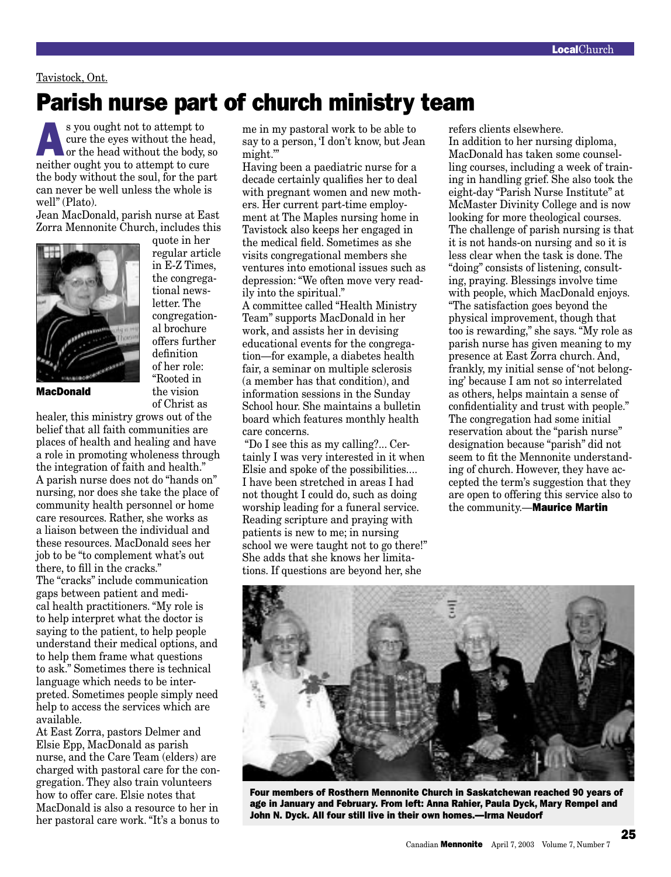Tavistock, Ont.

# Parish nurse part of church ministry team

As you ought not to attempt to cure the eyes without the head, or the head without the body, so neither ought you to attempt to cure the body without the soul, for the part can never be well unless the whole is well" (Plato).

Jean MacDonald, parish nurse at East Zorra Mennonite Church, includes this quote in her regular article in E-Z Times, the congregational newsletter. The congregational brochure offers further definition of her role: "Rooted in the vision of Christ as healer, this ministry grows out of the belief that all faith communities are places of health and healing and have a role in promoting wholeness through the integration of faith and health."

**MacDonald**

A parish nurse does not do "hands on" nursing, nor does she take the place of community health personnel or home care resources. Rather, she works as a liaison between the individual and these resources. MacDonald sees her job to be "to complement what's out there, to fill in the cracks."

The "cracks" include communication gaps between patient and medical health practitioners. "My role is to help interpret what the doctor is saying to the patient, to help people understand their medical options, and to help them frame what questions to ask." Sometimes there is technical language which needs to be interpreted. Sometimes people simply need help to access the services which are available.

At East Zorra, pastors Delmer and Elsie Epp, MacDonald as parish nurse, and the Care Team (elders) are charged with pastoral care for the congregation. They also train volunteers how to offer care. Elsie notes that MacDonald is also a resource to her in her pastoral care work. "It's a bonus to me in my pastoral work to be able to say to a person, 'I don't know, but Jean might.'"

Having been a paediatric nurse for a decade certainly qualifies her to deal with pregnant women and new mothers. Her current part-time employment at The Maples nursing home in Tavistock also keeps her engaged in the medical field. Sometimes as she visits congregational members she ventures into emotional issues such as depression: "We often move very readily into the spiritual."

A committee called "Health Ministry Team" supports MacDonald in her work, and assists her in devising educational events for the congregation—for example, a diabetes health fair, a seminar on multiple sclerosis (a member has that condition), and information sessions in the Sunday School hour. She maintains a bulletin board which features monthly health care concerns.

"Do I see this as my calling?... Certainly I was very interested in it when Elsie and spoke of the possibilities.... I have been stretched in areas I had not thought I could do, such as doing worship leading for a funeral service. Reading scripture and praying with patients is new to me; in nursing school we were taught not to go there!" She adds that she knows her limitations. If questions are beyond her, she refers clients elsewhere.

In addition to her nursing diploma, MacDonald has taken some counselling courses, including a week of training in handling grief. She also took the eight-day "Parish Nurse Institute" at McMaster Divinity College and is now looking for more theological courses.

The challenge of parish nursing is that it is not hands-on nursing and so it is less clear when the task is done. The "doing" consists of listening, consulting, praying. Blessings involve time with people, which MacDonald enjoys. "The satisfaction goes beyond the physical improvement, though that too is rewarding," she says. "My role as parish nurse has given meaning to my presence at East Zorra church. And, frankly, my initial sense of 'not belonging' because I am not so interrelated as others, helps maintain a sense of confidentiality and trust with people."

The congregation had some initial reservation about the "parish nurse" designation because "parish" did not seem to fit the Mennonite understanding of church. However, they have accepted the term's suggestion that they are open to offering this service also to the community.—**Maurice Martin**

**Four members of Rosthern Mennonite Church in Saskatchewan reached 90 years of age in January and February. From left: Anna Rahier, Paula Dyck, Mary Rempel and John N. Dyck. All four still live in their own homes.—Irma Neudorf**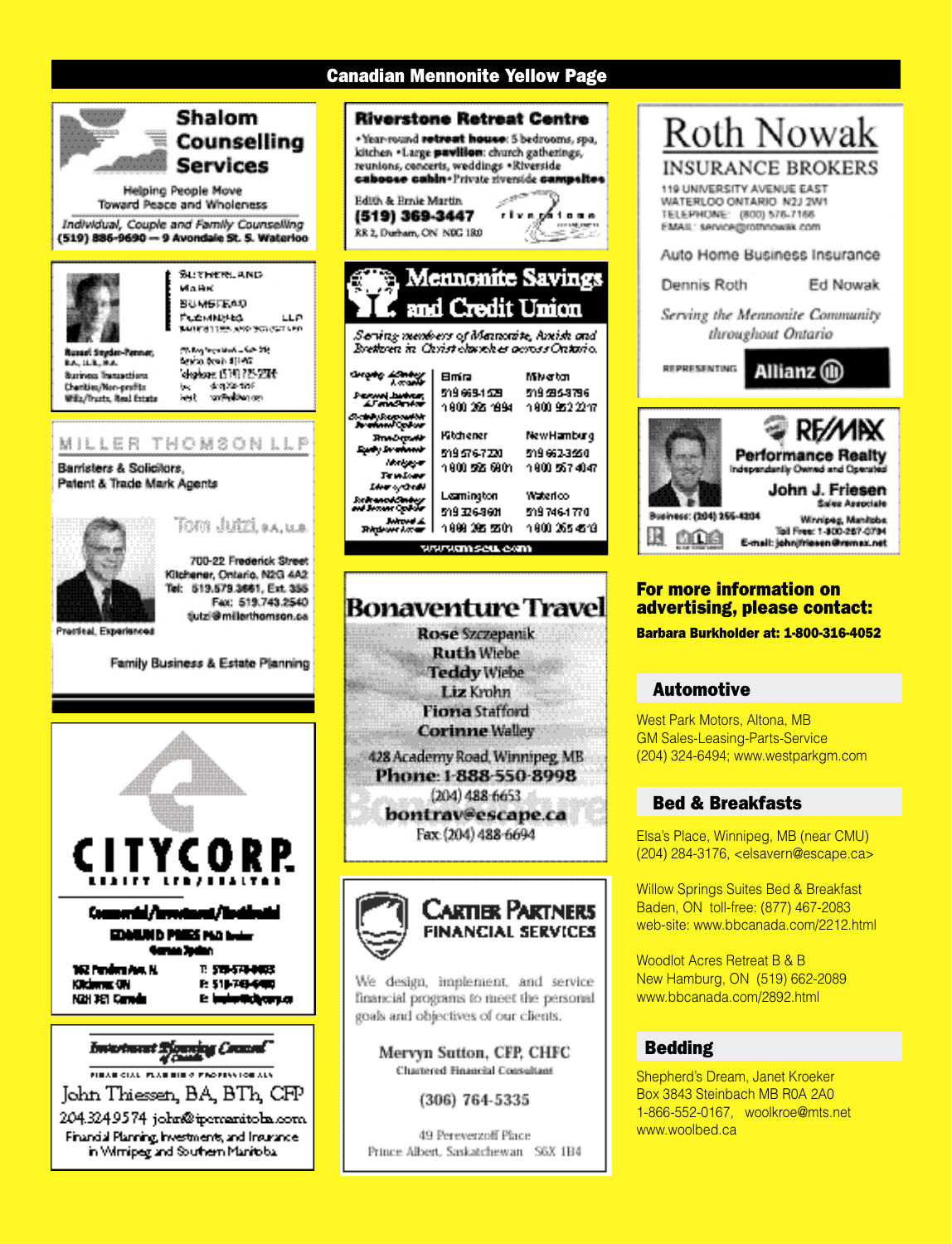# Canadian Mennonite Yellow Page

**Shalom Counselling Services**

Helping People Move Toward Peace and Wholeness

*Individual, Couple and Family Counselling*

(519) 886-9690 — 9 Avondale St. S. Waterloo

---

SUTHERLAND MARK BUMSTEAD FLEMING LLP

BARRISTERS AND SOLICITORS

Russel Snyder-Penner, B.A., LL.B., M.A.

Business Transactions

Charities/Non-profits

Wills/Trusts, Real Estate

---

**MILLER THOMSON LLP**

Barristers & Solicitors, Patent & Trade Mark Agents

Tom Jutzi, B.A., LL.B.

700-22 Frederick Street
Kitchener, Ontario, N2G 4A2
Tel: 519.579.3661, Ext. 355
Fax: 519.743.2540
tjutzi@millerthomson.ca

Practical, Experienced

Family Business & Estate Planning

---

**CITYCORP**

REALTY LTD./REALTOR

Commercial/Investment/Residential

EDMUND PRIES PhD broker

German Spoken

162 Fenders Ave. N.
Kitchener ON
N2H 3E1 Canada

T: 519-578-0003
F: 519-743-6490
E: bpries@citycorp.ca

---

**Investment Planning Counsel of Canada**

FINANCIAL PLANNING PROFESSIONALS

John Thiessen, BA, BTh, CFP

204.324.9574 john@ipcmanitoba.com

Financial Planning, Investments, and Insurance in Winnipeg and Southern Manitoba

---

**Riverstone Retreat Centre**

• Year-round **retreat house**: 5 bedrooms, spa, kitchen • Large **pavilion**: church gatherings, reunions, concerts, weddings • Riverside **caboose cabin** • Private riverside **campsites**

Edith & Ernie Martin

**(519) 369-3447**

RR 2, Durham, ON N0G 1R0

---

**Mennonite Savings and Credit Union**

*Serving members of Mennonite, Amish and Brethren in Christ churches across Ontario.*

Chequing, Savings & Accounts

Personal, Business & Farm Services

Socially Responsible Investment Options

Investments

Equity Investments

Mortgages

Term Loans

Lines of Credit

Retirement Savings and Income Options

Internet & Telephone Access

| | |
|---|---|
| Elmira<br>519 669-1529<br>1 800 265 1994 | Milverton<br>519 595-8796<br>1 800 952 2217 |
| Kitchener<br>519 576-7220<br>1 800 565 6801 | New Hamburg<br>519 662-3550<br>1 800 567 4047 |
| Leamington<br>519 326-8601<br>1 888 285 5501 | Waterloo<br>519 746-1770<br>1 800 265 4513 |

www.mscu.com

---

**Bonaventure Travel**

Rose Szczepanik
Ruth Wiebe
Teddy Wiebe
Liz Krohn
Fiona Stafford
Corinne Walley

428 Academy Road, Winnipeg, MB

**Phone: 1-888-550-8998**

(204) 488-6653

**bontrav@escape.ca**

Fax: (204) 488-6694

---

**CARTIER PARTNERS FINANCIAL SERVICES**

We design, implement, and service financial programs to meet the personal goals and objectives of our clients.

Mervyn Sutton, CFP, CHFC

Chartered Financial Consultant

(306) 764-5335

49 Pereverzoff Place
Prince Albert, Saskatchewan S6X 1B4

---

**Roth Nowak INSURANCE BROKERS**

119 UNIVERSITY AVENUE EAST
WATERLOO ONTARIO N2J 2W1
TELEPHONE: (800) 576-7166
EMAIL: service@rothnowak.com

Auto Home Business Insurance

Dennis Roth Ed Nowak

*Serving the Mennonite Community throughout Ontario*

REPRESENTING **Allianz**

---

**RE/MAX Performance Realty**

Independently Owned and Operated

**John J. Friesen**

Sales Associate

Business: (204) 255-4204

Winnipeg, Manitoba
Toll Free: 1-800-267-0794
E-mail: johnfriesen@remax.net

---

**For more information on advertising, please contact:**

**Barbara Burkholder at: 1-800-316-4052**

## Automotive

West Park Motors, Altona, MB
GM Sales-Leasing-Parts-Service
(204) 324-6494; www.westparkgm.com

## Bed & Breakfasts

Elsa's Place, Winnipeg, MB (near CMU)
(204) 284-3176, <elsavern@escape.ca>

Willow Springs Suites Bed & Breakfast
Baden, ON toll-free: (877) 467-2083
web-site: www.bbcanada.com/2212.html

Woodlot Acres Retreat B & B
New Hamburg, ON (519) 662-2089
www.bbcanada.com/2892.html

## Bedding

Shepherd's Dream, Janet Kroeker
Box 3843 Steinbach MB R0A 2A0
1-866-552-0167, woolkroe@mts.net
www.woolbed.ca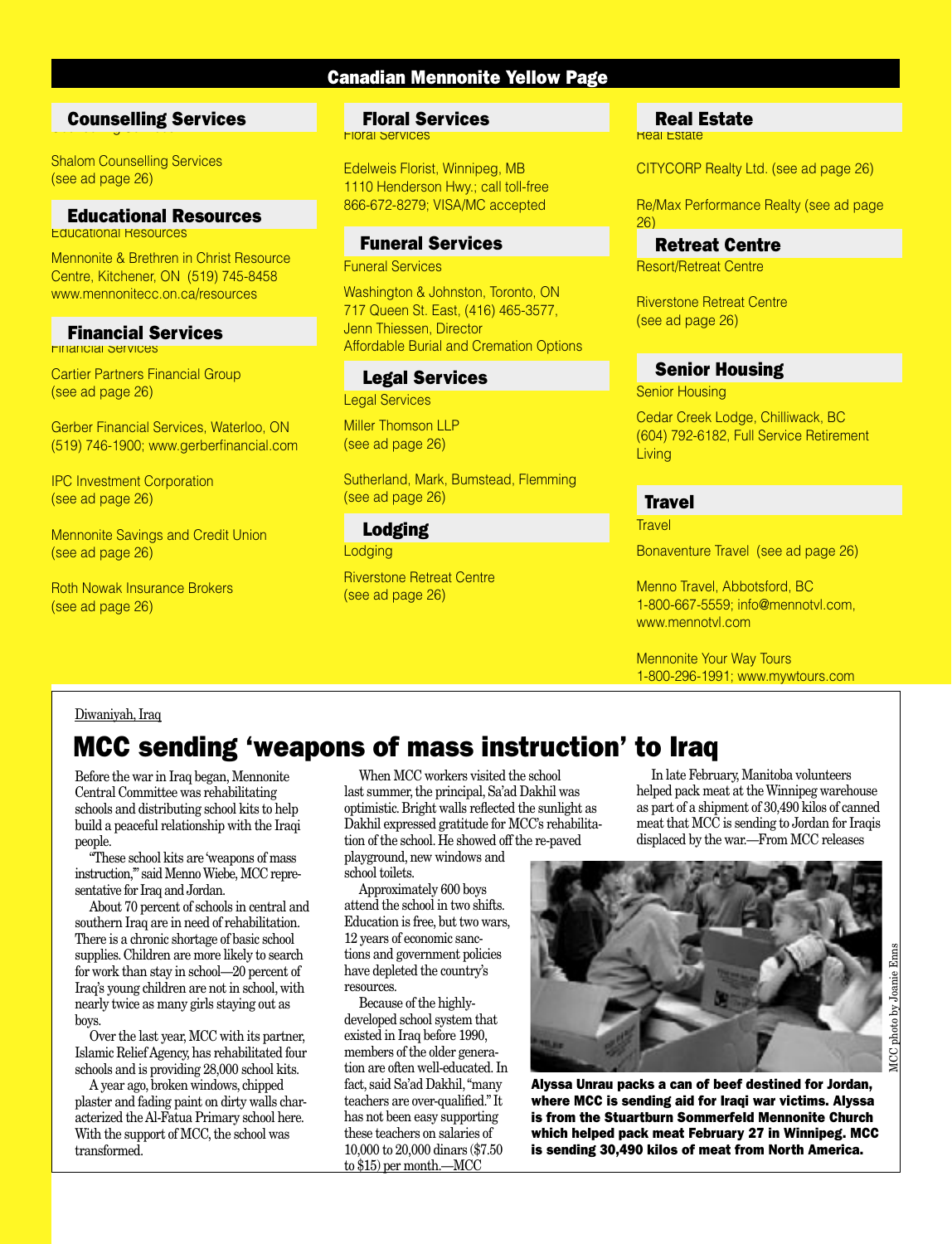# Canadian Mennonite Yellow Page

## Counselling Services

Shalom Counselling Services
(see ad page 26)

## Educational Resources

Educational Resources

Mennonite & Brethren in Christ Resource Centre, Kitchener, ON (519) 745-8458
www.mennonitecc.on.ca/resources

## Financial Services

Financial Services

Cartier Partners Financial Group
(see ad page 26)

Gerber Financial Services, Waterloo, ON
(519) 746-1900; www.gerberfinancial.com

IPC Investment Corporation
(see ad page 26)

Mennonite Savings and Credit Union
(see ad page 26)

Roth Nowak Insurance Brokers
(see ad page 26)

## Floral Services

Floral Services

Edelweis Florist, Winnipeg, MB
1110 Henderson Hwy.; call toll-free
866-672-8279; VISA/MC accepted

## Funeral Services

Funeral Services

Washington & Johnston, Toronto, ON
717 Queen St. East, (416) 465-3577,
Jenn Thiessen, Director
Affordable Burial and Cremation Options

## Legal Services

Legal Services

Miller Thomson LLP
(see ad page 26)

Sutherland, Mark, Bumstead, Flemming
(see ad page 26)

## Lodging

Lodging

Riverstone Retreat Centre
(see ad page 26)

## Real Estate

Real Estate

CITYCORP Realty Ltd. (see ad page 26)

Re/Max Performance Realty (see ad page 26)

## Retreat Centre

Resort/Retreat Centre

Riverstone Retreat Centre
(see ad page 26)

## Senior Housing

Senior Housing

Cedar Creek Lodge, Chilliwack, BC
(604) 792-6182, Full Service Retirement Living

## Travel

Travel

Bonaventure Travel (see ad page 26)

Menno Travel, Abbotsford, BC
1-800-667-5559; info@mennotvl.com,
www.mennotvl.com

Mennonite Your Way Tours
1-800-296-1991; www.mywtours.com

---

Diwaniyah, Iraq

# MCC sending 'weapons of mass instruction' to Iraq

Before the war in Iraq began, Mennonite Central Committee was rehabilitating schools and distributing school kits to help build a peaceful relationship with the Iraqi people.

"These school kits are 'weapons of mass instruction,'" said Menno Wiebe, MCC representative for Iraq and Jordan.

About 70 percent of schools in central and southern Iraq are in need of rehabilitation. There is a chronic shortage of basic school supplies. Children are more likely to search for work than stay in school—20 percent of Iraq's young children are not in school, with nearly twice as many girls staying out as boys.

Over the last year, MCC with its partner, Islamic Relief Agency, has rehabilitated four schools and is providing 28,000 school kits.

A year ago, broken windows, chipped plaster and fading paint on dirty walls characterized the Al-Fatua Primary school here. With the support of MCC, the school was transformed.

When MCC workers visited the school last summer, the principal, Sa'ad Dakhil was optimistic. Bright walls reflected the sunlight as Dakhil expressed gratitude for MCC's rehabilitation of the school. He showed off the re-paved playground, new windows and school toilets.

Approximately 600 boys attend the school in two shifts. Education is free, but two wars, 12 years of economic sanctions and government policies have depleted the country's resources.

Because of the highly-developed school system that existed in Iraq before 1990, members of the older generation are often well-educated. In fact, said Sa'ad Dakhil, "many teachers are over-qualified." It has not been easy supporting these teachers on salaries of 10,000 to 20,000 dinars ($7.50 to $15) per month.—MCC

In late February, Manitoba volunteers helped pack meat at the Winnipeg warehouse as part of a shipment of 30,490 kilos of canned meat that MCC is sending to Jordan for Iraqis displaced by the war.—From MCC releases

MCC photo by Joanie Enns

**Alyssa Unrau packs a can of beef destined for Jordan, where MCC is sending aid for Iraqi war victims. Alyssa is from the Stuartburn Sommerfeld Mennonite Church which helped pack meat February 27 in Winnipeg. MCC is sending 30,490 kilos of meat from North America.**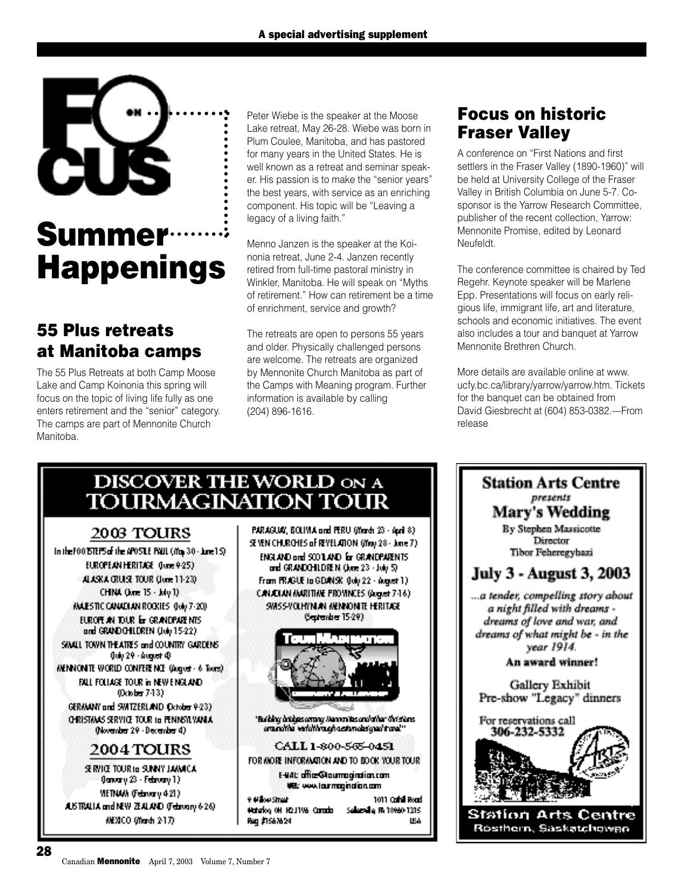A special advertising supplement

# FOCUS ON Summer Happenings

## 55 Plus retreats at Manitoba camps

The 55 Plus Retreats at both Camp Moose Lake and Camp Koinonia this spring will focus on the topic of living life fully as one enters retirement and the "senior" category. The camps are part of Mennonite Church Manitoba.

Peter Wiebe is the speaker at the Moose Lake retreat, May 26-28. Wiebe was born in Plum Coulee, Manitoba, and has pastored for many years in the United States. He is well known as a retreat and seminar speaker. His passion is to make the "senior years" the best years, with service as an enriching component. His topic will be "Leaving a legacy of a living faith."

Menno Janzen is the speaker at the Koinonia retreat, June 2-4. Janzen recently retired from full-time pastoral ministry in Winkler, Manitoba. He will speak on "Myths of retirement." How can retirement be a time of enrichment, service and growth?

The retreats are open to persons 55 years and older. Physically challenged persons are welcome. The retreats are organized by Mennonite Church Manitoba as part of the Camps with Meaning program. Further information is available by calling (204) 896-1616.

## Focus on historic Fraser Valley

A conference on "First Nations and first settlers in the Fraser Valley (1890-1960)" will be held at University College of the Fraser Valley in British Columbia on June 5-7. Co-sponsor is the Yarrow Research Committee, publisher of the recent collection, Yarrow: Mennonite Promise, edited by Leonard Neufeldt.

The conference committee is chaired by Ted Regehr. Keynote speaker will be Marlene Epp. Presentations will focus on early religious life, immigrant life, art and literature, schools and economic initiatives. The event also includes a tour and banquet at Yarrow Mennonite Brethren Church.

More details are available online at www.ucfy.bc.ca/library/yarrow/yarrow.htm. Tickets for the banquet can be obtained from David Giesbrecht at (604) 853-0382.—From release

## DISCOVER THE WORLD ON A TOURMAGINATION TOUR

### 2003 TOURS

In the FOOTSTEPS of the APOSTLE PAUL (May 30 - June 15)
EUROPEAN HERITAGE (June 9-25)
ALASKA CRUISE TOUR (June 11-23)
CHINA (June 15 - July 1)
MAJESTIC CANADIAN ROCKIES (July 7-20)
EUROPEAN TOUR for GRANDPARENTS and GRANDCHILDREN (July 15-22)
SMALL TOWN THEATRES and COUNTRY GARDENS (July 29 - August 4)
MENNONITE WORLD CONFERENCE (August - 6 Tours)
FALL FOLIAGE TOUR in NEW ENGLAND (October 7-13)
GERMANY and SWITZERLAND (October 9-23)
CHRISTMAS SERVICE TOUR to PENNSYLVANIA (November 29 - December 4)

### 2004 TOURS

SERVICE TOUR to SUNNY JAMAICA (January 23 - February 1)
VIETNAM (February 4-21)
AUSTRALIA and NEW ZEALAND (February 6-26)
MEXICO (March 2-17)
PARAGUAY, BOLIVIA and PERU (March 23 - April 8)
SEVEN CHURCHES of REVELATION (May 28 - June 7)
ENGLAND and SCOTLAND for GRANDPARENTS and GRANDCHILDREN (June 23 - July 5)
From PRAGUE to GDANSK (July 22 - August 1)
CANADIAN MARITIME PROVINCES (August 7-16)
SWISS-VOLHYNIAN MENNONITE HERITAGE (September 15-29)

TourMagination

"Building bridges among Mennonites and other Christians around the world through custom-designed travel"

CALL 1-800-565-0451
FOR MORE INFORMATION AND TO BOOK YOUR TOUR
E-MAIL: office@tourmagination.com
WEB: www.tourmagination.com

9 Willow Street, Waterloo, ON N2J 1V6 Canada
Reg. #1567624

1011 Cathill Road, Sellersville, PA 18960-1315 USA

## Station Arts Centre presents Mary's Wedding

By Stephen Massicotte
Director Tibor Feheregyhazi

**July 3 - August 3, 2003**

*...a tender, compelling story about a night filled with dreams - dreams of love and war, and dreams of what might be - in the year 1914.*

**An award winner!**

Gallery Exhibit
Pre-show "Legacy" dinners

For reservations call **306-232-5332**

Station Arts Centre
Rosthern, Saskatchewan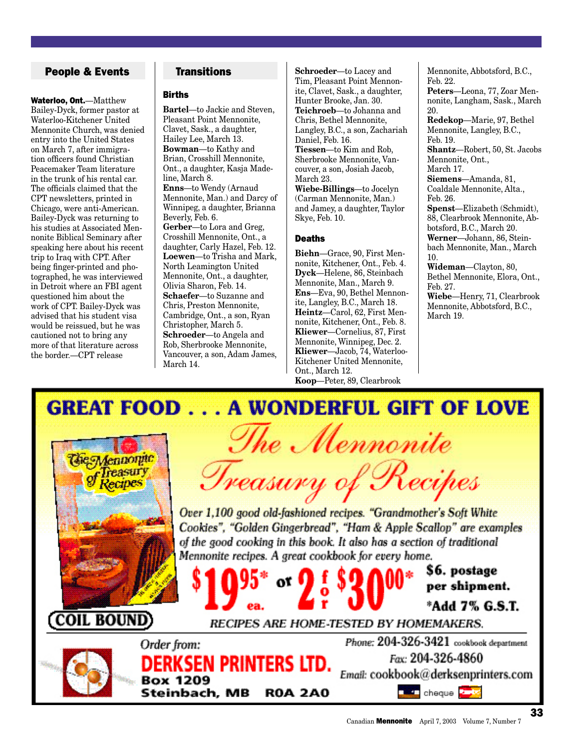## People & Events

**Waterloo, Ont.**—Matthew Bailey-Dyck, former pastor at Waterloo-Kitchener United Mennonite Church, was denied entry into the United States on March 7, after immigration officers found Christian Peacemaker Team literature in the trunk of his rental car. The officials claimed that the CPT newsletters, printed in Chicago, were anti-American. Bailey-Dyck was returning to his studies at Associated Mennonite Biblical Seminary after speaking here about his recent trip to Iraq with CPT. After being finger-printed and photographed, he was interviewed in Detroit where an FBI agent questioned him about the work of CPT. Bailey-Dyck was advised that his student visa would be reissued, but he was cautioned not to bring any more of that literature across the border.—CPT release

## Transitions

### Births

**Bartel**—to Jackie and Steven, Pleasant Point Mennonite, Clavet, Sask., a daughter, Hailey Lee, March 13.
**Bowman**—to Kathy and Brian, Crosshill Mennonite, Ont., a daughter, Kasja Madeline, March 8.
**Enns**—to Wendy (Arnaud Mennonite, Man.) and Darcy of Winnipeg, a daughter, Brianna Beverly, Feb. 6.
**Gerber**—to Lora and Greg, Crosshill Mennonite, Ont., a daughter, Carly Hazel, Feb. 12.
**Loewen**—to Trisha and Mark, North Leamington United Mennonite, Ont., a daughter, Olivia Sharon, Feb. 14.
**Schaefer**—to Suzanne and Chris, Preston Mennonite, Cambridge, Ont., a son, Ryan Christopher, March 5.
**Schroeder**—to Angela and Rob, Sherbrooke Mennonite, Vancouver, a son, Adam James, March 14.
**Schroeder**—to Lacey and Tim, Pleasant Point Mennonite, Clavet, Sask., a daughter, Hunter Brooke, Jan. 30.
**Teichroeb**—to Johanna and Chris, Bethel Mennonite, Langley, B.C., a son, Zachariah Daniel, Feb. 16.
**Tiessen**—to Kim and Rob, Sherbrooke Mennonite, Vancouver, a son, Josiah Jacob, March 23.
**Wiebe-Billings**—to Jocelyn (Carman Mennonite, Man.) and Jamey, a daughter, Taylor Skye, Feb. 10.

### Deaths

**Biehn**—Grace, 90, First Mennonite, Kitchener, Ont., Feb. 4.
**Dyck**—Helene, 86, Steinbach Mennonite, Man., March 9.
**Ens**—Eva, 90, Bethel Mennonite, Langley, B.C., March 18.
**Heintz**—Carol, 62, First Mennonite, Kitchener, Ont., Feb. 8.
**Kliewer**—Cornelius, 87, First Mennonite, Winnipeg, Dec. 2.
**Kliewer**—Jacob, 74, Waterloo-Kitchener United Mennonite, Ont., March 12.
**Koop**—Peter, 89, Clearbrook Mennonite, Abbotsford, B.C., Feb. 22.
**Peters**—Leona, 77, Zoar Mennonite, Langham, Sask., March 20.
**Redekop**—Marie, 97, Bethel Mennonite, Langley, B.C., Feb. 19.
**Shantz**—Robert, 50, St. Jacobs Mennonite, Ont., March 17.
**Siemens**—Amanda, 81, Coaldale Mennonite, Alta., Feb. 26.
**Spenst**—Elizabeth (Schmidt), 88, Clearbrook Mennonite, Abbotsford, B.C., March 20.
**Werner**—Johann, 86, Steinbach Mennonite, Man., March 10.
**Wideman**—Clayton, 80, Bethel Mennonite, Elora, Ont., Feb. 27.
**Wiebe**—Henry, 71, Clearbrook Mennonite, Abbotsford, B.C., March 19.

---

# GREAT FOOD . . . A WONDERFUL GIFT OF LOVE

## *The Mennonite Treasury of Recipes*

*Over 1,100 good old-fashioned recipes. "Grandmother's Soft White Cookies", "Golden Gingerbread", "Ham & Apple Scallop" are examples of the good cooking in this book. It also has a section of traditional Mennonite recipes. A great cookbook for every home.*

**COIL BOUND**

**$19.95* ea. or 2 for $30.00*** **$6. postage per shipment. *Add 7% G.S.T.**

*RECIPES ARE HOME-TESTED BY HOMEMAKERS.*

*Order from:*
**DERKSEN PRINTERS LTD.**
**Box 1209**
**Steinbach, MB R0A 2A0**

*Phone:* 204-326-3421 cookbook department
*Fax:* 204-326-4860
*Email:* cookbook@derksenprinters.com
cheque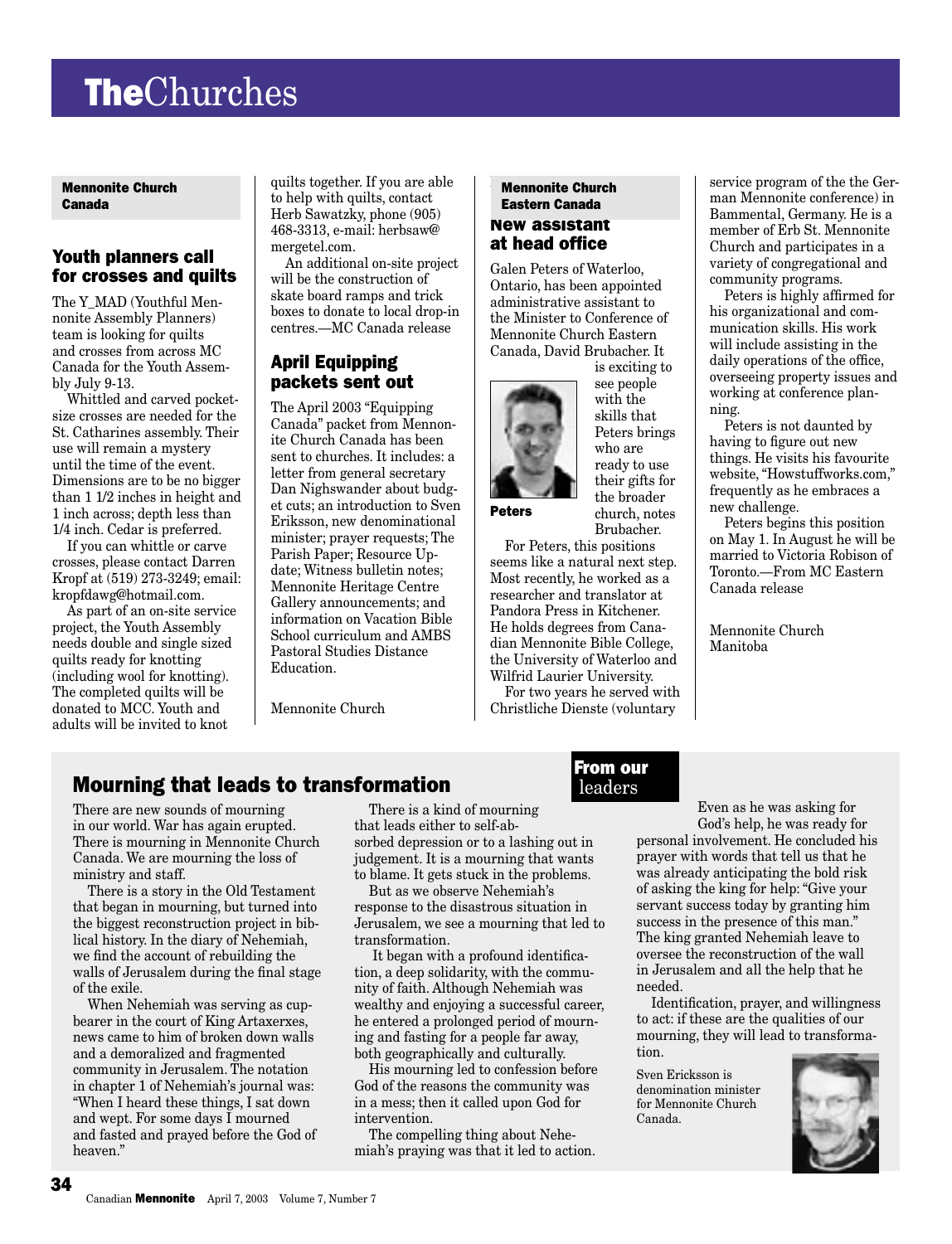# **The**Churches

**Mennonite Church Canada**

## Youth planners call for crosses and quilts

The Y_MAD (Youthful Mennonite Assembly Planners) team is looking for quilts and crosses from across MC Canada for the Youth Assembly July 9-13.

Whittled and carved pocket-size crosses are needed for the St. Catharines assembly. Their use will remain a mystery until the time of the event. Dimensions are to be no bigger than 1 1/2 inches in height and 1 inch across; depth less than 1/4 inch. Cedar is preferred.

If you can whittle or carve crosses, please contact Darren Kropf at (519) 273-3249; email: kropfdawg@hotmail.com.

As part of an on-site service project, the Youth Assembly needs double and single sized quilts ready for knotting (including wool for knotting). The completed quilts will be donated to MCC. Youth and adults will be invited to knot quilts together. If you are able to help with quilts, contact Herb Sawatzky, phone (905) 468-3313, e-mail: herbsaw@mergetel.com.

An additional on-site project will be the construction of skate board ramps and trick boxes to donate to local drop-in centres.—MC Canada release

## April Equipping packets sent out

The April 2003 "Equipping Canada" packet from Mennonite Church Canada has been sent to churches. It includes: a letter from general secretary Dan Nighswander about budget cuts; an introduction to Sven Eriksson, new denominational minister; prayer requests; The Parish Paper; Resource Update; Witness bulletin notes; Mennonite Heritage Centre Gallery announcements; and information on Vacation Bible School curriculum and AMBS Pastoral Studies Distance Education.

Mennonite Church

**Mennonite Church Eastern Canada**

## New assistant at head office

Galen Peters of Waterloo, Ontario, has been appointed administrative assistant to the Minister to Conference of Mennonite Church Eastern Canada, David Brubacher. It is exciting to see people with the skills that Peters brings who are ready to use their gifts for the broader church, notes Brubacher.

**Peters**

For Peters, this positions seems like a natural next step. Most recently, he worked as a researcher and translator at Pandora Press in Kitchener. He holds degrees from Canadian Mennonite Bible College, the University of Waterloo and Wilfrid Laurier University.

For two years he served with Christliche Dienste (voluntary service program of the the German Mennonite conference) in Bammental, Germany. He is a member of Erb St. Mennonite Church and participates in a variety of congregational and community programs.

Peters is highly affirmed for his organizational and communication skills. His work will include assisting in the daily operations of the office, overseeing property issues and working at conference planning.

Peters is not daunted by having to figure out new things. He visits his favourite website, "Howstuffworks.com," frequently as he embraces a new challenge.

Peters begins this position on May 1. In August he will be married to Victoria Robison of Toronto.—From MC Eastern Canada release

Mennonite Church Manitoba

**From our leaders**

## Mourning that leads to transformation

There are new sounds of mourning in our world. War has again erupted. There is mourning in Mennonite Church Canada. We are mourning the loss of ministry and staff.

There is a story in the Old Testament that began in mourning, but turned into the biggest reconstruction project in biblical history. In the diary of Nehemiah, we find the account of rebuilding the walls of Jerusalem during the final stage of the exile.

When Nehemiah was serving as cup-bearer in the court of King Artaxerxes, news came to him of broken down walls and a demoralized and fragmented community in Jerusalem. The notation in chapter 1 of Nehemiah's journal was: "When I heard these things, I sat down and wept. For some days I mourned and fasted and prayed before the God of heaven."

There is a kind of mourning that leads either to self-absorbed depression or to a lashing out in judgement. It is a mourning that wants to blame. It gets stuck in the problems.

But as we observe Nehemiah's response to the disastrous situation in Jerusalem, we see a mourning that led to transformation.

It began with a profound identification, a deep solidarity, with the community of faith. Although Nehemiah was wealthy and enjoying a successful career, he entered a prolonged period of mourning and fasting for a people far away, both geographically and culturally.

His mourning led to confession before God of the reasons the community was in a mess; then it called upon God for intervention.

The compelling thing about Nehemiah's praying was that it led to action.

Even as he was asking for God's help, he was ready for personal involvement. He concluded his prayer with words that tell us that he was already anticipating the bold risk of asking the king for help: "Give your servant success today by granting him success in the presence of this man." The king granted Nehemiah leave to oversee the reconstruction of the wall in Jerusalem and all the help that he needed.

Identification, prayer, and willingness to act: if these are the qualities of our mourning, they will lead to transformation.

Sven Ericksson is denomination minister for Mennonite Church Canada.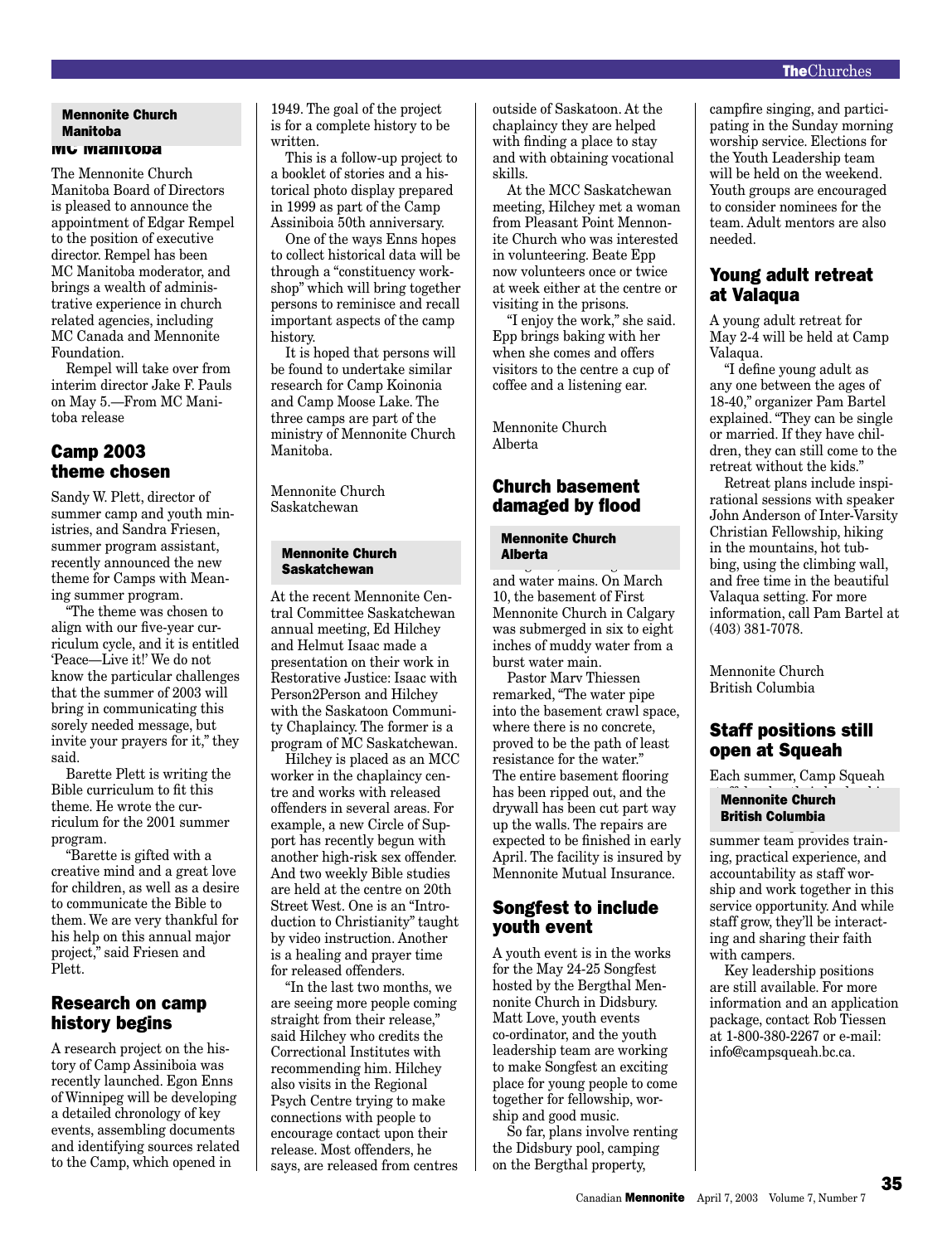**Mennonite Church Manitoba**

## MC Manitoba

The Mennonite Church Manitoba Board of Directors is pleased to announce the appointment of Edgar Rempel to the position of executive director. Rempel has been MC Manitoba moderator, and brings a wealth of administrative experience in church related agencies, including MC Canada and Mennonite Foundation.

Rempel will take over from interim director Jake F. Pauls on May 5.—From MC Manitoba release

## Camp 2003 theme chosen

Sandy W. Plett, director of summer camp and youth ministries, and Sandra Friesen, summer program assistant, recently announced the new theme for Camps with Meaning summer program.

"The theme was chosen to align with our five-year curriculum cycle, and it is entitled 'Peace—Live it!' We do not know the particular challenges that the summer of 2003 will bring in communicating this sorely needed message, but invite your prayers for it," they said.

Barette Plett is writing the Bible curriculum to fit this theme. He wrote the curriculum for the 2001 summer program.

"Barette is gifted with a creative mind and a great love for children, as well as a desire to communicate the Bible to them. We are very thankful for his help on this annual major project," said Friesen and Plett.

## Research on camp history begins

A research project on the history of Camp Assiniboia was recently launched. Egon Enns of Winnipeg will be developing a detailed chronology of key events, assembling documents and identifying sources related to the Camp, which opened in 1949. The goal of the project is for a complete history to be written.

This is a follow-up project to a booklet of stories and a historical photo display prepared in 1999 as part of the Camp Assiniboia 50th anniversary.

One of the ways Enns hopes to collect historical data will be through a "constituency workshop" which will bring together persons to reminisce and recall important aspects of the camp history.

It is hoped that persons will be found to undertake similar research for Camp Koinonia and Camp Moose Lake. The three camps are part of the ministry of Mennonite Church Manitoba.

Mennonite Church Saskatchewan

**Mennonite Church Saskatchewan**

At the recent Mennonite Central Committee Saskatchewan annual meeting, Ed Hilchey and Helmut Isaac made a presentation on their work in Restorative Justice: Isaac with Person2Person and Hilchey with the Saskatoon Community Chaplaincy. The former is a program of MC Saskatchewan.

Hilchey is placed as an MCC worker in the chaplaincy centre and works with released offenders in several areas. For example, a new Circle of Support has recently begun with another high-risk sex offender. And two weekly Bible studies are held at the centre on 20th Street West. One is an "Introduction to Christianity" taught by video instruction. Another is a healing and prayer time for released offenders.

"In the last two months, we are seeing more people coming straight from their release," said Hilchey who credits the Correctional Institutes with recommending him. Hilchey also visits in the Regional Psych Centre trying to make connections with people to encourage contact upon their release. Most offenders, he says, are released from centres outside of Saskatoon. At the chaplaincy they are helped with finding a place to stay and with obtaining vocational skills.

At the MCC Saskatchewan meeting, Hilchey met a woman from Pleasant Point Mennonite Church who was interested in volunteering. Beate Epp now volunteers once or twice at week either at the centre or visiting in the prisons.

"I enjoy the work," she said. Epp brings baking with her when she comes and offers visitors to the centre a cup of coffee and a listening ear.

Mennonite Church Alberta

## Church basement damaged by flood

**Mennonite Church Alberta**

and water mains. On March 10, the basement of First Mennonite Church in Calgary was submerged in six to eight inches of muddy water from a burst water main.

Pastor Marv Thiessen remarked, "The water pipe into the basement crawl space, where there is no concrete, proved to be the path of least resistance for the water." The entire basement flooring has been ripped out, and the drywall has been cut part way up the walls. The repairs are expected to be finished in early April. The facility is insured by Mennonite Mutual Insurance.

## Songfest to include youth event

A youth event is in the works for the May 24-25 Songfest hosted by the Bergthal Mennonite Church in Didsbury. Matt Love, youth events co-ordinator, and the youth leadership team are working to make Songfest an exciting place for young people to come together for fellowship, worship and good music.

So far, plans involve renting the Didsbury pool, camping on the Bergthal property, campfire singing, and participating in the Sunday morning worship service. Elections for the Youth Leadership team will be held on the weekend. Youth groups are encouraged to consider nominees for the team. Adult mentors are also needed.

## Young adult retreat at Valaqua

A young adult retreat for May 2-4 will be held at Camp Valaqua.

"I define young adult as any one between the ages of 18-40," organizer Pam Bartel explained. "They can be single or married. If they have children, they can still come to the retreat without the kids."

Retreat plans include inspirational sessions with speaker John Anderson of Inter-Varsity Christian Fellowship, hiking in the mountains, hot tubbing, using the climbing wall, and free time in the beautiful Valaqua setting. For more information, call Pam Bartel at (403) 381-7078.

Mennonite Church British Columbia

## Staff positions still open at Squeah

Each summer, Camp Squeah

**Mennonite Church British Columbia**

summer team provides training, practical experience, and accountability as staff worship and work together in this service opportunity. And while staff grow, they'll be interacting and sharing their faith with campers.

Key leadership positions are still available. For more information and an application package, contact Rob Tiessen at 1-800-380-2267 or e-mail: info@campsqueah.bc.ca.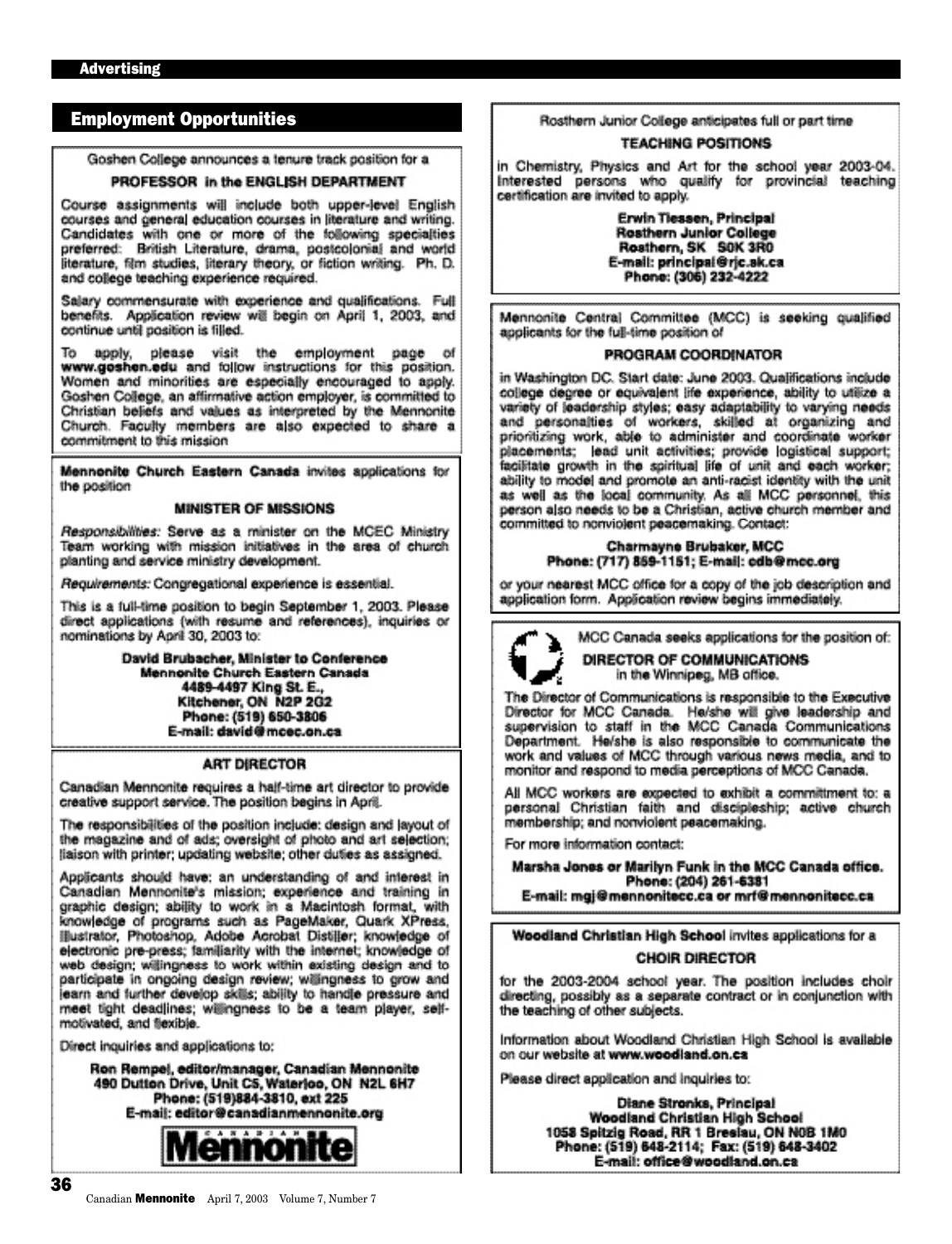Advertising

## Employment Opportunities

Goshen College announces a tenure track position for a

**PROFESSOR in the ENGLISH DEPARTMENT**

Course assignments will include both upper-level English courses and general education courses in literature and writing. Candidates with one or more of the following specialties preferred: British Literature, drama, postcolonial and world literature, film studies, literary theory, or fiction writing. Ph. D. and college teaching experience required.

Salary commensurate with experience and qualifications. Full benefits. Application review will begin on April 1, 2003, and continue until position is filled.

To apply, please visit the employment page of **www.goshen.edu** and follow instructions for this position. Women and minorities are especially encouraged to apply. Goshen College, an affirmative action employer, is committed to Christian beliefs and values as interpreted by the Mennonite Church. Faculty members are also expected to share a commitment to this mission

---

**Mennonite Church Eastern Canada** invites applications for the position

**MINISTER OF MISSIONS**

*Responsibilities:* Serve as a minister on the MCEC Ministry Team working with mission initiatives in the area of church planting and service ministry development.

*Requirements:* Congregational experience is essential.

This is a full-time position to begin September 1, 2003. Please direct applications (with resume and references), inquiries or nominations by April 30, 2003 to:

**David Brubacher, Minister to Conference**
**Mennonite Church Eastern Canada**
**4489-4497 King St. E.,**
**Kitchener, ON N2P 2G2**
**Phone: (519) 650-3806**
**E-mail: david@mcec.on.ca**

---

**ART DIRECTOR**

Canadian Mennonite requires a half-time art director to provide creative support service. The position begins in April.

The responsibilities of the position include: design and layout of the magazine and of ads; oversight of photo and art selection; liaison with printer; updating website; other duties as assigned.

Applicants should have: an understanding of and interest in Canadian Mennonite's mission; experience and training in graphic design; ability to work in a Macintosh format, with knowledge of programs such as PageMaker, Quark XPress, Illustrator, Photoshop, Adobe Acrobat Distiller; knowledge of electronic pre-press; familiarity with the internet; knowledge of web design; willingness to work within existing design and to participate in ongoing design review; willingness to grow and learn and further develop skills; ability to handle pressure and meet tight deadlines; willingness to be a team player, self-motivated, and flexible.

Direct inquiries and applications to:

**Ron Rempel, editor/manager, Canadian Mennonite**
**490 Dutton Drive, Unit C5, Waterloo, ON N2L 6H7**
**Phone: (519)884-3810, ext 225**
**E-mail: editor@canadianmennonite.org**

Canadian Mennonite

---

Rosthern Junior College anticipates full or part time

**TEACHING POSITIONS**

in Chemistry, Physics and Art for the school year 2003-04. Interested persons who qualify for provincial teaching certification are invited to apply.

**Erwin Tiessen, Principal**
**Rosthern Junior College**
**Rosthern, SK S0K 3R0**
**E-mail: principal@rjc.sk.ca**
**Phone: (306) 232-4222**

---

Mennonite Central Committee (MCC) is seeking qualified applicants for the full-time position of

**PROGRAM COORDINATOR**

in Washington DC. Start date: June 2003. Qualifications include college degree or equivalent life experience, ability to utilize a variety of leadership styles; easy adaptability to varying needs and personalities of workers, skilled at organizing and prioritizing work, able to administer and coordinate worker placements; lead unit activities; provide logistical support; facilitate growth in the spiritual life of unit and each worker; ability to model and promote an anti-racist identity with the unit as well as the local community. As all MCC personnel, this person also needs to be a Christian, active church member and committed to nonviolent peacemaking. Contact:

**Charmayne Brubaker, MCC**
**Phone: (717) 859-1151; E-mail: cdb@mcc.org**

or your nearest MCC office for a copy of the job description and application form. Application review begins immediately.

---

MCC Canada seeks applications for the position of:

**DIRECTOR OF COMMUNICATIONS**
in the Winnipeg, MB office.

The Director of Communications is responsible to the Executive Director for MCC Canada. He/she will give leadership and supervision to staff in the MCC Canada Communications Department. He/she is also responsible to communicate the work and values of MCC through various news media, and to monitor and respond to media perceptions of MCC Canada.

All MCC workers are expected to exhibit a committment to: a personal Christian faith and discipleship; active church membership; and nonviolent peacemaking.

For more information contact:

**Marsha Jones or Marilyn Funk in the MCC Canada office.**
**Phone: (204) 261-6381**
**E-mail: mgj@mennonitecc.ca or mrf@mennonitecc.ca**

---

**Woodland Christian High School** invites applications for a

**CHOIR DIRECTOR**

for the 2003-2004 school year. The position includes choir directing, possibly as a separate contract or in conjunction with the teaching of other subjects.

Information about Woodland Christian High School is available on our website at **www.woodland.on.ca**

Please direct application and inquiries to:

**Diane Stronks, Principal**
**Woodland Christian High School**
**1058 Spitzig Road, RR 1 Breslau, ON N0B 1M0**
**Phone: (519) 648-2114; Fax: (519) 648-3402**
**E-mail: office@woodland.on.ca**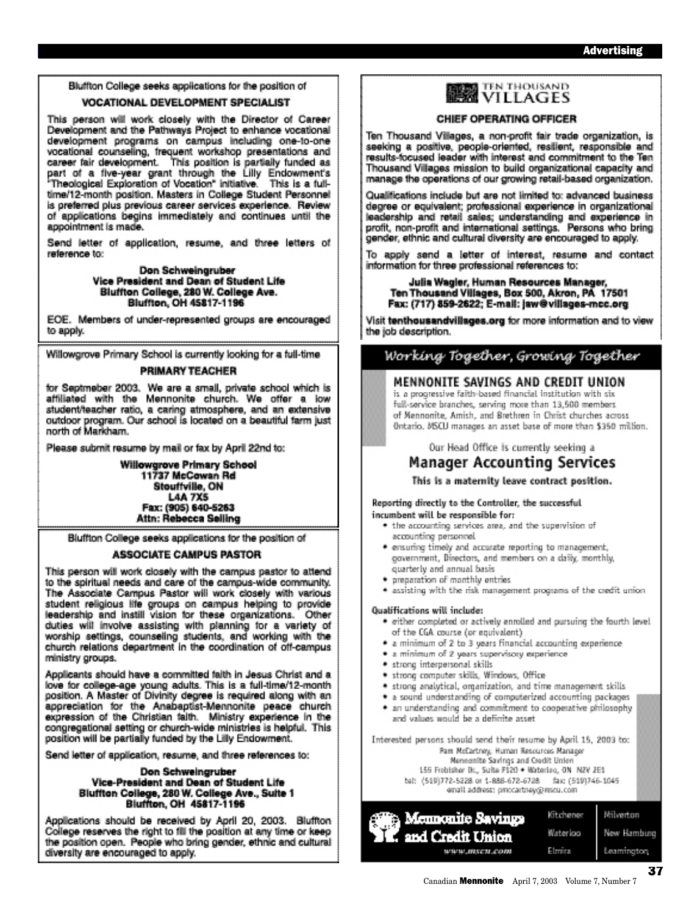## Advertising

Bluffton College seeks applications for the position of

### VOCATIONAL DEVELOPMENT SPECIALIST

This person will work closely with the Director of Career Development and the Pathways Project to enhance vocational development programs on campus including one-to-one vocational counseling, frequent workshop presentations and career fair development. This position is partially funded as part of a five-year grant through the Lilly Endowment's "Theological Exploration of Vocation" initiative. This is a full-time/12-month position. Masters in College Student Personnel is preferred plus previous career services experience. Review of applications begins immediately and continues until the appointment is made.

Send letter of application, resume, and three letters of reference to:

**Don Schweingruber**
**Vice President and Dean of Student Life**
**Bluffton College, 280 W. College Ave.**
**Bluffton, OH 45817-1196**

EOE. Members of under-represented groups are encouraged to apply.

---

Willowgrove Primary School is currently looking for a full-time

### PRIMARY TEACHER

for Septmeber 2003. We are a small, private school which is affiliated with the Mennonite church. We offer a low student/teacher ratio, a caring atmosphere, and an extensive outdoor program. Our school is located on a beautiful farm just north of Markham.

Please submit resume by mail or fax by April 22nd to:

**Willowgrove Primary School**
**11737 McCowan Rd**
**Stouffville, ON**
**L4A 7X5**
**Fax: (905) 640-5263**
**Attn: Rebecca Selling**

---

Bluffton College seeks applications for the position of

### ASSOCIATE CAMPUS PASTOR

This person will work closely with the campus pastor to attend to the spiritual needs and care of the campus-wide community. The Associate Campus Pastor will work closely with various student religious life groups on campus helping to provide leadership and instill vision for these organizations. Other duties will involve assisting with planning for a variety of worship settings, counseling students, and working with the church relations department in the coordination of off-campus ministry groups.

Applicants should have a committed faith in Jesus Christ and a love for college-age young adults. This is a full-time/12-month position. A Master of Divinity degree is required along with an appreciation for the Anabaptist-Mennonite peace church expression of the Christian faith. Ministry experience in the congregational setting or church-wide ministries is helpful. This position will be partially funded by the Lilly Endowment.

Send letter of application, resume, and three references to:

**Don Schweingruber**
**Vice-President and Dean of Student Life**
**Bluffton College, 280 W. College Ave., Suite 1**
**Bluffton, OH 45817-1196**

Applications should be received by April 20, 2003. Bluffton College reserves the right to fill the position at any time or keep the position open. People who bring gender, ethnic and cultural diversity are encouraged to apply.

---

TEN THOUSAND VILLAGES

### CHIEF OPERATING OFFICER

Ten Thousand Villages, a non-profit fair trade organization, is seeking a positive, people-oriented, resilient, responsible and results-focused leader with interest and commitment to the Ten Thousand Villages mission to build organizational capacity and manage the operations of our growing retail-based organization.

Qualifications include but are not limited to: advanced business degree or equivalent; professional experience in organizational leadership and retail sales; understanding and experience in profit, non-profit and international settings. Persons who bring gender, ethnic and cultural diversity are encouraged to apply.

To apply send a letter of interest, resume and contact information for three professional references to:

**Julia Wagler, Human Resources Manager,**
**Ten Thousand Villages, Box 500, Akron, PA 17501**
**Fax: (717) 859-2622; E-mail: jaw@villages-mcc.org**

Visit **tenthousandvillages.org** for more information and to view the job description.

---

*Working Together, Growing Together*

### MENNONITE SAVINGS AND CREDIT UNION

is a progressive faith-based financial institution with six full-service branches, serving more than 13,500 members of Mennonite, Amish, and Brethren in Christ churches across Ontario. MSCU manages an asset base of more than $350 million.

Our Head Office is currently seeking a

### Manager Accounting Services

**This is a maternity leave contract position.**

**Reporting directly to the Controller, the successful incumbent will be responsible for:**

- the accounting services area, and the supervision of accounting personnel
- ensuring timely and accurate reporting to management, government, Directors, and members on a daily, monthly, quarterly and annual basis
- preparation of monthly entries
- assisting with the risk management programs of the credit union

**Qualifications will include:**

- either completed or actively enrolled and pursuing the fourth level of the CGA course (or equivalent)
- a minimum of 2 to 3 years financial accounting experience
- a minimum of 2 years supervisory experience
- strong interpersonal skills
- strong computer skills, Windows, Office
- strong analytical, organization, and time management skills
- a sound understanding of computerized accounting packages
- an understanding and commitment to cooperative philosophy and values would be a definite asset

Interested persons should send their resume by April 15, 2003 to:

Pam McCartney, Human Resources Manager
Mennonite Savings and Credit Union
155 Frobisher Dr., Suite F120 • Waterloo, ON N2V 2E1
tel: (519)772-5228 or 1-888-672-6728 fax: (519)746-1045
email address: pmccartney@mscu.com

**Mennonite Savings and Credit Union**
www.mscu.com

Kitchener · Waterloo · Elmira · Milverton · New Hamburg · Leamington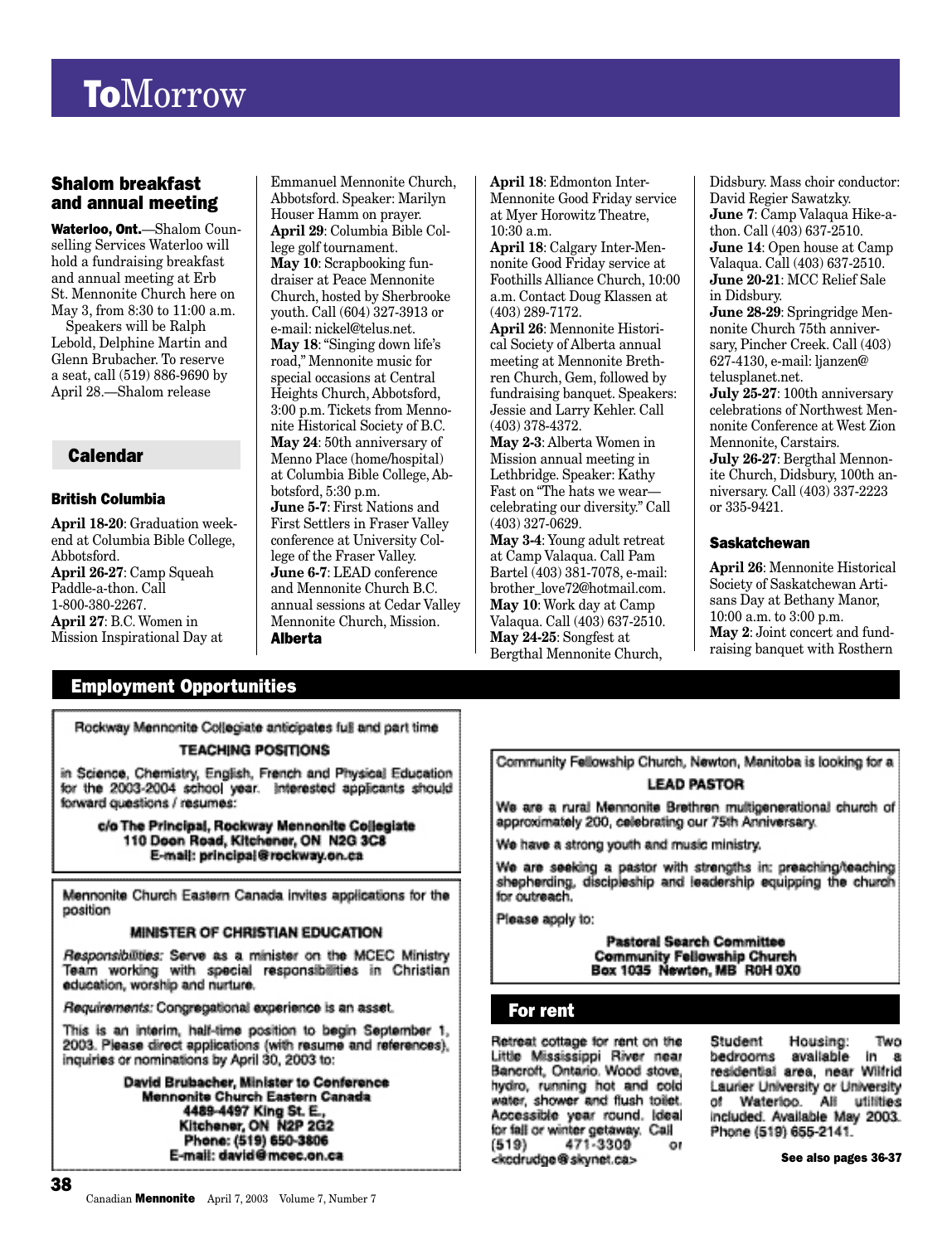# ToMorrow

## Shalom breakfast and annual meeting

**Waterloo, Ont.**—Shalom Counselling Services Waterloo will hold a fundraising breakfast and annual meeting at Erb St. Mennonite Church here on May 3, from 8:30 to 11:00 a.m.

Speakers will be Ralph Lebold, Delphine Martin and Glenn Brubacher. To reserve a seat, call (519) 886-9690 by April 28.—Shalom release

## Calendar

### British Columbia

**April 18-20**: Graduation weekend at Columbia Bible College, Abbotsford.
**April 26-27**: Camp Squeah Paddle-a-thon. Call 1-800-380-2267.
**April 27**: B.C. Women in Mission Inspirational Day at Emmanuel Mennonite Church, Abbotsford. Speaker: Marilyn Houser Hamm on prayer.
**April 29**: Columbia Bible College golf tournament.
**May 10**: Scrapbooking fundraiser at Peace Mennonite Church, hosted by Sherbrooke youth. Call (604) 327-3913 or e-mail: nickel@telus.net.
**May 18**: "Singing down life's road," Mennonite music for special occasions at Central Heights Church, Abbotsford, 3:00 p.m. Tickets from Mennonite Historical Society of B.C.
**May 24**: 50th anniversary of Menno Place (home/hospital) at Columbia Bible College, Abbotsford, 5:30 p.m.
**June 5-7**: First Nations and First Settlers in Fraser Valley conference at University College of the Fraser Valley.
**June 6-7**: LEAD conference and Mennonite Church B.C. annual sessions at Cedar Valley Mennonite Church, Mission.

### Alberta

**April 18**: Edmonton Inter-Mennonite Good Friday service at Myer Horowitz Theatre, 10:30 a.m.
**April 18**: Calgary Inter-Mennonite Good Friday service at Foothills Alliance Church, 10:00 a.m. Contact Doug Klassen at (403) 289-7172.
**April 26**: Mennonite Historical Society of Alberta annual meeting at Mennonite Brethren Church, Gem, followed by fundraising banquet. Speakers: Jessie and Larry Kehler. Call (403) 378-4372.
**May 2-3**: Alberta Women in Mission annual meeting in Lethbridge. Speaker: Kathy Fast on "The hats we wear—celebrating our diversity." Call (403) 327-0629.
**May 3-4**: Young adult retreat at Camp Valaqua. Call Pam Bartel (403) 381-7078, e-mail: brother_love72@hotmail.com.
**May 10**: Work day at Camp Valaqua. Call (403) 637-2510.
**May 24-25**: Songfest at Bergthal Mennonite Church, Didsbury. Mass choir conductor: David Regier Sawatzky.
**June 7**: Camp Valaqua Hike-a-thon. Call (403) 637-2510.
**June 14**: Open house at Camp Valaqua. Call (403) 637-2510.
**June 20-21**: MCC Relief Sale in Didsbury.
**June 28-29**: Springridge Mennonite Church 75th anniversary, Pincher Creek. Call (403) 627-4130, e-mail: ljanzen@telusplanet.net.
**July 25-27**: 100th anniversary celebrations of Northwest Mennonite Conference at West Zion Mennonite, Carstairs.
**July 26-27**: Bergthal Mennonite Church, Didsbury, 100th anniversary. Call (403) 337-2223 or 335-9421.

### Saskatchewan

**April 26**: Mennonite Historical Society of Saskatchewan Artisans Day at Bethany Manor, 10:00 a.m. to 3:00 p.m.
**May 2**: Joint concert and fundraising banquet with Rosthern

## Employment Opportunities

Rockway Mennonite Collegiate anticipates full and part time

**TEACHING POSITIONS**

in Science, Chemistry, English, French and Physical Education for the 2003-2004 school year. Interested applicants should forward questions / resumes:

**c/o The Principal, Rockway Mennonite Collegiate**
**110 Doon Road, Kitchener, ON N2G 3C8**
**E-mail: principal@rockway.on.ca**

---

Mennonite Church Eastern Canada invites applications for the position

**MINISTER OF CHRISTIAN EDUCATION**

*Responsibilities:* Serve as a minister on the MCEC Ministry Team working with special responsibilities in Christian education, worship and nurture.

*Requirements:* Congregational experience is an asset.

This is an interim, half-time position to begin September 1, 2003. Please direct applications (with resume and references), inquiries or nominations by April 30, 2003 to:

**David Brubacher, Minister to Conference**
**Mennonite Church Eastern Canada**
**4489-4497 King St. E.,**
**Kitchener, ON N2P 2G2**
**Phone: (519) 650-3806**
**E-mail: david@mcec.on.ca**

---

Community Fellowship Church, Newton, Manitoba is looking for a

**LEAD PASTOR**

We are a rural Mennonite Brethren multigenerational church of approximately 200, celebrating our 75th Anniversary.

We have a strong youth and music ministry.

We are seeking a pastor with strengths in: preaching/teaching shepherding, discipleship and leadership equipping the church for outreach.

Please apply to:

**Pastoral Search Committee**
**Community Fellowship Church**
**Box 1035 Newton, MB R0H 0X0**

## For rent

Retreat cottage for rent on the Little Mississippi River near Bancroft, Ontario. Wood stove, hydro, running hot and cold water, shower and flush toilet. Accessible year round. Ideal for fall or winter getaway. Call (519) 471-3309 or <kcdrudge@skynet.ca>

Student Housing: Two bedrooms available in a residential area, near Wilfrid Laurier University or University of Waterloo. All utilities included. Available May 2003. Phone (519) 655-2141.

**See also pages 36-37**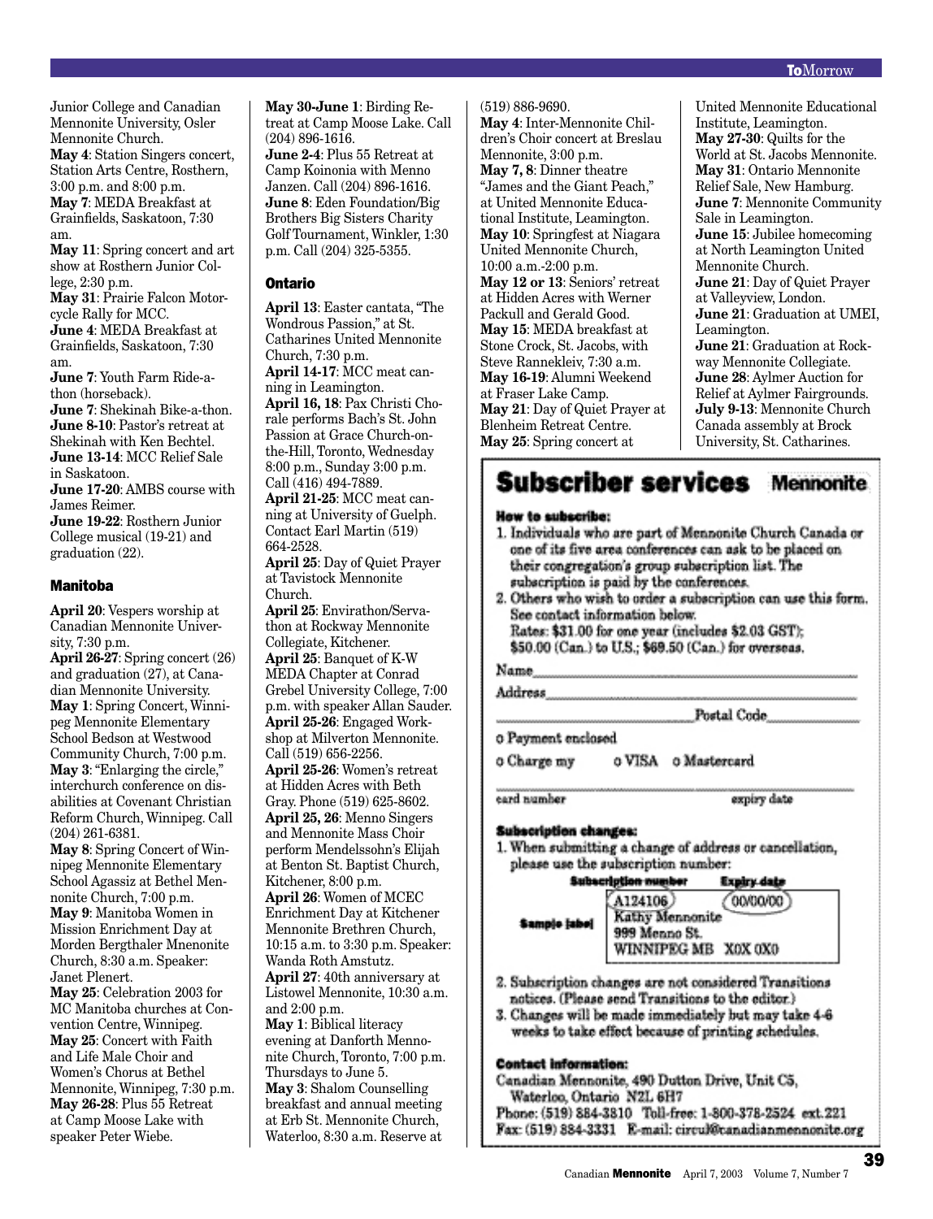Junior College and Canadian Mennonite University, Osler Mennonite Church.

**May 4**: Station Singers concert, Station Arts Centre, Rosthern, 3:00 p.m. and 8:00 p.m.

**May 7**: MEDA Breakfast at Grainfields, Saskatoon, 7:30 am.

**May 11**: Spring concert and art show at Rosthern Junior College, 2:30 p.m.

**May 31**: Prairie Falcon Motorcycle Rally for MCC.

**June 4**: MEDA Breakfast at Grainfields, Saskatoon, 7:30 am.

**June 7**: Youth Farm Ride-a-thon (horseback).

**June 7**: Shekinah Bike-a-thon.

**June 8-10**: Pastor's retreat at Shekinah with Ken Bechtel.

**June 13-14**: MCC Relief Sale in Saskatoon.

**June 17-20**: AMBS course with James Reimer.

**June 19-22**: Rosthern Junior College musical (19-21) and graduation (22).

### Manitoba

**April 20**: Vespers worship at Canadian Mennonite University, 7:30 p.m.

**April 26-27**: Spring concert (26) and graduation (27), at Canadian Mennonite University.

**May 1**: Spring Concert, Winnipeg Mennonite Elementary School Bedson at Westwood Community Church, 7:00 p.m.

**May 3**: "Enlarging the circle," interchurch conference on disabilities at Covenant Christian Reform Church, Winnipeg. Call (204) 261-6381.

**May 8**: Spring Concert of Winnipeg Mennonite Elementary School Agassiz at Bethel Mennonite Church, 7:00 p.m.

**May 9**: Manitoba Women in Mission Enrichment Day at Morden Bergthaler Mnenonite Church, 8:30 a.m. Speaker: Janet Plenert.

**May 25**: Celebration 2003 for MC Manitoba churches at Convention Centre, Winnipeg.

**May 25**: Concert with Faith and Life Male Choir and Women's Chorus at Bethel Mennonite, Winnipeg, 7:30 p.m.

**May 26-28**: Plus 55 Retreat at Camp Moose Lake with speaker Peter Wiebe.

**May 30-June 1**: Birding Retreat at Camp Moose Lake. Call (204) 896-1616.

**June 2-4**: Plus 55 Retreat at Camp Koinonia with Menno Janzen. Call (204) 896-1616.

**June 8**: Eden Foundation/Big Brothers Big Sisters Charity Golf Tournament, Winkler, 1:30 p.m. Call (204) 325-5355.

### Ontario

**April 13**: Easter cantata, "The Wondrous Passion," at St. Catharines United Mennonite Church, 7:30 p.m.

**April 14-17**: MCC meat canning in Leamington.

**April 16, 18**: Pax Christi Chorale performs Bach's St. John Passion at Grace Church-on-the-Hill, Toronto, Wednesday 8:00 p.m., Sunday 3:00 p.m. Call (416) 494-7889.

**April 21-25**: MCC meat canning at University of Guelph. Contact Earl Martin (519) 664-2528.

**April 25**: Day of Quiet Prayer at Tavistock Mennonite Church.

**April 25**: Envirathon/Servathon at Rockway Mennonite Collegiate, Kitchener.

**April 25**: Banquet of K-W MEDA Chapter at Conrad Grebel University College, 7:00 p.m. with speaker Allan Sauder.

**April 25-26**: Engaged Workshop at Milverton Mennonite. Call (519) 656-2256.

**April 25-26**: Women's retreat at Hidden Acres with Beth Gray. Phone (519) 625-8602.

**April 25, 26**: Menno Singers and Mennonite Mass Choir perform Mendelssohn's Elijah at Benton St. Baptist Church, Kitchener, 8:00 p.m.

**April 26**: Women of MCEC Enrichment Day at Kitchener Mennonite Brethren Church, 10:15 a.m. to 3:30 p.m. Speaker: Wanda Roth Amstutz.

**April 27**: 40th anniversary at Listowel Mennonite, 10:30 a.m. and 2:00 p.m.

**May 1**: Biblical literacy evening at Danforth Mennonite Church, Toronto, 7:00 p.m. Thursdays to June 5.

**May 3**: Shalom Counselling breakfast and annual meeting at Erb St. Mennonite Church, Waterloo, 8:30 a.m. Reserve at (519) 886-9690.

**May 4**: Inter-Mennonite Children's Choir concert at Breslau Mennonite, 3:00 p.m.

**May 7, 8**: Dinner theatre "James and the Giant Peach," at United Mennonite Educational Institute, Leamington.

**May 10**: Springfest at Niagara United Mennonite Church, 10:00 a.m.-2:00 p.m.

**May 12 or 13**: Seniors' retreat at Hidden Acres with Werner Packull and Gerald Good.

**May 15**: MEDA breakfast at Stone Crock, St. Jacobs, with Steve Rannekleiv, 7:30 a.m.

**May 16-19**: Alumni Weekend at Fraser Lake Camp.

**May 21**: Day of Quiet Prayer at Blenheim Retreat Centre.

**May 25**: Spring concert at United Mennonite Educational Institute, Leamington.

**May 27-30**: Quilts for the World at St. Jacobs Mennonite.

**May 31**: Ontario Mennonite Relief Sale, New Hamburg.

**June 7**: Mennonite Community Sale in Leamington.

**June 15**: Jubilee homecoming at North Leamington United Mennonite Church.

**June 21**: Day of Quiet Prayer at Valleyview, London.

**June 21**: Graduation at UMEI, Leamington.

**June 21**: Graduation at Rockway Mennonite Collegiate.

**June 28**: Aylmer Auction for Relief at Aylmer Fairgrounds.

**July 9-13**: Mennonite Church Canada assembly at Brock University, St. Catharines.

## Subscriber services — Mennonite

**How to subscribe:**

1. Individuals who are part of Mennonite Church Canada or one of its five area conferences can ask to be placed on their congregation's group subscription list. The subscription is paid by the conferences.
2. Others who wish to order a subscription can use this form. See contact information below.
   Rates: $31.00 for one year (includes $2.03 GST); $50.00 (Can.) to U.S.; $69.50 (Can.) for overseas.

Name\_\_\_\_\_\_\_\_\_\_\_\_\_\_\_\_\_\_\_\_

Address\_\_\_\_\_\_\_\_\_\_\_\_\_\_\_\_\_\_\_\_

\_\_\_\_\_\_\_\_\_\_\_\_\_\_\_\_ Postal Code\_\_\_\_\_\_\_\_

○ Payment enclosed

○ Charge my ○ VISA ○ Mastercard

card number \_\_\_\_\_\_\_\_ expiry date \_\_\_\_\_\_\_\_

**Subscription changes:**

1. When submitting a change of address or cancellation, please use the subscription number:

**Sample label** — Subscription number: A124106; Expiry date: 00/00/00
Kathy Mennonite
999 Menno St.
WINNIPEG MB X0X 0X0

2. Subscription changes are not considered Transitions notices. (Please send Transitions to the editor.)
3. Changes will be made immediately but may take 4-6 weeks to take effect because of printing schedules.

**Contact information:**

Canadian Mennonite, 490 Dutton Drive, Unit C5, Waterloo, Ontario N2L 6H7
Phone: (519) 884-3810 Toll-free: 1-800-378-2524 ext.221
Fax: (519) 884-3331 E-mail: circul@canadianmennonite.org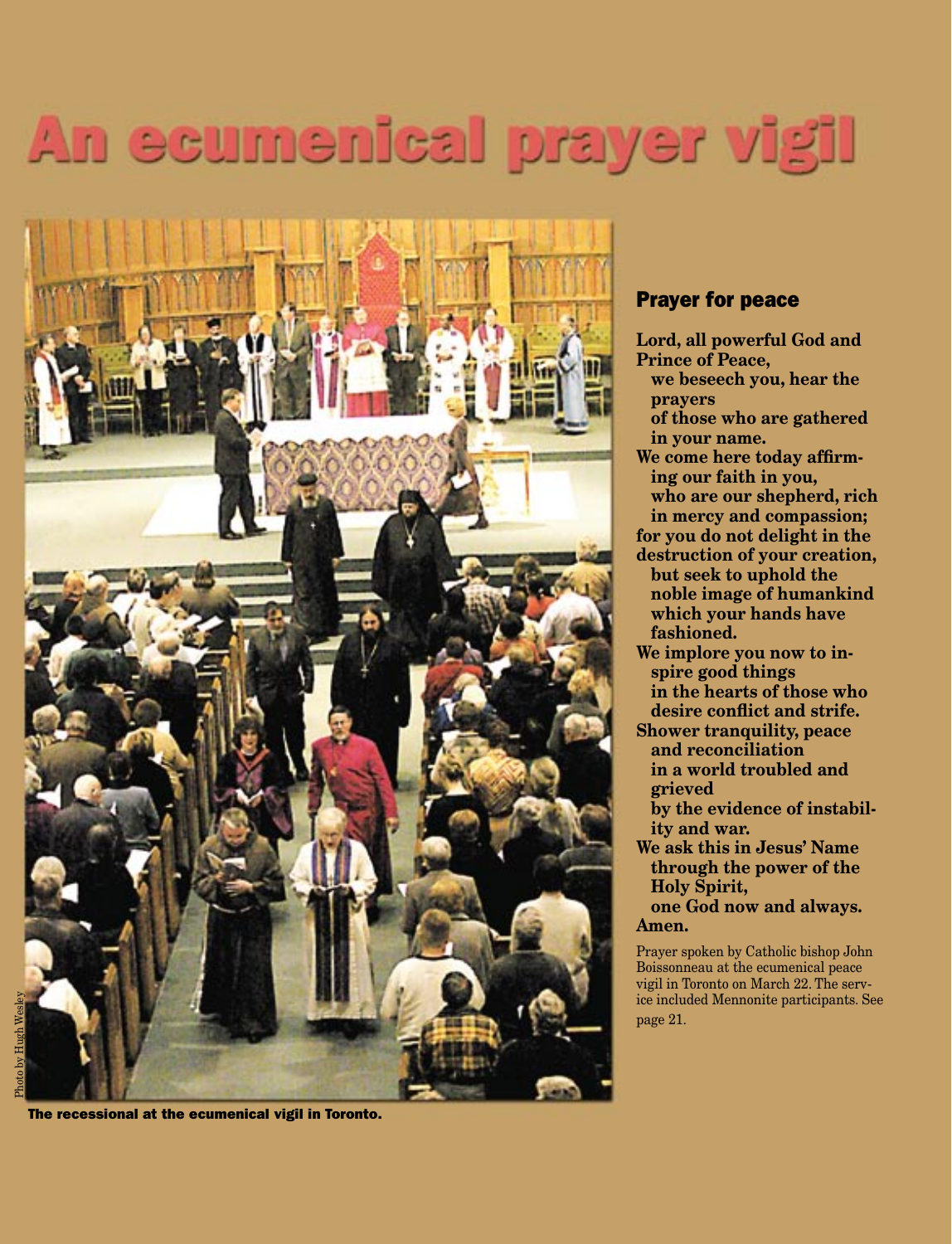# An ecumenical prayer vigil

Photo by Hugh Wesley

**The recessional at the ecumenical vigil in Toronto.**

## Prayer for peace

**Lord, all powerful God and Prince of Peace,**
**we beseech you, hear the prayers**
**of those who are gathered in your name.**
**We come here today affirming our faith in you,**
**who are our shepherd, rich in mercy and compassion;**
**for you do not delight in the destruction of your creation,**
**but seek to uphold the noble image of humankind**
**which your hands have fashioned.**
**We implore you now to inspire good things**
**in the hearts of those who desire conflict and strife.**
**Shower tranquility, peace and reconciliation**
**in a world troubled and grieved**
**by the evidence of instability and war.**
**We ask this in Jesus' Name**
**through the power of the Holy Spirit,**
**one God now and always.**
**Amen.**

Prayer spoken by Catholic bishop John Boissonneau at the ecumenical peace vigil in Toronto on March 22. The service included Mennonite participants. See page 21.